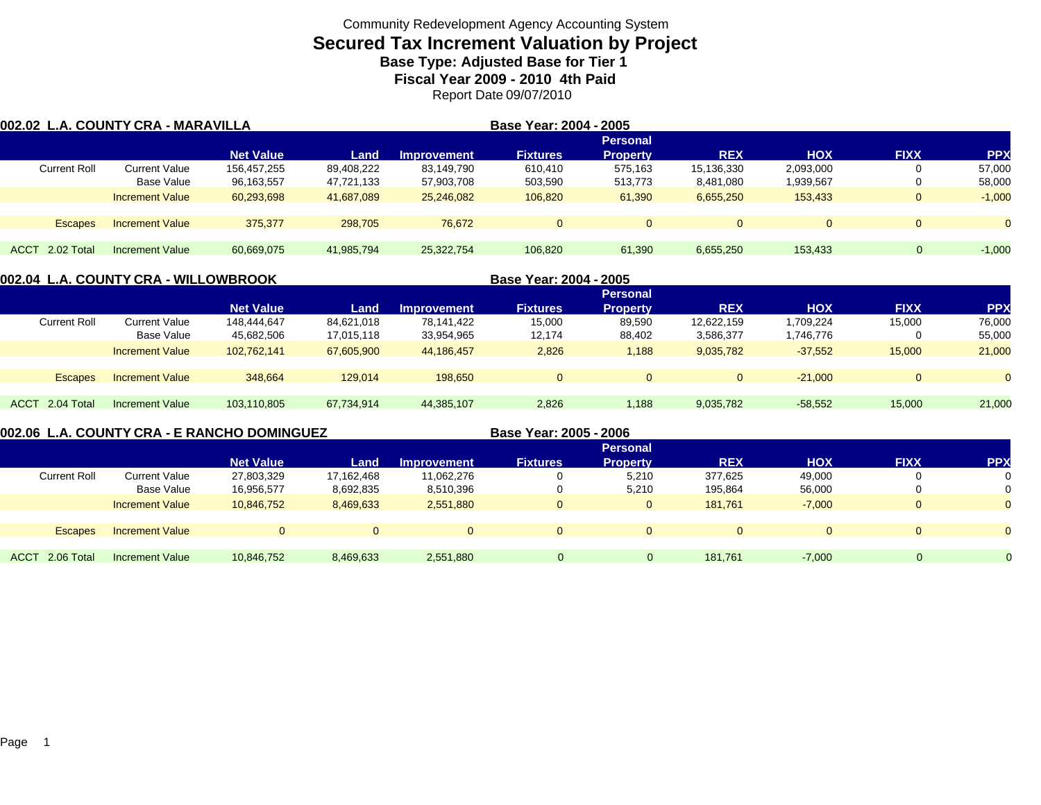Community Redevelopment Agency Accounting System

# Secured Tax Increment Valuation by Project

**Base Type: Adjusted Base for Tier 1**

**Fiscal Year 2009 - 2010 4th Paid**

Report Date 09/07/2010

## 002.02 L.A. COUNTY CRA - MARAVILLA

**Base Year: 2004 - 2005**

| | | Net Value | Land | Improvement | Fixtures | Personal Property | REX | HOX | FIXX | PPX |
|---|---|---|---|---|---|---|---|---|---|---|
| Current Roll | Current Value | 156,457,255 | 89,408,222 | 83,149,790 | 610,410 | 575,163 | 15,136,330 | 2,093,000 | 0 | 57,000 |
| | Base Value | 96,163,557 | 47,721,133 | 57,903,708 | 503,590 | 513,773 | 8,481,080 | 1,939,567 | 0 | 58,000 |
| | Increment Value | 60,293,698 | 41,687,089 | 25,246,082 | 106,820 | 61,390 | 6,655,250 | 153,433 | 0 | -1,000 |
| Escapes | Increment Value | 375,377 | 298,705 | 76,672 | 0 | 0 | 0 | 0 | 0 | 0 |
| ACCT 2.02 Total | Increment Value | 60,669,075 | 41,985,794 | 25,322,754 | 106,820 | 61,390 | 6,655,250 | 153,433 | 0 | -1,000 |

## 002.04 L.A. COUNTY CRA - WILLOWBROOK

**Base Year: 2004 - 2005**

| | | Net Value | Land | Improvement | Fixtures | Personal Property | REX | HOX | FIXX | PPX |
|---|---|---|---|---|---|---|---|---|---|---|
| Current Roll | Current Value | 148,444,647 | 84,621,018 | 78,141,422 | 15,000 | 89,590 | 12,622,159 | 1,709,224 | 15,000 | 76,000 |
| | Base Value | 45,682,506 | 17,015,118 | 33,954,965 | 12,174 | 88,402 | 3,586,377 | 1,746,776 | 0 | 55,000 |
| | Increment Value | 102,762,141 | 67,605,900 | 44,186,457 | 2,826 | 1,188 | 9,035,782 | -37,552 | 15,000 | 21,000 |
| Escapes | Increment Value | 348,664 | 129,014 | 198,650 | 0 | 0 | 0 | -21,000 | 0 | 0 |
| ACCT 2.04 Total | Increment Value | 103,110,805 | 67,734,914 | 44,385,107 | 2,826 | 1,188 | 9,035,782 | -58,552 | 15,000 | 21,000 |

## 002.06 L.A. COUNTY CRA - E RANCHO DOMINGUEZ

**Base Year: 2005 - 2006**

| | | Net Value | Land | Improvement | Fixtures | Personal Property | REX | HOX | FIXX | PPX |
|---|---|---|---|---|---|---|---|---|---|---|
| Current Roll | Current Value | 27,803,329 | 17,162,468 | 11,062,276 | 0 | 5,210 | 377,625 | 49,000 | 0 | 0 |
| | Base Value | 16,956,577 | 8,692,835 | 8,510,396 | 0 | 5,210 | 195,864 | 56,000 | 0 | 0 |
| | Increment Value | 10,846,752 | 8,469,633 | 2,551,880 | 0 | 0 | 181,761 | -7,000 | 0 | 0 |
| Escapes | Increment Value | 0 | 0 | 0 | 0 | 0 | 0 | 0 | 0 | 0 |
| ACCT 2.06 Total | Increment Value | 10,846,752 | 8,469,633 | 2,551,880 | 0 | 0 | 181,761 | -7,000 | 0 | 0 |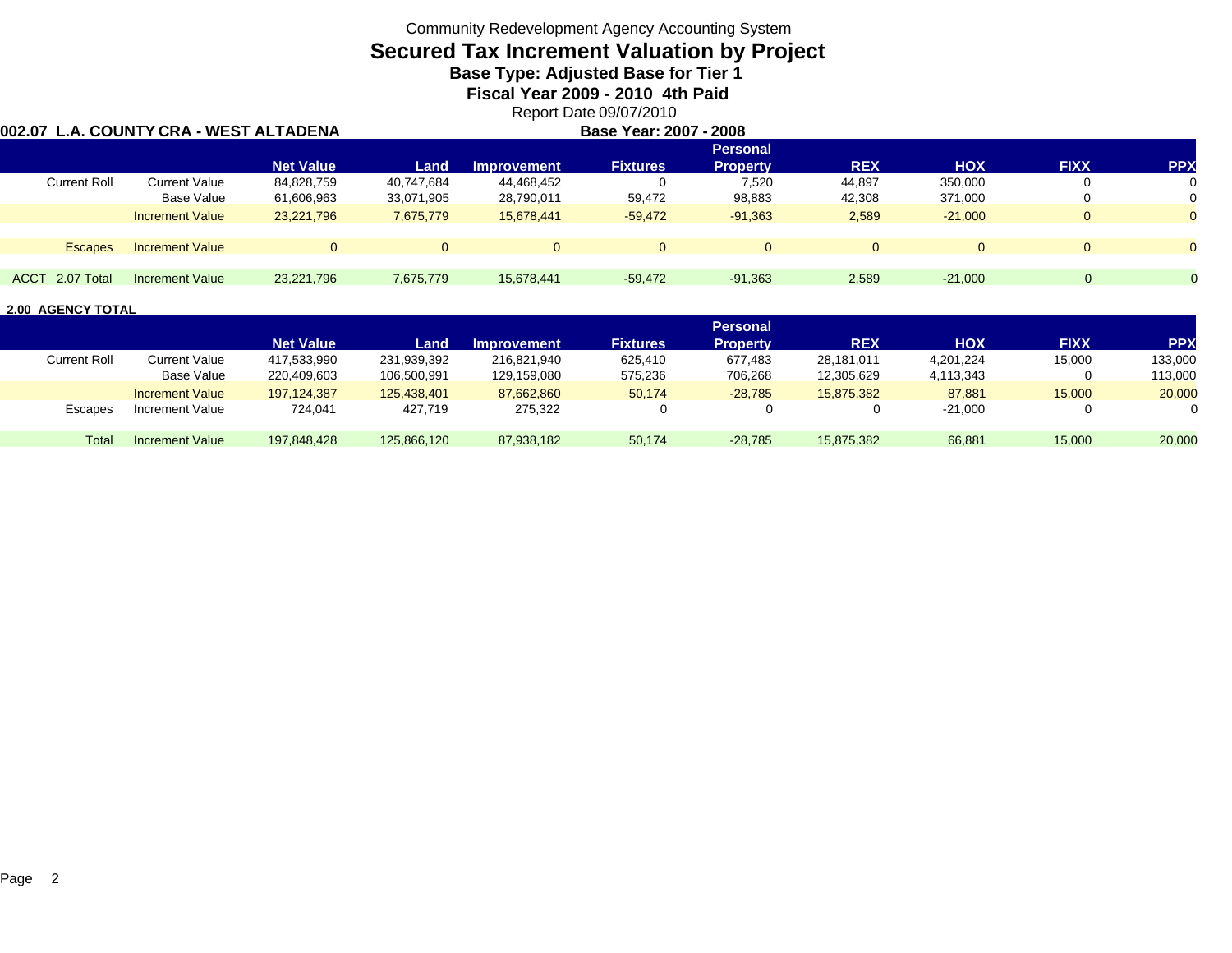Community Redevelopment Agency Accounting System

# Secured Tax Increment Valuation by Project

### Base Type: Adjusted Base for Tier 1

### Fiscal Year 2009 - 2010 4th Paid

Report Date 09/07/2010

**002.07 L.A. COUNTY CRA - WEST ALTADENA** **Base Year: 2007 - 2008**

| | | Net Value | Land | Improvement | Fixtures | Personal Property | REX | HOX | FIXX | PPX |
|---|---|---|---|---|---|---|---|---|---|---|
| Current Roll | Current Value | 84,828,759 | 40,747,684 | 44,468,452 | 0 | 7,520 | 44,897 | 350,000 | 0 | 0 |
| | Base Value | 61,606,963 | 33,071,905 | 28,790,011 | 59,472 | 98,883 | 42,308 | 371,000 | 0 | 0 |
| | Increment Value | 23,221,796 | 7,675,779 | 15,678,441 | -59,472 | -91,363 | 2,589 | -21,000 | 0 | 0 |
| Escapes | Increment Value | 0 | 0 | 0 | 0 | 0 | 0 | 0 | 0 | 0 |
| ACCT 2.07 Total | Increment Value | 23,221,796 | 7,675,779 | 15,678,441 | -59,472 | -91,363 | 2,589 | -21,000 | 0 | 0 |

**2.00 AGENCY TOTAL**

| | | Net Value | Land | Improvement | Fixtures | Personal Property | REX | HOX | FIXX | PPX |
|---|---|---|---|---|---|---|---|---|---|---|
| Current Roll | Current Value | 417,533,990 | 231,939,392 | 216,821,940 | 625,410 | 677,483 | 28,181,011 | 4,201,224 | 15,000 | 133,000 |
| | Base Value | 220,409,603 | 106,500,991 | 129,159,080 | 575,236 | 706,268 | 12,305,629 | 4,113,343 | 0 | 113,000 |
| | Increment Value | 197,124,387 | 125,438,401 | 87,662,860 | 50,174 | -28,785 | 15,875,382 | 87,881 | 15,000 | 20,000 |
| Escapes | Increment Value | 724,041 | 427,719 | 275,322 | 0 | 0 | 0 | -21,000 | 0 | 0 |
| Total | Increment Value | 197,848,428 | 125,866,120 | 87,938,182 | 50,174 | -28,785 | 15,875,382 | 66,881 | 15,000 | 20,000 |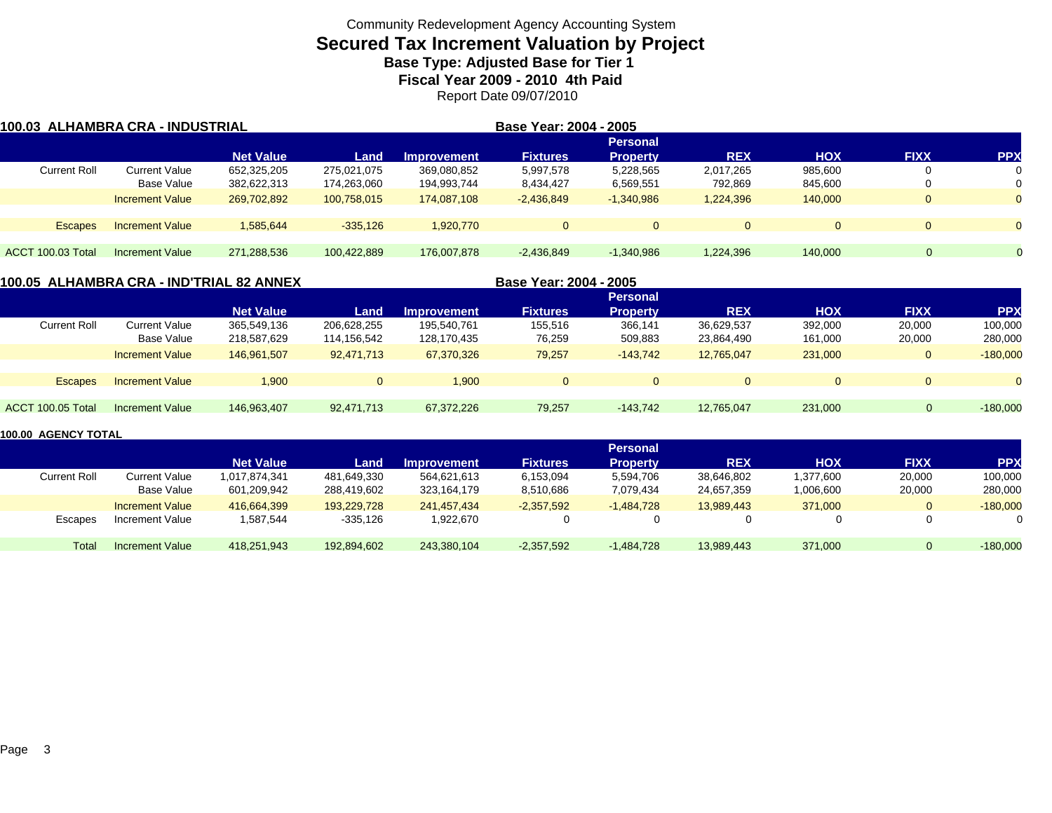# Community Redevelopment Agency Accounting System

## Secured Tax Increment Valuation by Project

### Base Type: Adjusted Base for Tier 1

### Fiscal Year 2009 - 2010 4th Paid

Report Date 09/07/2010

**100.03 ALHAMBRA CRA - INDUSTRIAL** — **Base Year: 2004 - 2005**

| | | Net Value | Land | Improvement | Fixtures | Personal Property | REX | HOX | FIXX | PPX |
|---|---|---|---|---|---|---|---|---|---|---|
| Current Roll | Current Value | 652,325,205 | 275,021,075 | 369,080,852 | 5,997,578 | 5,228,565 | 2,017,265 | 985,600 | 0 | 0 |
| | Base Value | 382,622,313 | 174,263,060 | 194,993,744 | 8,434,427 | 6,569,551 | 792,869 | 845,600 | 0 | 0 |
| | Increment Value | 269,702,892 | 100,758,015 | 174,087,108 | -2,436,849 | -1,340,986 | 1,224,396 | 140,000 | 0 | 0 |
| Escapes | Increment Value | 1,585,644 | -335,126 | 1,920,770 | 0 | 0 | 0 | 0 | 0 | 0 |
| ACCT 100.03 Total | Increment Value | 271,288,536 | 100,422,889 | 176,007,878 | -2,436,849 | -1,340,986 | 1,224,396 | 140,000 | 0 | 0 |

**100.05 ALHAMBRA CRA - IND'TRIAL 82 ANNEX** — **Base Year: 2004 - 2005**

| | | Net Value | Land | Improvement | Fixtures | Personal Property | REX | HOX | FIXX | PPX |
|---|---|---|---|---|---|---|---|---|---|---|
| Current Roll | Current Value | 365,549,136 | 206,628,255 | 195,540,761 | 155,516 | 366,141 | 36,629,537 | 392,000 | 20,000 | 100,000 |
| | Base Value | 218,587,629 | 114,156,542 | 128,170,435 | 76,259 | 509,883 | 23,864,490 | 161,000 | 20,000 | 280,000 |
| | Increment Value | 146,961,507 | 92,471,713 | 67,370,326 | 79,257 | -143,742 | 12,765,047 | 231,000 | 0 | -180,000 |
| Escapes | Increment Value | 1,900 | 0 | 1,900 | 0 | 0 | 0 | 0 | 0 | 0 |
| ACCT 100.05 Total | Increment Value | 146,963,407 | 92,471,713 | 67,372,226 | 79,257 | -143,742 | 12,765,047 | 231,000 | 0 | -180,000 |

**100.00 AGENCY TOTAL**

| | | Net Value | Land | Improvement | Fixtures | Personal Property | REX | HOX | FIXX | PPX |
|---|---|---|---|---|---|---|---|---|---|---|
| Current Roll | Current Value | 1,017,874,341 | 481,649,330 | 564,621,613 | 6,153,094 | 5,594,706 | 38,646,802 | 1,377,600 | 20,000 | 100,000 |
| | Base Value | 601,209,942 | 288,419,602 | 323,164,179 | 8,510,686 | 7,079,434 | 24,657,359 | 1,006,600 | 20,000 | 280,000 |
| | Increment Value | 416,664,399 | 193,229,728 | 241,457,434 | -2,357,592 | -1,484,728 | 13,989,443 | 371,000 | 0 | -180,000 |
| Escapes | Increment Value | 1,587,544 | -335,126 | 1,922,670 | 0 | 0 | 0 | 0 | 0 | 0 |
| Total | Increment Value | 418,251,943 | 192,894,602 | 243,380,104 | -2,357,592 | -1,484,728 | 13,989,443 | 371,000 | 0 | -180,000 |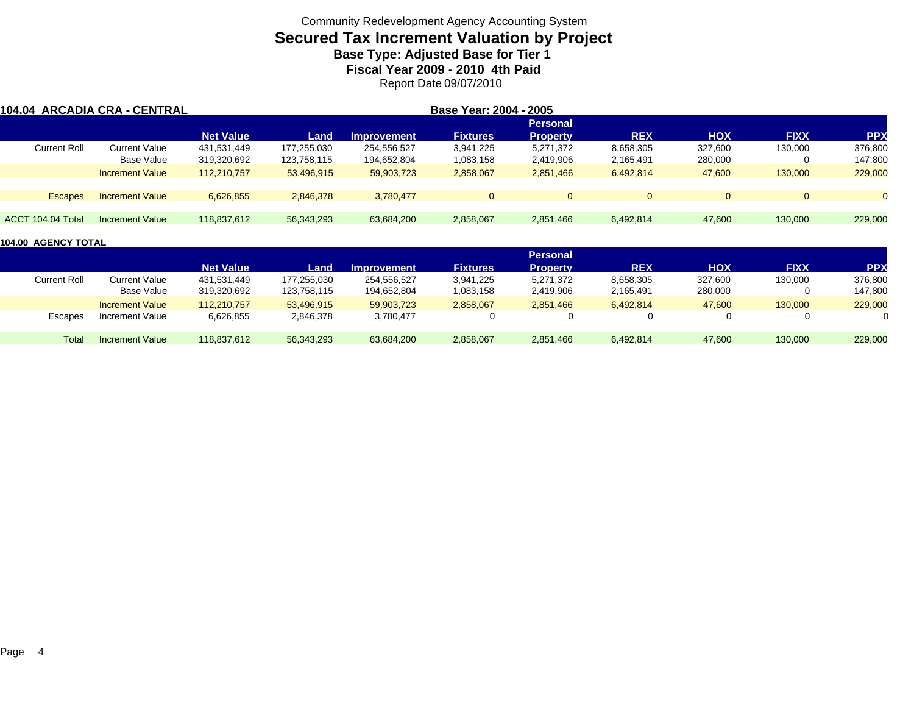Community Redevelopment Agency Accounting System

# Secured Tax Increment Valuation by Project

### Base Type: Adjusted Base for Tier 1

### Fiscal Year 2009 - 2010 4th Paid

Report Date 09/07/2010

**104.04 ARCADIA CRA - CENTRAL** **Base Year: 2004 - 2005**

| | | Net Value | Land | Improvement | Fixtures | Personal Property | REX | HOX | FIXX | PPX |
|---|---|---|---|---|---|---|---|---|---|---|
| Current Roll | Current Value | 431,531,449 | 177,255,030 | 254,556,527 | 3,941,225 | 5,271,372 | 8,658,305 | 327,600 | 130,000 | 376,800 |
| | Base Value | 319,320,692 | 123,758,115 | 194,652,804 | 1,083,158 | 2,419,906 | 2,165,491 | 280,000 | 0 | 147,800 |
| | Increment Value | 112,210,757 | 53,496,915 | 59,903,723 | 2,858,067 | 2,851,466 | 6,492,814 | 47,600 | 130,000 | 229,000 |
| Escapes | Increment Value | 6,626,855 | 2,846,378 | 3,780,477 | 0 | 0 | 0 | 0 | 0 | 0 |
| ACCT 104.04 Total | Increment Value | 118,837,612 | 56,343,293 | 63,684,200 | 2,858,067 | 2,851,466 | 6,492,814 | 47,600 | 130,000 | 229,000 |

**104.00 AGENCY TOTAL**

| | | Net Value | Land | Improvement | Fixtures | Personal Property | REX | HOX | FIXX | PPX |
|---|---|---|---|---|---|---|---|---|---|---|
| Current Roll | Current Value | 431,531,449 | 177,255,030 | 254,556,527 | 3,941,225 | 5,271,372 | 8,658,305 | 327,600 | 130,000 | 376,800 |
| | Base Value | 319,320,692 | 123,758,115 | 194,652,804 | 1,083,158 | 2,419,906 | 2,165,491 | 280,000 | 0 | 147,800 |
| | Increment Value | 112,210,757 | 53,496,915 | 59,903,723 | 2,858,067 | 2,851,466 | 6,492,814 | 47,600 | 130,000 | 229,000 |
| Escapes | Increment Value | 6,626,855 | 2,846,378 | 3,780,477 | 0 | 0 | 0 | 0 | 0 | 0 |
| Total | Increment Value | 118,837,612 | 56,343,293 | 63,684,200 | 2,858,067 | 2,851,466 | 6,492,814 | 47,600 | 130,000 | 229,000 |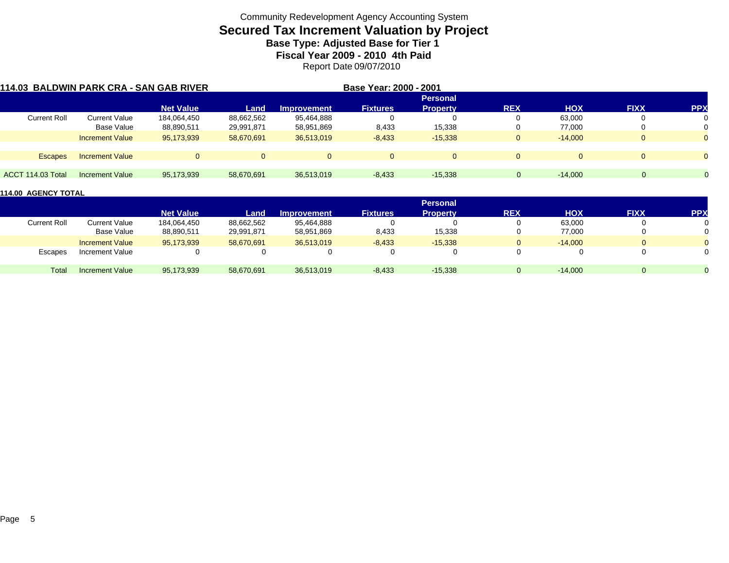Community Redevelopment Agency Accounting System

# Secured Tax Increment Valuation by Project

**Base Type: Adjusted Base for Tier 1**

**Fiscal Year 2009 - 2010 4th Paid**

Report Date 09/07/2010

**114.03 BALDWIN PARK CRA - SAN GAB RIVER** **Base Year: 2000 - 2001**

| | | Net Value | Land | Improvement | Fixtures | Personal Property | REX | HOX | FIXX | PPX |
|---|---|---|---|---|---|---|---|---|---|---|
| Current Roll | Current Value | 184,064,450 | 88,662,562 | 95,464,888 | 0 | 0 | 0 | 63,000 | 0 | 0 |
| | Base Value | 88,890,511 | 29,991,871 | 58,951,869 | 8,433 | 15,338 | 0 | 77,000 | 0 | 0 |
| | Increment Value | 95,173,939 | 58,670,691 | 36,513,019 | -8,433 | -15,338 | 0 | -14,000 | 0 | 0 |
| Escapes | Increment Value | 0 | 0 | 0 | 0 | 0 | 0 | 0 | 0 | 0 |
| ACCT 114.03 Total | Increment Value | 95,173,939 | 58,670,691 | 36,513,019 | -8,433 | -15,338 | 0 | -14,000 | 0 | 0 |

**114.00 AGENCY TOTAL**

| | | Net Value | Land | Improvement | Fixtures | Personal Property | REX | HOX | FIXX | PPX |
|---|---|---|---|---|---|---|---|---|---|---|
| Current Roll | Current Value | 184,064,450 | 88,662,562 | 95,464,888 | 0 | 0 | 0 | 63,000 | 0 | 0 |
| | Base Value | 88,890,511 | 29,991,871 | 58,951,869 | 8,433 | 15,338 | 0 | 77,000 | 0 | 0 |
| | Increment Value | 95,173,939 | 58,670,691 | 36,513,019 | -8,433 | -15,338 | 0 | -14,000 | 0 | 0 |
| Escapes | Increment Value | 0 | 0 | 0 | 0 | 0 | 0 | 0 | 0 | 0 |
| Total | Increment Value | 95,173,939 | 58,670,691 | 36,513,019 | -8,433 | -15,338 | 0 | -14,000 | 0 | 0 |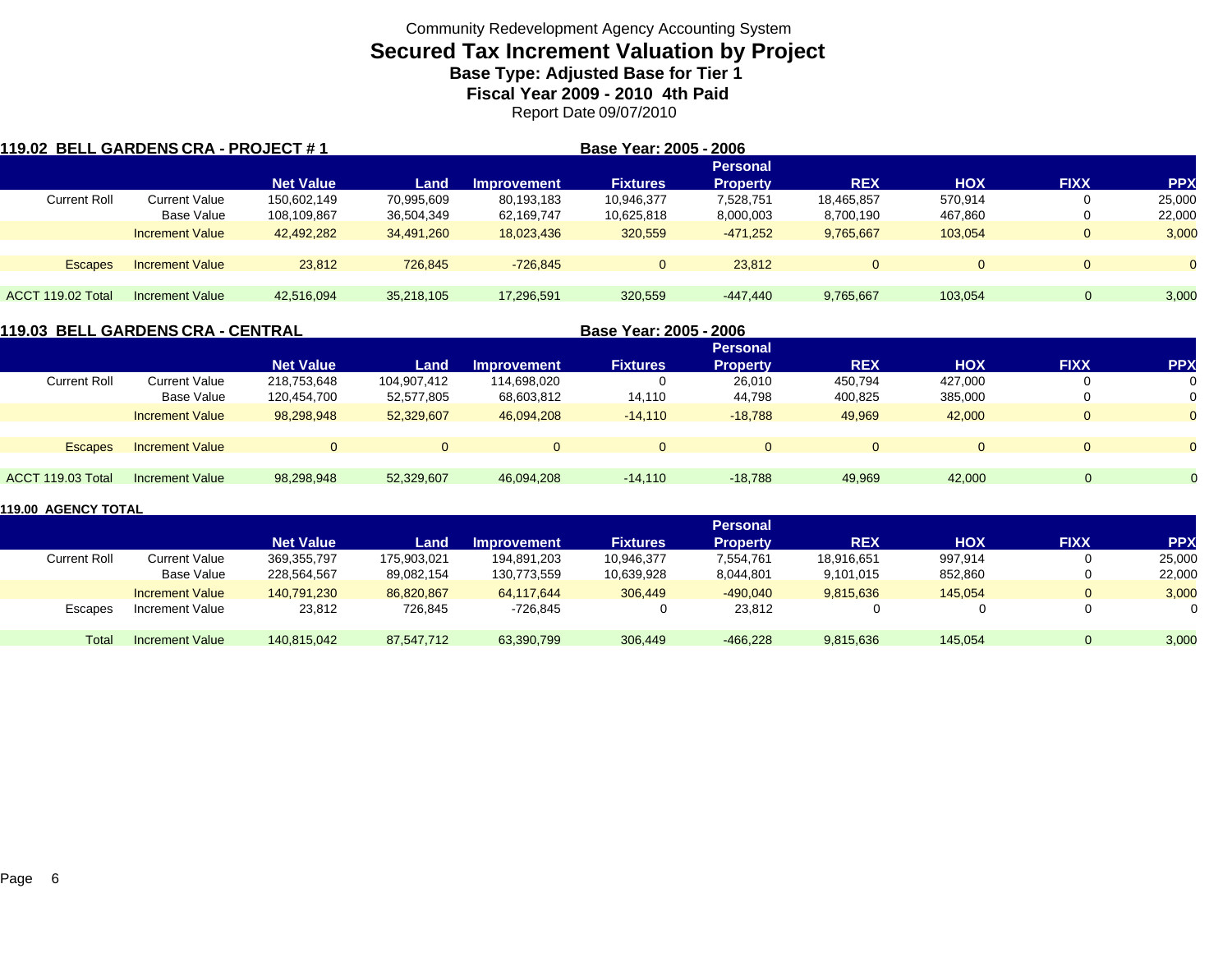Community Redevelopment Agency Accounting System

# Secured Tax Increment Valuation by Project

### Base Type: Adjusted Base for Tier 1

### Fiscal Year 2009 - 2010 4th Paid

Report Date 09/07/2010

## 119.02 BELL GARDENS CRA - PROJECT # 1

**Base Year: 2005 - 2006**

| | | Net Value | Land | Improvement | Fixtures | Personal Property | REX | HOX | FIXX | PPX |
|---|---|---|---|---|---|---|---|---|---|---|
| Current Roll | Current Value | 150,602,149 | 70,995,609 | 80,193,183 | 10,946,377 | 7,528,751 | 18,465,857 | 570,914 | 0 | 25,000 |
| | Base Value | 108,109,867 | 36,504,349 | 62,169,747 | 10,625,818 | 8,000,003 | 8,700,190 | 467,860 | 0 | 22,000 |
| | Increment Value | 42,492,282 | 34,491,260 | 18,023,436 | 320,559 | -471,252 | 9,765,667 | 103,054 | 0 | 3,000 |
| Escapes | Increment Value | 23,812 | 726,845 | -726,845 | 0 | 23,812 | 0 | 0 | 0 | 0 |
| ACCT 119.02 Total | Increment Value | 42,516,094 | 35,218,105 | 17,296,591 | 320,559 | -447,440 | 9,765,667 | 103,054 | 0 | 3,000 |

## 119.03 BELL GARDENS CRA - CENTRAL

**Base Year: 2005 - 2006**

| | | Net Value | Land | Improvement | Fixtures | Personal Property | REX | HOX | FIXX | PPX |
|---|---|---|---|---|---|---|---|---|---|---|
| Current Roll | Current Value | 218,753,648 | 104,907,412 | 114,698,020 | 0 | 26,010 | 450,794 | 427,000 | 0 | 0 |
| | Base Value | 120,454,700 | 52,577,805 | 68,603,812 | 14,110 | 44,798 | 400,825 | 385,000 | 0 | 0 |
| | Increment Value | 98,298,948 | 52,329,607 | 46,094,208 | -14,110 | -18,788 | 49,969 | 42,000 | 0 | 0 |
| Escapes | Increment Value | 0 | 0 | 0 | 0 | 0 | 0 | 0 | 0 | 0 |
| ACCT 119.03 Total | Increment Value | 98,298,948 | 52,329,607 | 46,094,208 | -14,110 | -18,788 | 49,969 | 42,000 | 0 | 0 |

## 119.00 AGENCY TOTAL

| | | Net Value | Land | Improvement | Fixtures | Personal Property | REX | HOX | FIXX | PPX |
|---|---|---|---|---|---|---|---|---|---|---|
| Current Roll | Current Value | 369,355,797 | 175,903,021 | 194,891,203 | 10,946,377 | 7,554,761 | 18,916,651 | 997,914 | 0 | 25,000 |
| | Base Value | 228,564,567 | 89,082,154 | 130,773,559 | 10,639,928 | 8,044,801 | 9,101,015 | 852,860 | 0 | 22,000 |
| | Increment Value | 140,791,230 | 86,820,867 | 64,117,644 | 306,449 | -490,040 | 9,815,636 | 145,054 | 0 | 3,000 |
| Escapes | Increment Value | 23,812 | 726,845 | -726,845 | 0 | 23,812 | 0 | 0 | 0 | 0 |
| Total | Increment Value | 140,815,042 | 87,547,712 | 63,390,799 | 306,449 | -466,228 | 9,815,636 | 145,054 | 0 | 3,000 |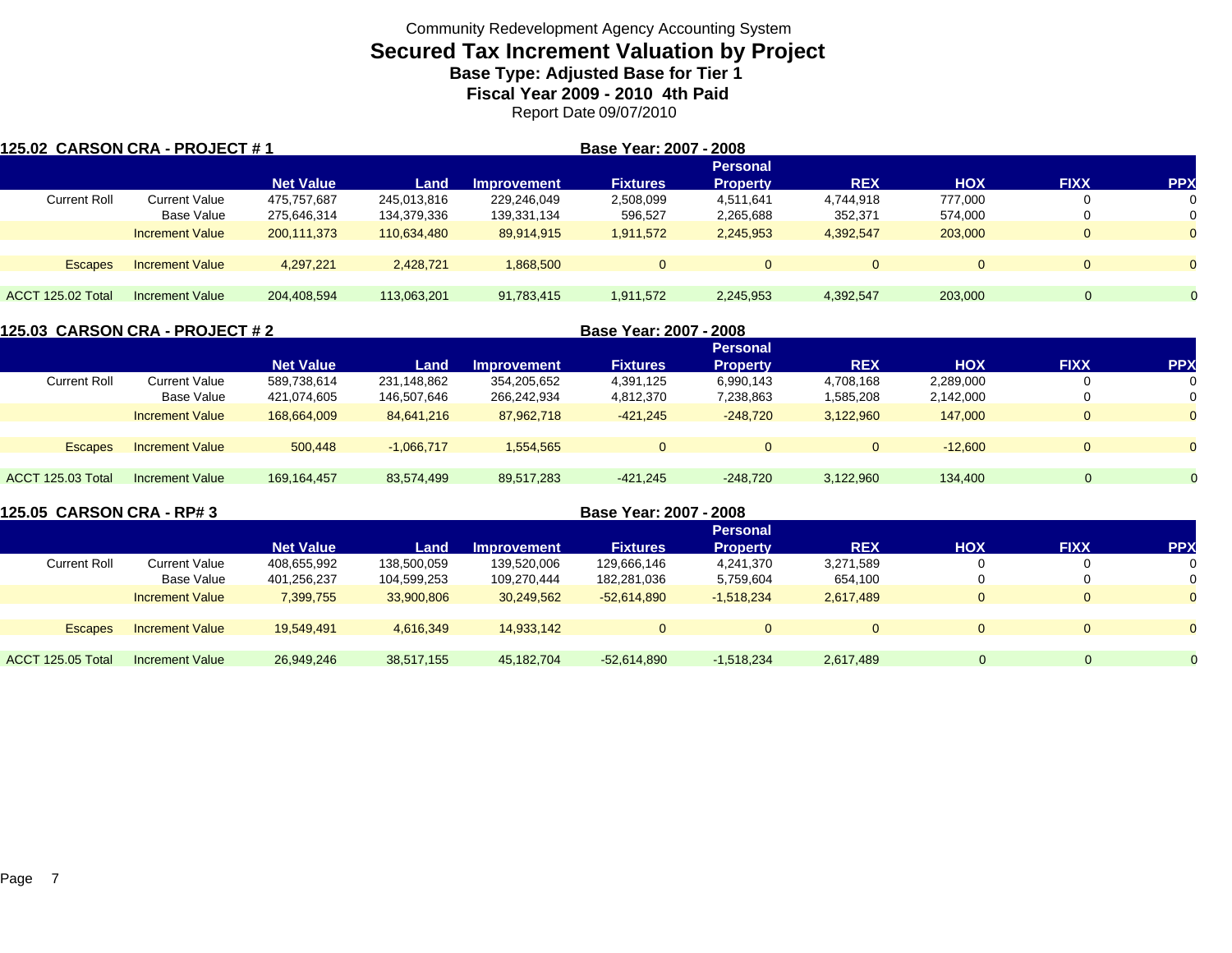Community Redevelopment Agency Accounting System

# Secured Tax Increment Valuation by Project

### Base Type: Adjusted Base for Tier 1

### Fiscal Year 2009 - 2010 4th Paid

Report Date 09/07/2010

## 125.02 CARSON CRA - PROJECT # 1

**Base Year: 2007 - 2008**

| | | Net Value | Land | Improvement | Fixtures | Personal Property | REX | HOX | FIXX | PPX |
|---|---|---|---|---|---|---|---|---|---|---|
| Current Roll | Current Value | 475,757,687 | 245,013,816 | 229,246,049 | 2,508,099 | 4,511,641 | 4,744,918 | 777,000 | 0 | 0 |
| | Base Value | 275,646,314 | 134,379,336 | 139,331,134 | 596,527 | 2,265,688 | 352,371 | 574,000 | 0 | 0 |
| | Increment Value | 200,111,373 | 110,634,480 | 89,914,915 | 1,911,572 | 2,245,953 | 4,392,547 | 203,000 | 0 | 0 |
| Escapes | Increment Value | 4,297,221 | 2,428,721 | 1,868,500 | 0 | 0 | 0 | 0 | 0 | 0 |
| ACCT 125.02 Total | Increment Value | 204,408,594 | 113,063,201 | 91,783,415 | 1,911,572 | 2,245,953 | 4,392,547 | 203,000 | 0 | 0 |

## 125.03 CARSON CRA - PROJECT # 2

**Base Year: 2007 - 2008**

| | | Net Value | Land | Improvement | Fixtures | Personal Property | REX | HOX | FIXX | PPX |
|---|---|---|---|---|---|---|---|---|---|---|
| Current Roll | Current Value | 589,738,614 | 231,148,862 | 354,205,652 | 4,391,125 | 6,990,143 | 4,708,168 | 2,289,000 | 0 | 0 |
| | Base Value | 421,074,605 | 146,507,646 | 266,242,934 | 4,812,370 | 7,238,863 | 1,585,208 | 2,142,000 | 0 | 0 |
| | Increment Value | 168,664,009 | 84,641,216 | 87,962,718 | -421,245 | -248,720 | 3,122,960 | 147,000 | 0 | 0 |
| Escapes | Increment Value | 500,448 | -1,066,717 | 1,554,565 | 0 | 0 | 0 | -12,600 | 0 | 0 |
| ACCT 125.03 Total | Increment Value | 169,164,457 | 83,574,499 | 89,517,283 | -421,245 | -248,720 | 3,122,960 | 134,400 | 0 | 0 |

## 125.05 CARSON CRA - RP# 3

**Base Year: 2007 - 2008**

| | | Net Value | Land | Improvement | Fixtures | Personal Property | REX | HOX | FIXX | PPX |
|---|---|---|---|---|---|---|---|---|---|---|
| Current Roll | Current Value | 408,655,992 | 138,500,059 | 139,520,006 | 129,666,146 | 4,241,370 | 3,271,589 | 0 | 0 | 0 |
| | Base Value | 401,256,237 | 104,599,253 | 109,270,444 | 182,281,036 | 5,759,604 | 654,100 | 0 | 0 | 0 |
| | Increment Value | 7,399,755 | 33,900,806 | 30,249,562 | -52,614,890 | -1,518,234 | 2,617,489 | 0 | 0 | 0 |
| Escapes | Increment Value | 19,549,491 | 4,616,349 | 14,933,142 | 0 | 0 | 0 | 0 | 0 | 0 |
| ACCT 125.05 Total | Increment Value | 26,949,246 | 38,517,155 | 45,182,704 | -52,614,890 | -1,518,234 | 2,617,489 | 0 | 0 | 0 |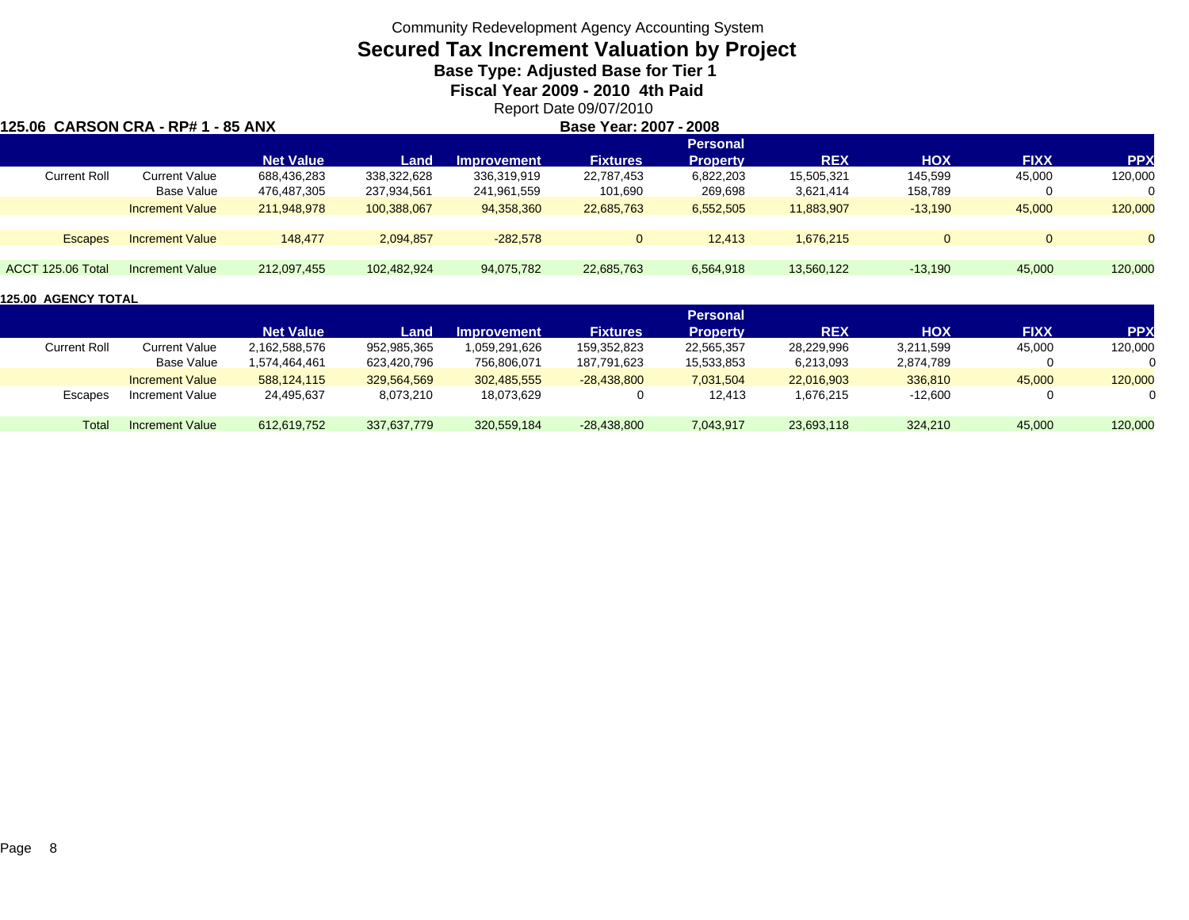Community Redevelopment Agency Accounting System

# Secured Tax Increment Valuation by Project

## Base Type: Adjusted Base for Tier 1

## Fiscal Year 2009 - 2010 4th Paid

Report Date 09/07/2010

**125.06 CARSON CRA - RP# 1 - 85 ANX** **Base Year: 2007 - 2008**

| | | Net Value | Land | Improvement | Fixtures | Personal Property | REX | HOX | FIXX | PPX |
|---|---|---|---|---|---|---|---|---|---|---|
| Current Roll | Current Value | 688,436,283 | 338,322,628 | 336,319,919 | 22,787,453 | 6,822,203 | 15,505,321 | 145,599 | 45,000 | 120,000 |
| | Base Value | 476,487,305 | 237,934,561 | 241,961,559 | 101,690 | 269,698 | 3,621,414 | 158,789 | 0 | 0 |
| | Increment Value | 211,948,978 | 100,388,067 | 94,358,360 | 22,685,763 | 6,552,505 | 11,883,907 | -13,190 | 45,000 | 120,000 |
| Escapes | Increment Value | 148,477 | 2,094,857 | -282,578 | 0 | 12,413 | 1,676,215 | 0 | 0 | 0 |
| ACCT 125.06 Total | Increment Value | 212,097,455 | 102,482,924 | 94,075,782 | 22,685,763 | 6,564,918 | 13,560,122 | -13,190 | 45,000 | 120,000 |

**125.00 AGENCY TOTAL**

| | | Net Value | Land | Improvement | Fixtures | Personal Property | REX | HOX | FIXX | PPX |
|---|---|---|---|---|---|---|---|---|---|---|
| Current Roll | Current Value | 2,162,588,576 | 952,985,365 | 1,059,291,626 | 159,352,823 | 22,565,357 | 28,229,996 | 3,211,599 | 45,000 | 120,000 |
| | Base Value | 1,574,464,461 | 623,420,796 | 756,806,071 | 187,791,623 | 15,533,853 | 6,213,093 | 2,874,789 | 0 | 0 |
| | Increment Value | 588,124,115 | 329,564,569 | 302,485,555 | -28,438,800 | 7,031,504 | 22,016,903 | 336,810 | 45,000 | 120,000 |
| Escapes | Increment Value | 24,495,637 | 8,073,210 | 18,073,629 | 0 | 12,413 | 1,676,215 | -12,600 | 0 | 0 |
| Total | Increment Value | 612,619,752 | 337,637,779 | 320,559,184 | -28,438,800 | 7,043,917 | 23,693,118 | 324,210 | 45,000 | 120,000 |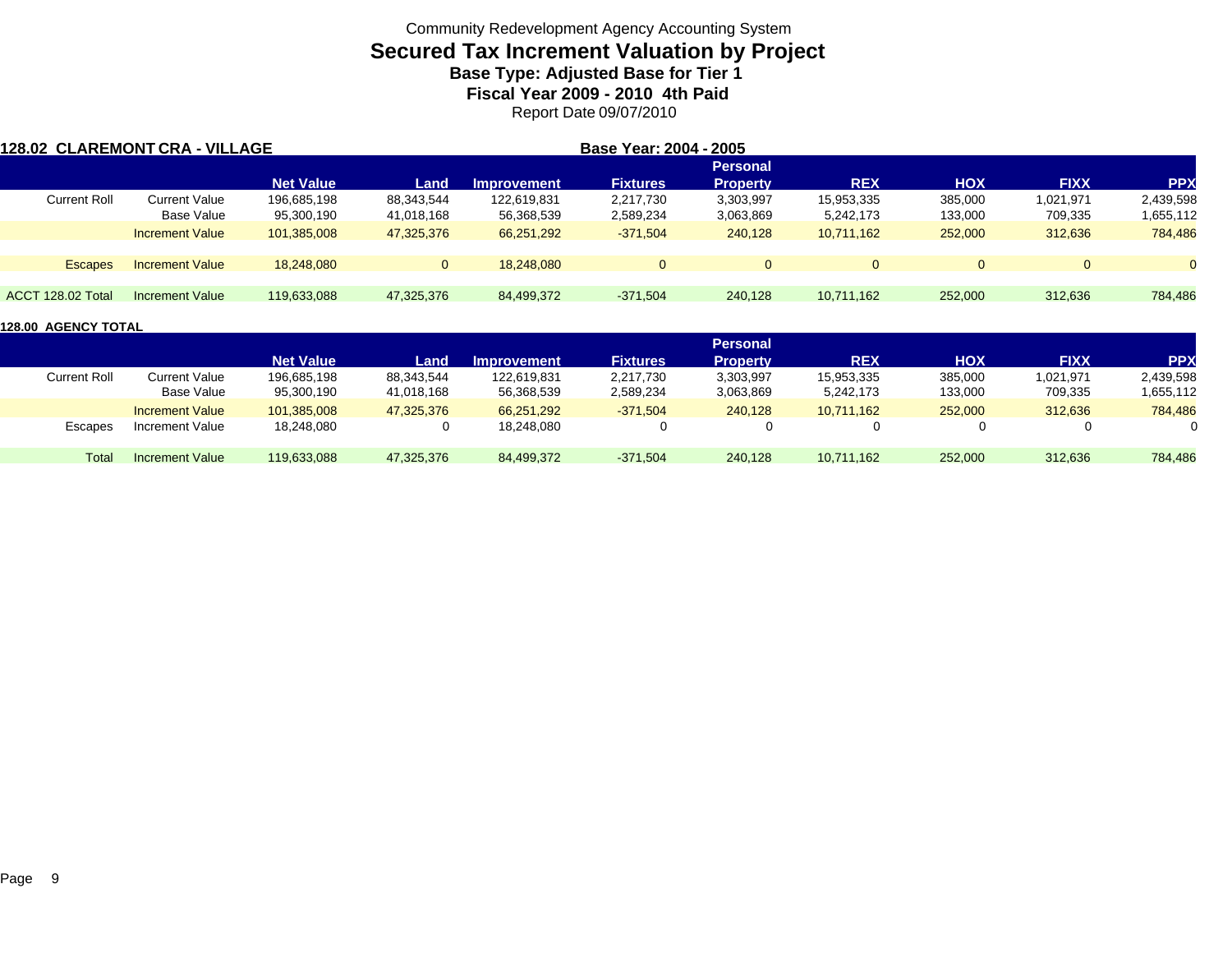Community Redevelopment Agency Accounting System

# Secured Tax Increment Valuation by Project

### Base Type: Adjusted Base for Tier 1

### Fiscal Year 2009 - 2010 4th Paid

Report Date 09/07/2010

**128.02 CLAREMONT CRA - VILLAGE** **Base Year: 2004 - 2005**

| | | Net Value | Land | Improvement | Fixtures | Personal Property | REX | HOX | FIXX | PPX |
|---|---|---|---|---|---|---|---|---|---|---|
| Current Roll | Current Value | 196,685,198 | 88,343,544 | 122,619,831 | 2,217,730 | 3,303,997 | 15,953,335 | 385,000 | 1,021,971 | 2,439,598 |
| | Base Value | 95,300,190 | 41,018,168 | 56,368,539 | 2,589,234 | 3,063,869 | 5,242,173 | 133,000 | 709,335 | 1,655,112 |
| | Increment Value | 101,385,008 | 47,325,376 | 66,251,292 | -371,504 | 240,128 | 10,711,162 | 252,000 | 312,636 | 784,486 |
| Escapes | Increment Value | 18,248,080 | 0 | 18,248,080 | 0 | 0 | 0 | 0 | 0 | 0 |
| ACCT 128.02 Total | Increment Value | 119,633,088 | 47,325,376 | 84,499,372 | -371,504 | 240,128 | 10,711,162 | 252,000 | 312,636 | 784,486 |

**128.00 AGENCY TOTAL**

| | | Net Value | Land | Improvement | Fixtures | Personal Property | REX | HOX | FIXX | PPX |
|---|---|---|---|---|---|---|---|---|---|---|
| Current Roll | Current Value | 196,685,198 | 88,343,544 | 122,619,831 | 2,217,730 | 3,303,997 | 15,953,335 | 385,000 | 1,021,971 | 2,439,598 |
| | Base Value | 95,300,190 | 41,018,168 | 56,368,539 | 2,589,234 | 3,063,869 | 5,242,173 | 133,000 | 709,335 | 1,655,112 |
| | Increment Value | 101,385,008 | 47,325,376 | 66,251,292 | -371,504 | 240,128 | 10,711,162 | 252,000 | 312,636 | 784,486 |
| Escapes | Increment Value | 18,248,080 | 0 | 18,248,080 | 0 | 0 | 0 | 0 | 0 | 0 |
| Total | Increment Value | 119,633,088 | 47,325,376 | 84,499,372 | -371,504 | 240,128 | 10,711,162 | 252,000 | 312,636 | 784,486 |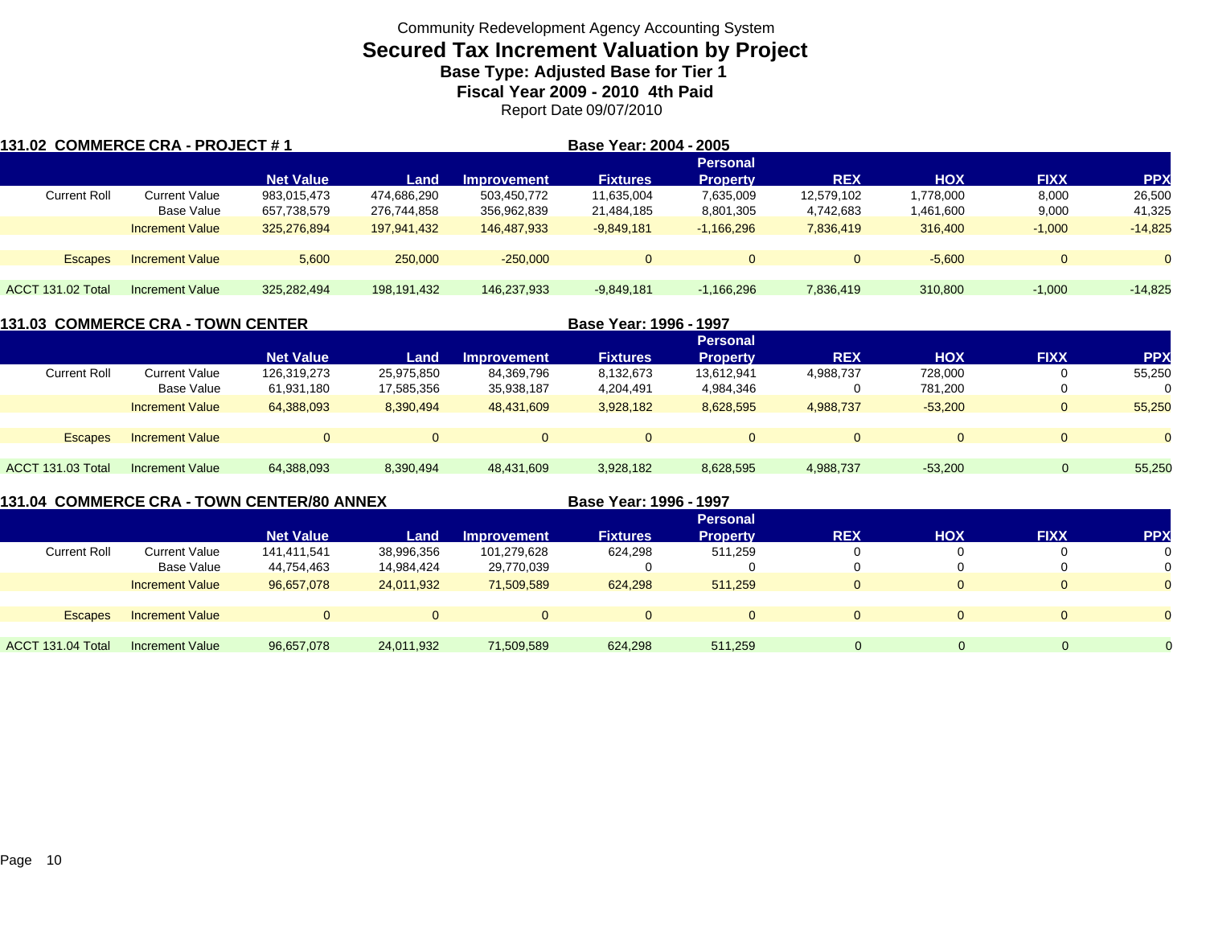Community Redevelopment Agency Accounting System

# Secured Tax Increment Valuation by Project

**Base Type: Adjusted Base for Tier 1**

**Fiscal Year 2009 - 2010 4th Paid**

Report Date 09/07/2010

## 131.02 COMMERCE CRA - PROJECT # 1

**Base Year: 2004 - 2005**

| | | Net Value | Land | Improvement | Fixtures | Personal Property | REX | HOX | FIXX | PPX |
|---|---|---|---|---|---|---|---|---|---|---|
| Current Roll | Current Value | 983,015,473 | 474,686,290 | 503,450,772 | 11,635,004 | 7,635,009 | 12,579,102 | 1,778,000 | 8,000 | 26,500 |
| | Base Value | 657,738,579 | 276,744,858 | 356,962,839 | 21,484,185 | 8,801,305 | 4,742,683 | 1,461,600 | 9,000 | 41,325 |
| | Increment Value | 325,276,894 | 197,941,432 | 146,487,933 | -9,849,181 | -1,166,296 | 7,836,419 | 316,400 | -1,000 | -14,825 |
| Escapes | Increment Value | 5,600 | 250,000 | -250,000 | 0 | 0 | 0 | -5,600 | 0 | 0 |
| ACCT 131.02 Total | Increment Value | 325,282,494 | 198,191,432 | 146,237,933 | -9,849,181 | -1,166,296 | 7,836,419 | 310,800 | -1,000 | -14,825 |

## 131.03 COMMERCE CRA - TOWN CENTER

**Base Year: 1996 - 1997**

| | | Net Value | Land | Improvement | Fixtures | Personal Property | REX | HOX | FIXX | PPX |
|---|---|---|---|---|---|---|---|---|---|---|
| Current Roll | Current Value | 126,319,273 | 25,975,850 | 84,369,796 | 8,132,673 | 13,612,941 | 4,988,737 | 728,000 | 0 | 55,250 |
| | Base Value | 61,931,180 | 17,585,356 | 35,938,187 | 4,204,491 | 4,984,346 | 0 | 781,200 | 0 | 0 |
| | Increment Value | 64,388,093 | 8,390,494 | 48,431,609 | 3,928,182 | 8,628,595 | 4,988,737 | -53,200 | 0 | 55,250 |
| Escapes | Increment Value | 0 | 0 | 0 | 0 | 0 | 0 | 0 | 0 | 0 |
| ACCT 131.03 Total | Increment Value | 64,388,093 | 8,390,494 | 48,431,609 | 3,928,182 | 8,628,595 | 4,988,737 | -53,200 | 0 | 55,250 |

## 131.04 COMMERCE CRA - TOWN CENTER/80 ANNEX

**Base Year: 1996 - 1997**

| | | Net Value | Land | Improvement | Fixtures | Personal Property | REX | HOX | FIXX | PPX |
|---|---|---|---|---|---|---|---|---|---|---|
| Current Roll | Current Value | 141,411,541 | 38,996,356 | 101,279,628 | 624,298 | 511,259 | 0 | 0 | 0 | 0 |
| | Base Value | 44,754,463 | 14,984,424 | 29,770,039 | 0 | 0 | 0 | 0 | 0 | 0 |
| | Increment Value | 96,657,078 | 24,011,932 | 71,509,589 | 624,298 | 511,259 | 0 | 0 | 0 | 0 |
| Escapes | Increment Value | 0 | 0 | 0 | 0 | 0 | 0 | 0 | 0 | 0 |
| ACCT 131.04 Total | Increment Value | 96,657,078 | 24,011,932 | 71,509,589 | 624,298 | 511,259 | 0 | 0 | 0 | 0 |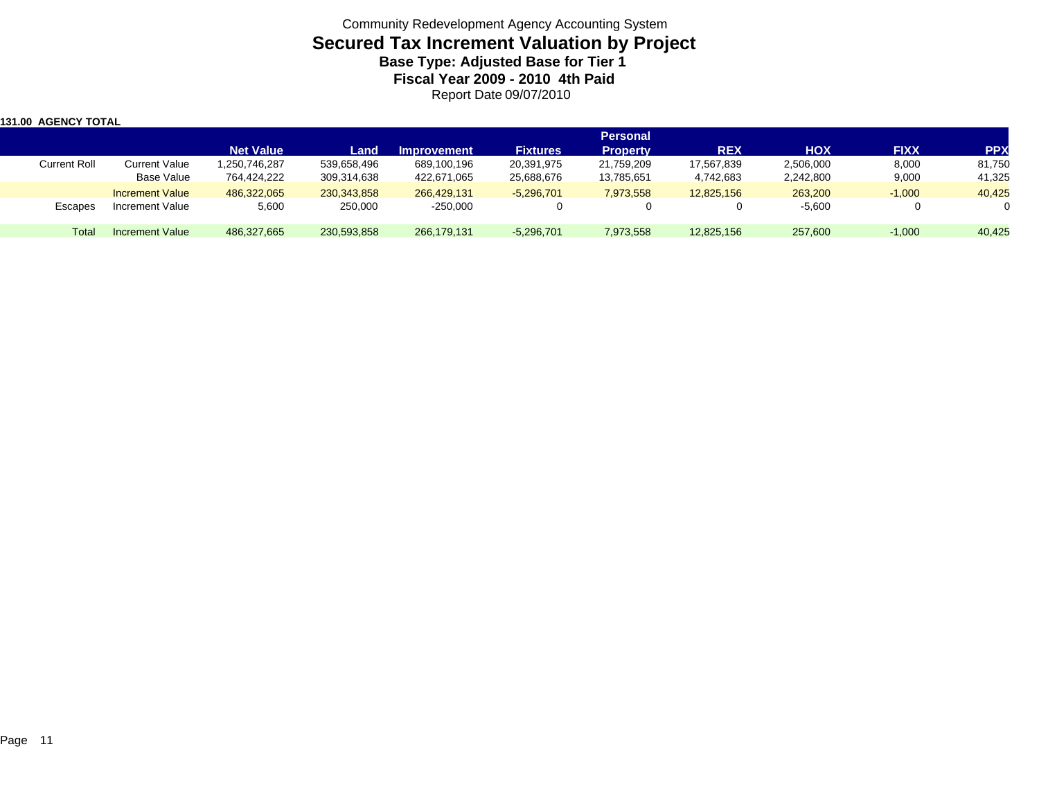Community Redevelopment Agency Accounting System

# Secured Tax Increment Valuation by Project

### Base Type: Adjusted Base for Tier 1

### Fiscal Year 2009 - 2010 4th Paid

Report Date 09/07/2010

**131.00 AGENCY TOTAL**

| | | Net Value | Land | Improvement | Fixtures | Personal Property | REX | HOX | FIXX | PPX |
|---|---|---|---|---|---|---|---|---|---|---|
| Current Roll | Current Value | 1,250,746,287 | 539,658,496 | 689,100,196 | 20,391,975 | 21,759,209 | 17,567,839 | 2,506,000 | 8,000 | 81,750 |
| | Base Value | 764,424,222 | 309,314,638 | 422,671,065 | 25,688,676 | 13,785,651 | 4,742,683 | 2,242,800 | 9,000 | 41,325 |
| | Increment Value | 486,322,065 | 230,343,858 | 266,429,131 | -5,296,701 | 7,973,558 | 12,825,156 | 263,200 | -1,000 | 40,425 |
| Escapes | Increment Value | 5,600 | 250,000 | -250,000 | 0 | 0 | 0 | -5,600 | 0 | 0 |
| Total | Increment Value | 486,327,665 | 230,593,858 | 266,179,131 | -5,296,701 | 7,973,558 | 12,825,156 | 257,600 | -1,000 | 40,425 |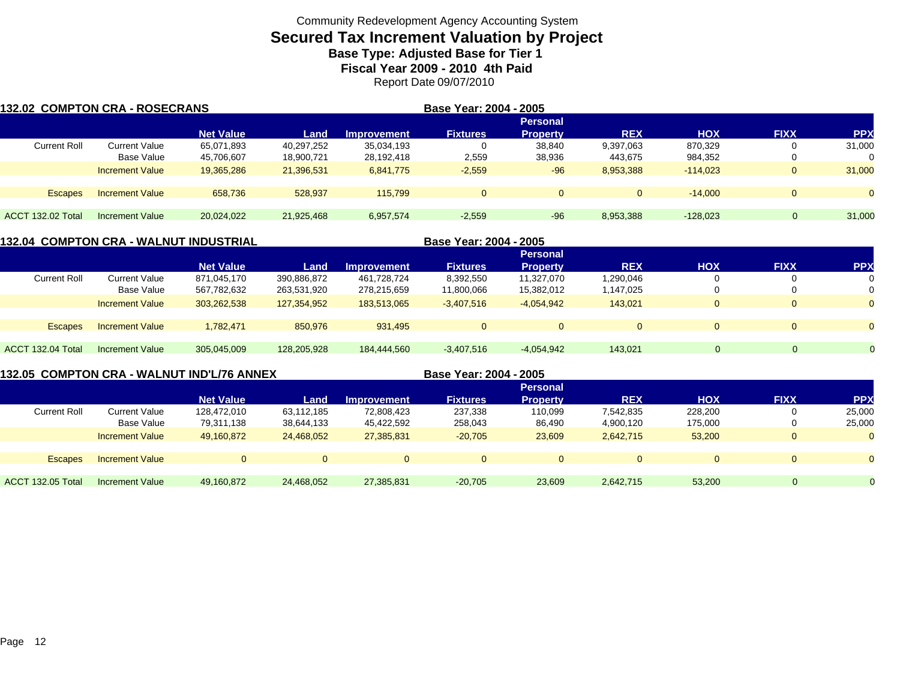Community Redevelopment Agency Accounting System

# Secured Tax Increment Valuation by Project

**Base Type: Adjusted Base for Tier 1**

**Fiscal Year 2009 - 2010 4th Paid**

Report Date 09/07/2010

## 132.02 COMPTON CRA - ROSECRANS

**Base Year: 2004 - 2005**

| | | Net Value | Land | Improvement | Fixtures | Personal Property | REX | HOX | FIXX | PPX |
|---|---|---|---|---|---|---|---|---|---|---|
| Current Roll | Current Value | 65,071,893 | 40,297,252 | 35,034,193 | 0 | 38,840 | 9,397,063 | 870,329 | 0 | 31,000 |
| | Base Value | 45,706,607 | 18,900,721 | 28,192,418 | 2,559 | 38,936 | 443,675 | 984,352 | 0 | 0 |
| | Increment Value | 19,365,286 | 21,396,531 | 6,841,775 | -2,559 | -96 | 8,953,388 | -114,023 | 0 | 31,000 |
| Escapes | Increment Value | 658,736 | 528,937 | 115,799 | 0 | 0 | 0 | -14,000 | 0 | 0 |
| ACCT 132.02 Total | Increment Value | 20,024,022 | 21,925,468 | 6,957,574 | -2,559 | -96 | 8,953,388 | -128,023 | 0 | 31,000 |

## 132.04 COMPTON CRA - WALNUT INDUSTRIAL

**Base Year: 2004 - 2005**

| | | Net Value | Land | Improvement | Fixtures | Personal Property | REX | HOX | FIXX | PPX |
|---|---|---|---|---|---|---|---|---|---|---|
| Current Roll | Current Value | 871,045,170 | 390,886,872 | 461,728,724 | 8,392,550 | 11,327,070 | 1,290,046 | 0 | 0 | 0 |
| | Base Value | 567,782,632 | 263,531,920 | 278,215,659 | 11,800,066 | 15,382,012 | 1,147,025 | 0 | 0 | 0 |
| | Increment Value | 303,262,538 | 127,354,952 | 183,513,065 | -3,407,516 | -4,054,942 | 143,021 | 0 | 0 | 0 |
| Escapes | Increment Value | 1,782,471 | 850,976 | 931,495 | 0 | 0 | 0 | 0 | 0 | 0 |
| ACCT 132.04 Total | Increment Value | 305,045,009 | 128,205,928 | 184,444,560 | -3,407,516 | -4,054,942 | 143,021 | 0 | 0 | 0 |

## 132.05 COMPTON CRA - WALNUT IND'L/76 ANNEX

**Base Year: 2004 - 2005**

| | | Net Value | Land | Improvement | Fixtures | Personal Property | REX | HOX | FIXX | PPX |
|---|---|---|---|---|---|---|---|---|---|---|
| Current Roll | Current Value | 128,472,010 | 63,112,185 | 72,808,423 | 237,338 | 110,099 | 7,542,835 | 228,200 | 0 | 25,000 |
| | Base Value | 79,311,138 | 38,644,133 | 45,422,592 | 258,043 | 86,490 | 4,900,120 | 175,000 | 0 | 25,000 |
| | Increment Value | 49,160,872 | 24,468,052 | 27,385,831 | -20,705 | 23,609 | 2,642,715 | 53,200 | 0 | 0 |
| Escapes | Increment Value | 0 | 0 | 0 | 0 | 0 | 0 | 0 | 0 | 0 |
| ACCT 132.05 Total | Increment Value | 49,160,872 | 24,468,052 | 27,385,831 | -20,705 | 23,609 | 2,642,715 | 53,200 | 0 | 0 |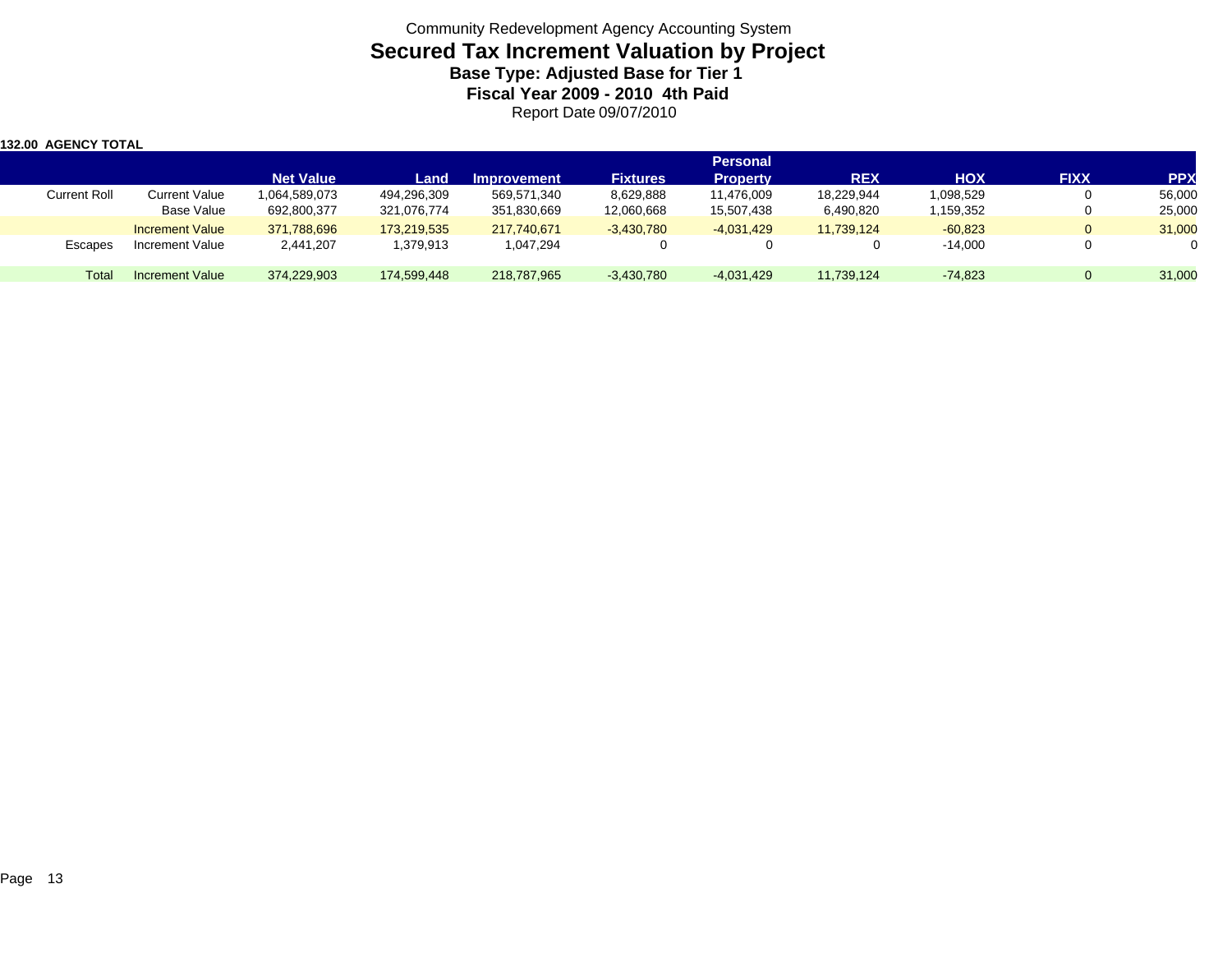Community Redevelopment Agency Accounting System

# Secured Tax Increment Valuation by Project

## Base Type: Adjusted Base for Tier 1

## Fiscal Year 2009 - 2010 4th Paid

Report Date 09/07/2010

**132.00 AGENCY TOTAL**

| | | Net Value | Land | Improvement | Fixtures | Personal Property | REX | HOX | FIXX | PPX |
|---|---|---|---|---|---|---|---|---|---|---|
| Current Roll | Current Value | 1,064,589,073 | 494,296,309 | 569,571,340 | 8,629,888 | 11,476,009 | 18,229,944 | 1,098,529 | 0 | 56,000 |
| | Base Value | 692,800,377 | 321,076,774 | 351,830,669 | 12,060,668 | 15,507,438 | 6,490,820 | 1,159,352 | 0 | 25,000 |
| | Increment Value | 371,788,696 | 173,219,535 | 217,740,671 | -3,430,780 | -4,031,429 | 11,739,124 | -60,823 | 0 | 31,000 |
| Escapes | Increment Value | 2,441,207 | 1,379,913 | 1,047,294 | 0 | 0 | 0 | -14,000 | 0 | 0 |
| Total | Increment Value | 374,229,903 | 174,599,448 | 218,787,965 | -3,430,780 | -4,031,429 | 11,739,124 | -74,823 | 0 | 31,000 |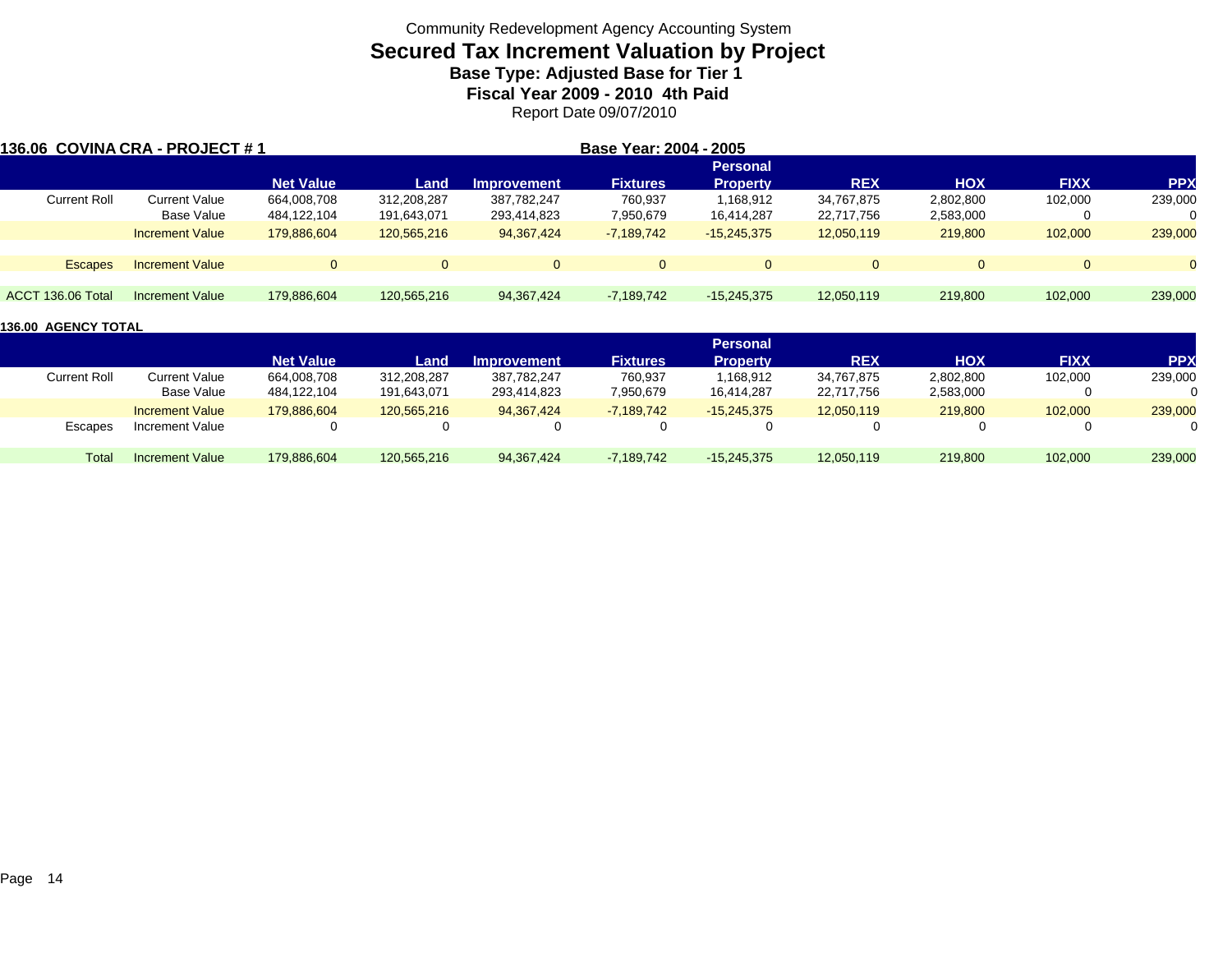Community Redevelopment Agency Accounting System

# Secured Tax Increment Valuation by Project

### Base Type: Adjusted Base for Tier 1

### Fiscal Year 2009 - 2010 4th Paid

Report Date 09/07/2010

**136.06 COVINA CRA - PROJECT # 1** **Base Year: 2004 - 2005**

| | | Net Value | Land | Improvement | Fixtures | Personal Property | REX | HOX | FIXX | PPX |
|---|---|---|---|---|---|---|---|---|---|---|
| Current Roll | Current Value | 664,008,708 | 312,208,287 | 387,782,247 | 760,937 | 1,168,912 | 34,767,875 | 2,802,800 | 102,000 | 239,000 |
| | Base Value | 484,122,104 | 191,643,071 | 293,414,823 | 7,950,679 | 16,414,287 | 22,717,756 | 2,583,000 | 0 | 0 |
| | Increment Value | 179,886,604 | 120,565,216 | 94,367,424 | -7,189,742 | -15,245,375 | 12,050,119 | 219,800 | 102,000 | 239,000 |
| Escapes | Increment Value | 0 | 0 | 0 | 0 | 0 | 0 | 0 | 0 | 0 |
| ACCT 136.06 Total | Increment Value | 179,886,604 | 120,565,216 | 94,367,424 | -7,189,742 | -15,245,375 | 12,050,119 | 219,800 | 102,000 | 239,000 |

**136.00 AGENCY TOTAL**

| | | Net Value | Land | Improvement | Fixtures | Personal Property | REX | HOX | FIXX | PPX |
|---|---|---|---|---|---|---|---|---|---|---|
| Current Roll | Current Value | 664,008,708 | 312,208,287 | 387,782,247 | 760,937 | 1,168,912 | 34,767,875 | 2,802,800 | 102,000 | 239,000 |
| | Base Value | 484,122,104 | 191,643,071 | 293,414,823 | 7,950,679 | 16,414,287 | 22,717,756 | 2,583,000 | 0 | 0 |
| | Increment Value | 179,886,604 | 120,565,216 | 94,367,424 | -7,189,742 | -15,245,375 | 12,050,119 | 219,800 | 102,000 | 239,000 |
| Escapes | Increment Value | 0 | 0 | 0 | 0 | 0 | 0 | 0 | 0 | 0 |
| Total | Increment Value | 179,886,604 | 120,565,216 | 94,367,424 | -7,189,742 | -15,245,375 | 12,050,119 | 219,800 | 102,000 | 239,000 |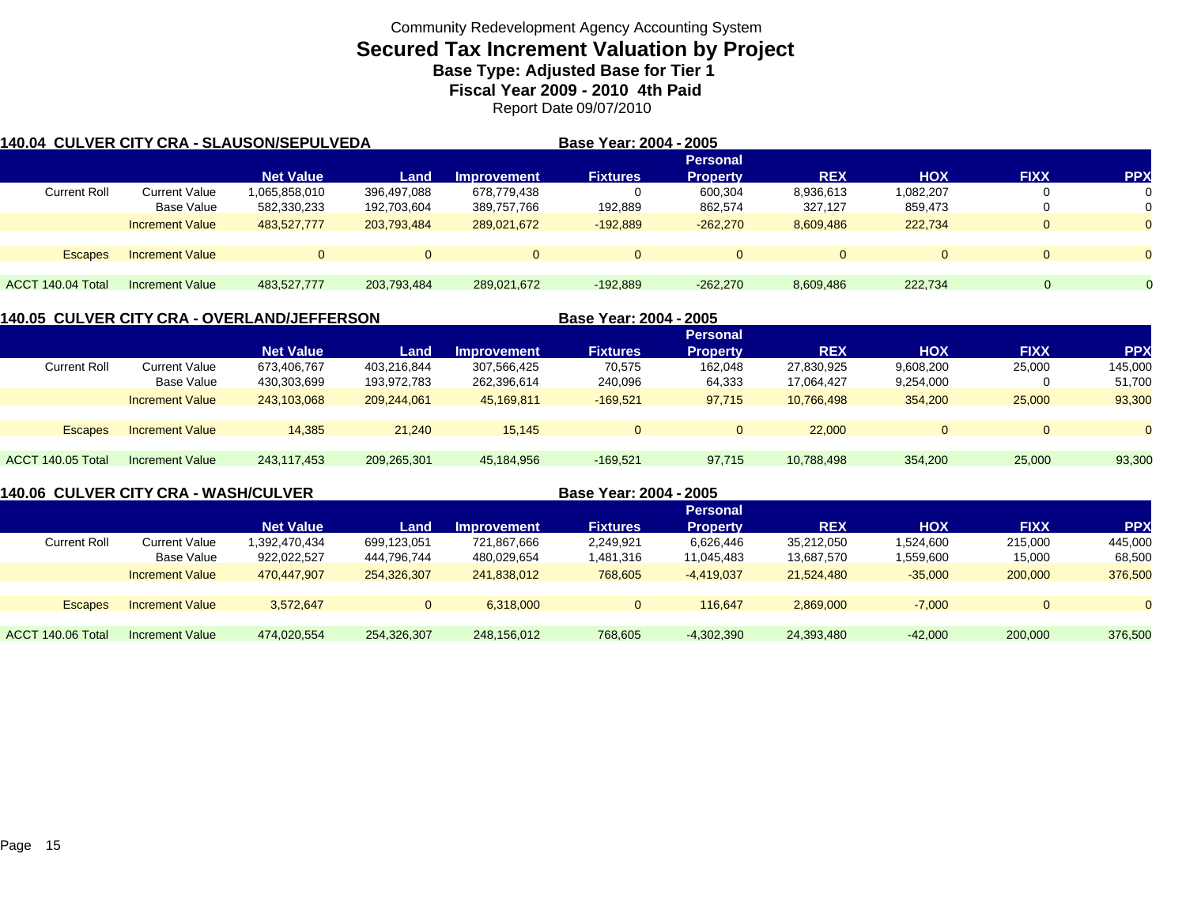Community Redevelopment Agency Accounting System

# Secured Tax Increment Valuation by Project

### Base Type: Adjusted Base for Tier 1

### Fiscal Year 2009 - 2010 4th Paid

Report Date 09/07/2010

## 140.04 CULVER CITY CRA - SLAUSON/SEPULVEDA

**Base Year: 2004 - 2005**

| | | Net Value | Land | Improvement | Fixtures | Personal Property | REX | HOX | FIXX | PPX |
|---|---|---|---|---|---|---|---|---|---|---|
| Current Roll | Current Value | 1,065,858,010 | 396,497,088 | 678,779,438 | 0 | 600,304 | 8,936,613 | 1,082,207 | 0 | 0 |
| | Base Value | 582,330,233 | 192,703,604 | 389,757,766 | 192,889 | 862,574 | 327,127 | 859,473 | 0 | 0 |
| | Increment Value | 483,527,777 | 203,793,484 | 289,021,672 | -192,889 | -262,270 | 8,609,486 | 222,734 | 0 | 0 |
| Escapes | Increment Value | 0 | 0 | 0 | 0 | 0 | 0 | 0 | 0 | 0 |
| ACCT 140.04 Total | Increment Value | 483,527,777 | 203,793,484 | 289,021,672 | -192,889 | -262,270 | 8,609,486 | 222,734 | 0 | 0 |

## 140.05 CULVER CITY CRA - OVERLAND/JEFFERSON

**Base Year: 2004 - 2005**

| | | Net Value | Land | Improvement | Fixtures | Personal Property | REX | HOX | FIXX | PPX |
|---|---|---|---|---|---|---|---|---|---|---|
| Current Roll | Current Value | 673,406,767 | 403,216,844 | 307,566,425 | 70,575 | 162,048 | 27,830,925 | 9,608,200 | 25,000 | 145,000 |
| | Base Value | 430,303,699 | 193,972,783 | 262,396,614 | 240,096 | 64,333 | 17,064,427 | 9,254,000 | 0 | 51,700 |
| | Increment Value | 243,103,068 | 209,244,061 | 45,169,811 | -169,521 | 97,715 | 10,766,498 | 354,200 | 25,000 | 93,300 |
| Escapes | Increment Value | 14,385 | 21,240 | 15,145 | 0 | 0 | 22,000 | 0 | 0 | 0 |
| ACCT 140.05 Total | Increment Value | 243,117,453 | 209,265,301 | 45,184,956 | -169,521 | 97,715 | 10,788,498 | 354,200 | 25,000 | 93,300 |

## 140.06 CULVER CITY CRA - WASH/CULVER

**Base Year: 2004 - 2005**

| | | Net Value | Land | Improvement | Fixtures | Personal Property | REX | HOX | FIXX | PPX |
|---|---|---|---|---|---|---|---|---|---|---|
| Current Roll | Current Value | 1,392,470,434 | 699,123,051 | 721,867,666 | 2,249,921 | 6,626,446 | 35,212,050 | 1,524,600 | 215,000 | 445,000 |
| | Base Value | 922,022,527 | 444,796,744 | 480,029,654 | 1,481,316 | 11,045,483 | 13,687,570 | 1,559,600 | 15,000 | 68,500 |
| | Increment Value | 470,447,907 | 254,326,307 | 241,838,012 | 768,605 | -4,419,037 | 21,524,480 | -35,000 | 200,000 | 376,500 |
| Escapes | Increment Value | 3,572,647 | 0 | 6,318,000 | 0 | 116,647 | 2,869,000 | -7,000 | 0 | 0 |
| ACCT 140.06 Total | Increment Value | 474,020,554 | 254,326,307 | 248,156,012 | 768,605 | -4,302,390 | 24,393,480 | -42,000 | 200,000 | 376,500 |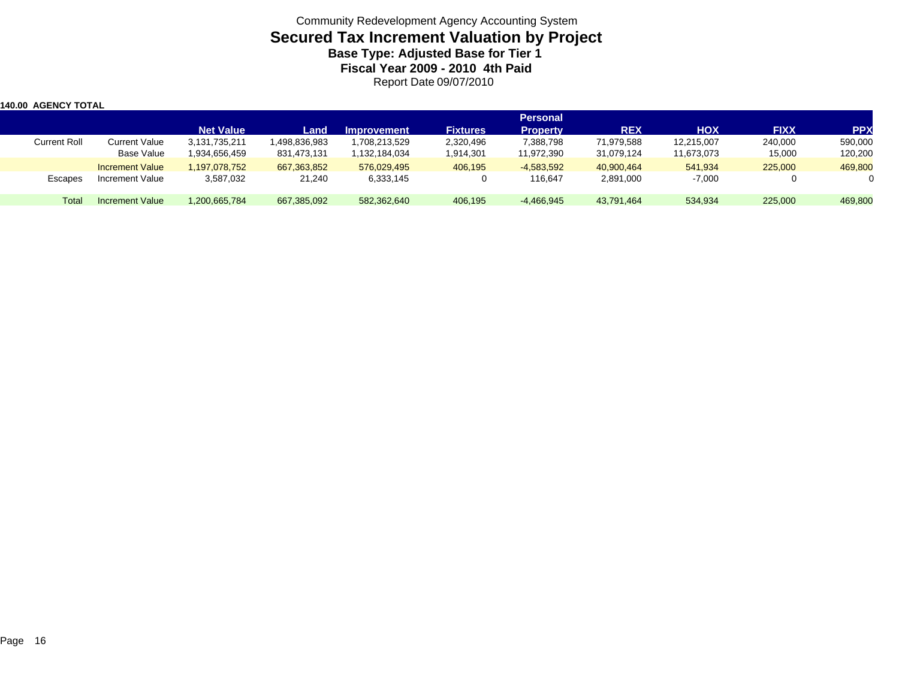Community Redevelopment Agency Accounting System

# Secured Tax Increment Valuation by Project

### Base Type: Adjusted Base for Tier 1

### Fiscal Year 2009 - 2010 4th Paid

Report Date 09/07/2010

**140.00 AGENCY TOTAL**

| | | Net Value | Land | Improvement | Fixtures | Personal Property | REX | HOX | FIXX | PPX |
|---|---|---|---|---|---|---|---|---|---|---|
| Current Roll | Current Value | 3,131,735,211 | 1,498,836,983 | 1,708,213,529 | 2,320,496 | 7,388,798 | 71,979,588 | 12,215,007 | 240,000 | 590,000 |
| | Base Value | 1,934,656,459 | 831,473,131 | 1,132,184,034 | 1,914,301 | 11,972,390 | 31,079,124 | 11,673,073 | 15,000 | 120,200 |
| | Increment Value | 1,197,078,752 | 667,363,852 | 576,029,495 | 406,195 | -4,583,592 | 40,900,464 | 541,934 | 225,000 | 469,800 |
| Escapes | Increment Value | 3,587,032 | 21,240 | 6,333,145 | 0 | 116,647 | 2,891,000 | -7,000 | 0 | 0 |
| Total | Increment Value | 1,200,665,784 | 667,385,092 | 582,362,640 | 406,195 | -4,466,945 | 43,791,464 | 534,934 | 225,000 | 469,800 |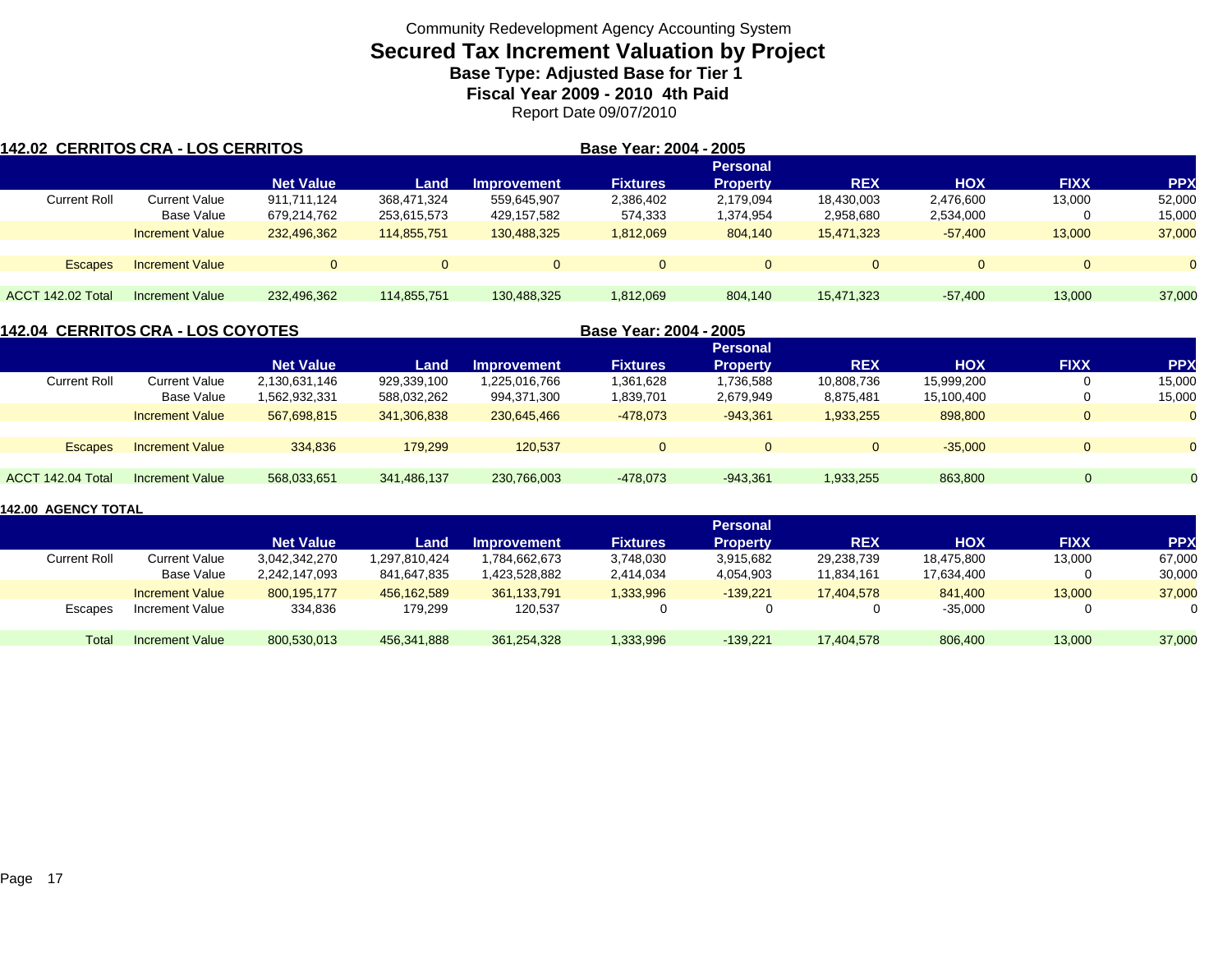Community Redevelopment Agency Accounting System

# Secured Tax Increment Valuation by Project

### Base Type: Adjusted Base for Tier 1

### Fiscal Year 2009 - 2010 4th Paid

Report Date 09/07/2010

**142.02 CERRITOS CRA - LOS CERRITOS** — **Base Year: 2004 - 2005**

| | | Net Value | Land | Improvement | Fixtures | Personal Property | REX | HOX | FIXX | PPX |
|---|---|---|---|---|---|---|---|---|---|---|
| Current Roll | Current Value | 911,711,124 | 368,471,324 | 559,645,907 | 2,386,402 | 2,179,094 | 18,430,003 | 2,476,600 | 13,000 | 52,000 |
| | Base Value | 679,214,762 | 253,615,573 | 429,157,582 | 574,333 | 1,374,954 | 2,958,680 | 2,534,000 | 0 | 15,000 |
| | Increment Value | 232,496,362 | 114,855,751 | 130,488,325 | 1,812,069 | 804,140 | 15,471,323 | -57,400 | 13,000 | 37,000 |
| Escapes | Increment Value | 0 | 0 | 0 | 0 | 0 | 0 | 0 | 0 | 0 |
| ACCT 142.02 Total | Increment Value | 232,496,362 | 114,855,751 | 130,488,325 | 1,812,069 | 804,140 | 15,471,323 | -57,400 | 13,000 | 37,000 |

**142.04 CERRITOS CRA - LOS COYOTES** — **Base Year: 2004 - 2005**

| | | Net Value | Land | Improvement | Fixtures | Personal Property | REX | HOX | FIXX | PPX |
|---|---|---|---|---|---|---|---|---|---|---|
| Current Roll | Current Value | 2,130,631,146 | 929,339,100 | 1,225,016,766 | 1,361,628 | 1,736,588 | 10,808,736 | 15,999,200 | 0 | 15,000 |
| | Base Value | 1,562,932,331 | 588,032,262 | 994,371,300 | 1,839,701 | 2,679,949 | 8,875,481 | 15,100,400 | 0 | 15,000 |
| | Increment Value | 567,698,815 | 341,306,838 | 230,645,466 | -478,073 | -943,361 | 1,933,255 | 898,800 | 0 | 0 |
| Escapes | Increment Value | 334,836 | 179,299 | 120,537 | 0 | 0 | 0 | -35,000 | 0 | 0 |
| ACCT 142.04 Total | Increment Value | 568,033,651 | 341,486,137 | 230,766,003 | -478,073 | -943,361 | 1,933,255 | 863,800 | 0 | 0 |

**142.00 AGENCY TOTAL**

| | | Net Value | Land | Improvement | Fixtures | Personal Property | REX | HOX | FIXX | PPX |
|---|---|---|---|---|---|---|---|---|---|---|
| Current Roll | Current Value | 3,042,342,270 | 1,297,810,424 | 1,784,662,673 | 3,748,030 | 3,915,682 | 29,238,739 | 18,475,800 | 13,000 | 67,000 |
| | Base Value | 2,242,147,093 | 841,647,835 | 1,423,528,882 | 2,414,034 | 4,054,903 | 11,834,161 | 17,634,400 | 0 | 30,000 |
| | Increment Value | 800,195,177 | 456,162,589 | 361,133,791 | 1,333,996 | -139,221 | 17,404,578 | 841,400 | 13,000 | 37,000 |
| Escapes | Increment Value | 334,836 | 179,299 | 120,537 | 0 | 0 | 0 | -35,000 | 0 | 0 |
| Total | Increment Value | 800,530,013 | 456,341,888 | 361,254,328 | 1,333,996 | -139,221 | 17,404,578 | 806,400 | 13,000 | 37,000 |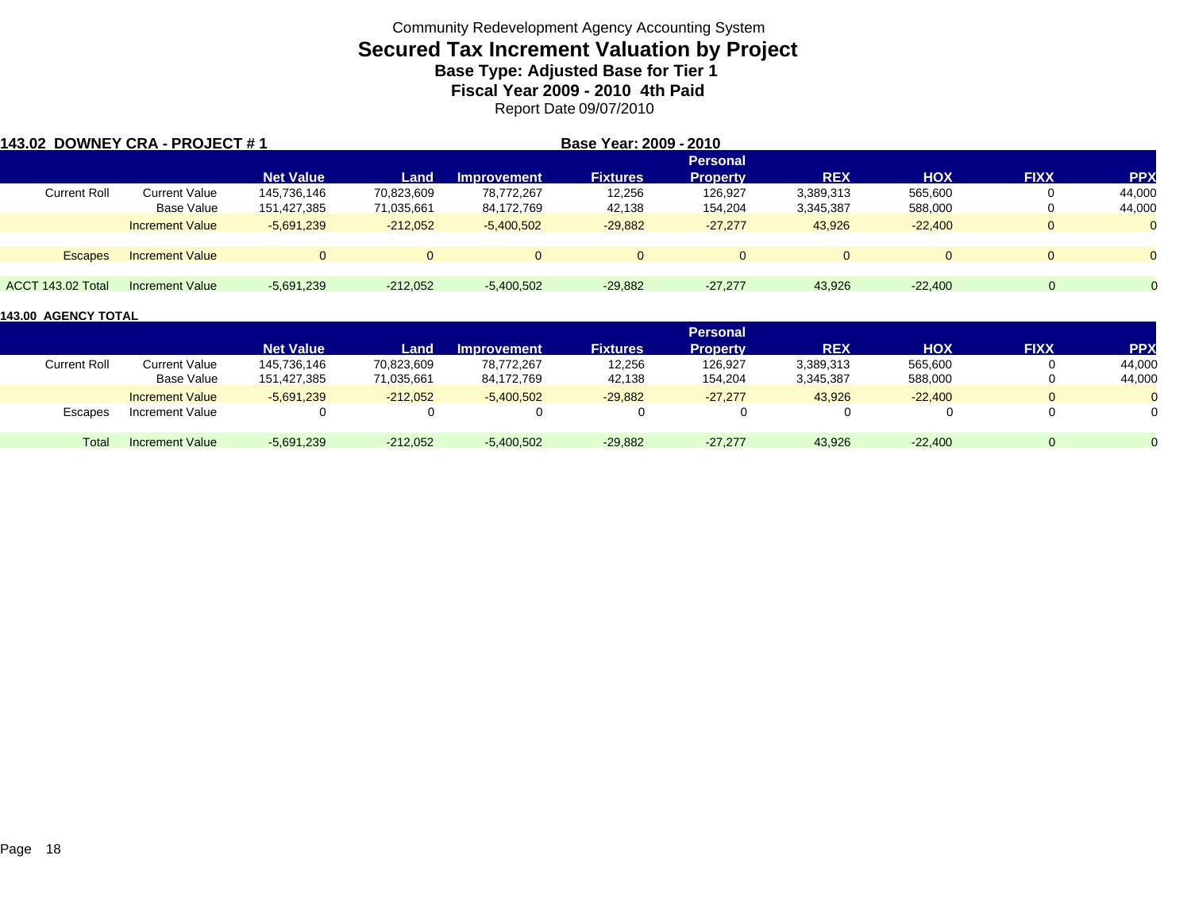Community Redevelopment Agency Accounting System

# Secured Tax Increment Valuation by Project

### Base Type: Adjusted Base for Tier 1

### Fiscal Year 2009 - 2010 4th Paid

Report Date 09/07/2010

**143.02 DOWNEY CRA - PROJECT # 1** **Base Year: 2009 - 2010**

| | | Net Value | Land | Improvement | Fixtures | Personal Property | REX | HOX | FIXX | PPX |
|---|---|---|---|---|---|---|---|---|---|---|
| Current Roll | Current Value | 145,736,146 | 70,823,609 | 78,772,267 | 12,256 | 126,927 | 3,389,313 | 565,600 | 0 | 44,000 |
| | Base Value | 151,427,385 | 71,035,661 | 84,172,769 | 42,138 | 154,204 | 3,345,387 | 588,000 | 0 | 44,000 |
| | Increment Value | -5,691,239 | -212,052 | -5,400,502 | -29,882 | -27,277 | 43,926 | -22,400 | 0 | 0 |
| Escapes | Increment Value | 0 | 0 | 0 | 0 | 0 | 0 | 0 | 0 | 0 |
| ACCT 143.02 Total | Increment Value | -5,691,239 | -212,052 | -5,400,502 | -29,882 | -27,277 | 43,926 | -22,400 | 0 | 0 |

**143.00 AGENCY TOTAL**

| | | Net Value | Land | Improvement | Fixtures | Personal Property | REX | HOX | FIXX | PPX |
|---|---|---|---|---|---|---|---|---|---|---|
| Current Roll | Current Value | 145,736,146 | 70,823,609 | 78,772,267 | 12,256 | 126,927 | 3,389,313 | 565,600 | 0 | 44,000 |
| | Base Value | 151,427,385 | 71,035,661 | 84,172,769 | 42,138 | 154,204 | 3,345,387 | 588,000 | 0 | 44,000 |
| | Increment Value | -5,691,239 | -212,052 | -5,400,502 | -29,882 | -27,277 | 43,926 | -22,400 | 0 | 0 |
| Escapes | Increment Value | 0 | 0 | 0 | 0 | 0 | 0 | 0 | 0 | 0 |
| Total | Increment Value | -5,691,239 | -212,052 | -5,400,502 | -29,882 | -27,277 | 43,926 | -22,400 | 0 | 0 |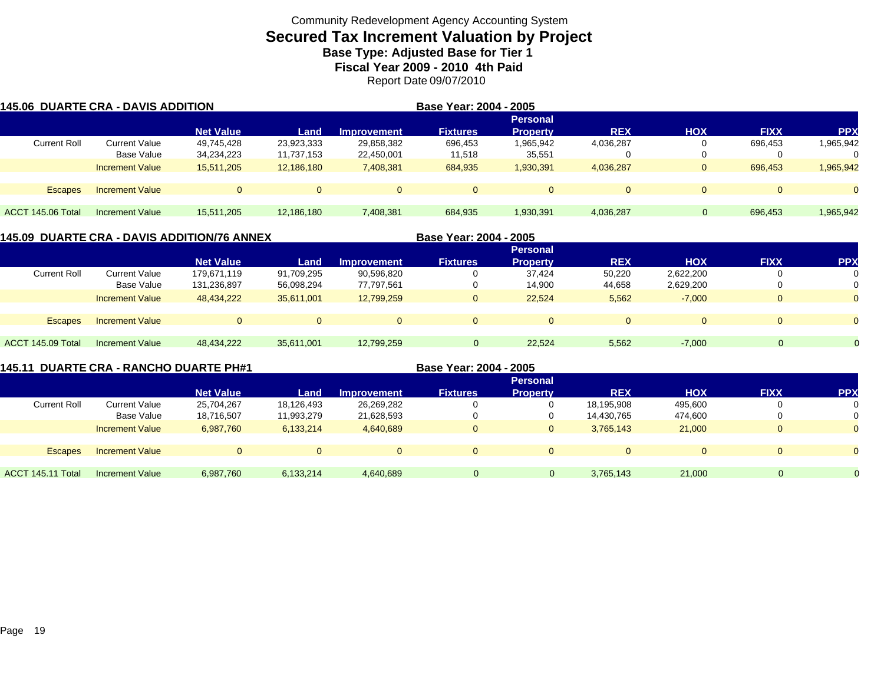Community Redevelopment Agency Accounting System

# Secured Tax Increment Valuation by Project

**Base Type: Adjusted Base for Tier 1**

**Fiscal Year 2009 - 2010 4th Paid**

Report Date 09/07/2010

## 145.06 DUARTE CRA - DAVIS ADDITION

**Base Year: 2004 - 2005**

| | | Net Value | Land | Improvement | Fixtures | Personal Property | REX | HOX | FIXX | PPX |
|---|---|---|---|---|---|---|---|---|---|---|
| Current Roll | Current Value | 49,745,428 | 23,923,333 | 29,858,382 | 696,453 | 1,965,942 | 4,036,287 | 0 | 696,453 | 1,965,942 |
| | Base Value | 34,234,223 | 11,737,153 | 22,450,001 | 11,518 | 35,551 | 0 | 0 | 0 | 0 |
| | Increment Value | 15,511,205 | 12,186,180 | 7,408,381 | 684,935 | 1,930,391 | 4,036,287 | 0 | 696,453 | 1,965,942 |
| Escapes | Increment Value | 0 | 0 | 0 | 0 | 0 | 0 | 0 | 0 | 0 |
| ACCT 145.06 Total | Increment Value | 15,511,205 | 12,186,180 | 7,408,381 | 684,935 | 1,930,391 | 4,036,287 | 0 | 696,453 | 1,965,942 |

## 145.09 DUARTE CRA - DAVIS ADDITION/76 ANNEX

**Base Year: 2004 - 2005**

| | | Net Value | Land | Improvement | Fixtures | Personal Property | REX | HOX | FIXX | PPX |
|---|---|---|---|---|---|---|---|---|---|---|
| Current Roll | Current Value | 179,671,119 | 91,709,295 | 90,596,820 | 0 | 37,424 | 50,220 | 2,622,200 | 0 | 0 |
| | Base Value | 131,236,897 | 56,098,294 | 77,797,561 | 0 | 14,900 | 44,658 | 2,629,200 | 0 | 0 |
| | Increment Value | 48,434,222 | 35,611,001 | 12,799,259 | 0 | 22,524 | 5,562 | -7,000 | 0 | 0 |
| Escapes | Increment Value | 0 | 0 | 0 | 0 | 0 | 0 | 0 | 0 | 0 |
| ACCT 145.09 Total | Increment Value | 48,434,222 | 35,611,001 | 12,799,259 | 0 | 22,524 | 5,562 | -7,000 | 0 | 0 |

## 145.11 DUARTE CRA - RANCHO DUARTE PH#1

**Base Year: 2004 - 2005**

| | | Net Value | Land | Improvement | Fixtures | Personal Property | REX | HOX | FIXX | PPX |
|---|---|---|---|---|---|---|---|---|---|---|
| Current Roll | Current Value | 25,704,267 | 18,126,493 | 26,269,282 | 0 | 0 | 18,195,908 | 495,600 | 0 | 0 |
| | Base Value | 18,716,507 | 11,993,279 | 21,628,593 | 0 | 0 | 14,430,765 | 474,600 | 0 | 0 |
| | Increment Value | 6,987,760 | 6,133,214 | 4,640,689 | 0 | 0 | 3,765,143 | 21,000 | 0 | 0 |
| Escapes | Increment Value | 0 | 0 | 0 | 0 | 0 | 0 | 0 | 0 | 0 |
| ACCT 145.11 Total | Increment Value | 6,987,760 | 6,133,214 | 4,640,689 | 0 | 0 | 3,765,143 | 21,000 | 0 | 0 |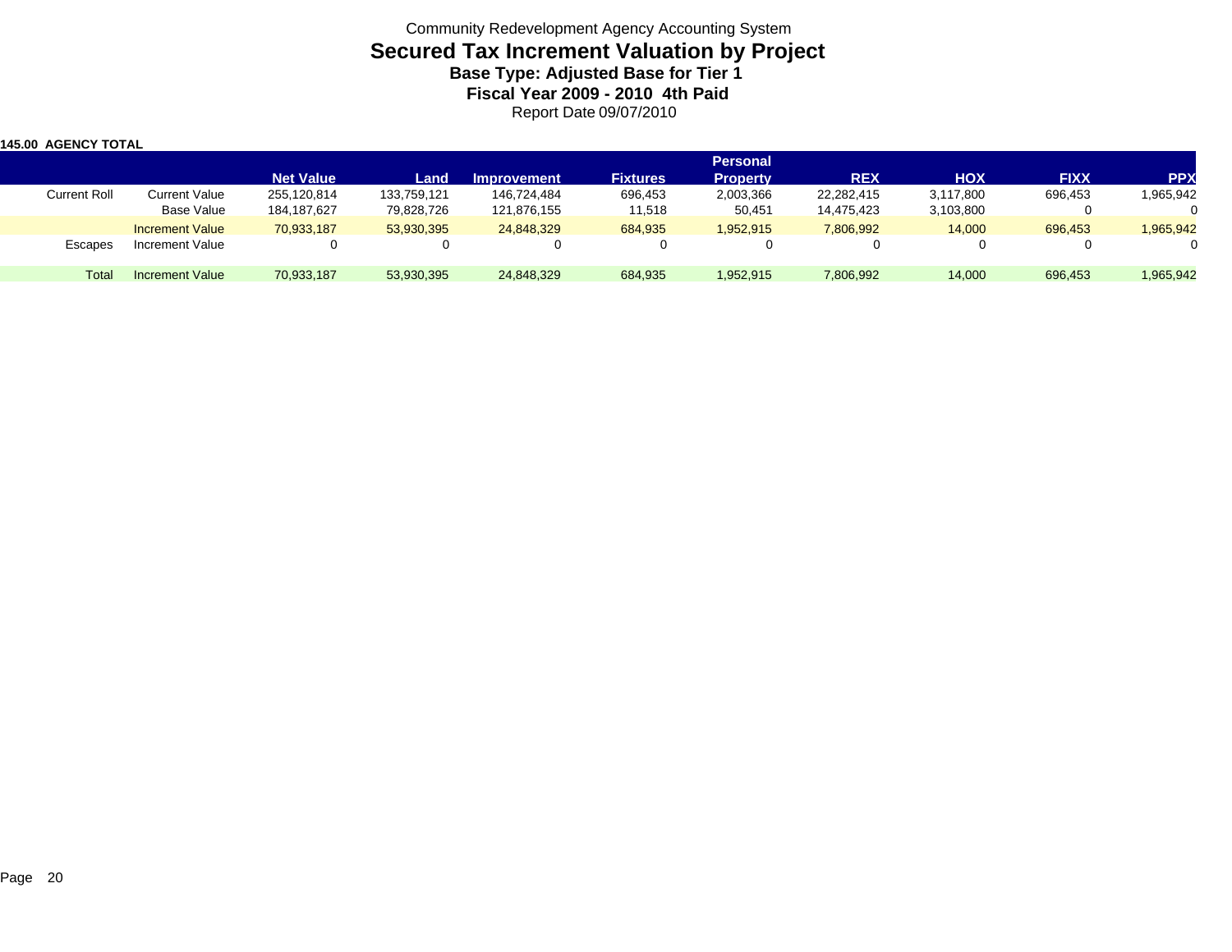Community Redevelopment Agency Accounting System

# Secured Tax Increment Valuation by Project

### Base Type: Adjusted Base for Tier 1

### Fiscal Year 2009 - 2010 4th Paid

Report Date 09/07/2010

**145.00 AGENCY TOTAL**

| | | Net Value | Land | Improvement | Fixtures | Personal Property | REX | HOX | FIXX | PPX |
|---|---|---|---|---|---|---|---|---|---|---|
| Current Roll | Current Value | 255,120,814 | 133,759,121 | 146,724,484 | 696,453 | 2,003,366 | 22,282,415 | 3,117,800 | 696,453 | 1,965,942 |
| | Base Value | 184,187,627 | 79,828,726 | 121,876,155 | 11,518 | 50,451 | 14,475,423 | 3,103,800 | 0 | 0 |
| | Increment Value | 70,933,187 | 53,930,395 | 24,848,329 | 684,935 | 1,952,915 | 7,806,992 | 14,000 | 696,453 | 1,965,942 |
| Escapes | Increment Value | 0 | 0 | 0 | 0 | 0 | 0 | 0 | 0 | 0 |
| Total | Increment Value | 70,933,187 | 53,930,395 | 24,848,329 | 684,935 | 1,952,915 | 7,806,992 | 14,000 | 696,453 | 1,965,942 |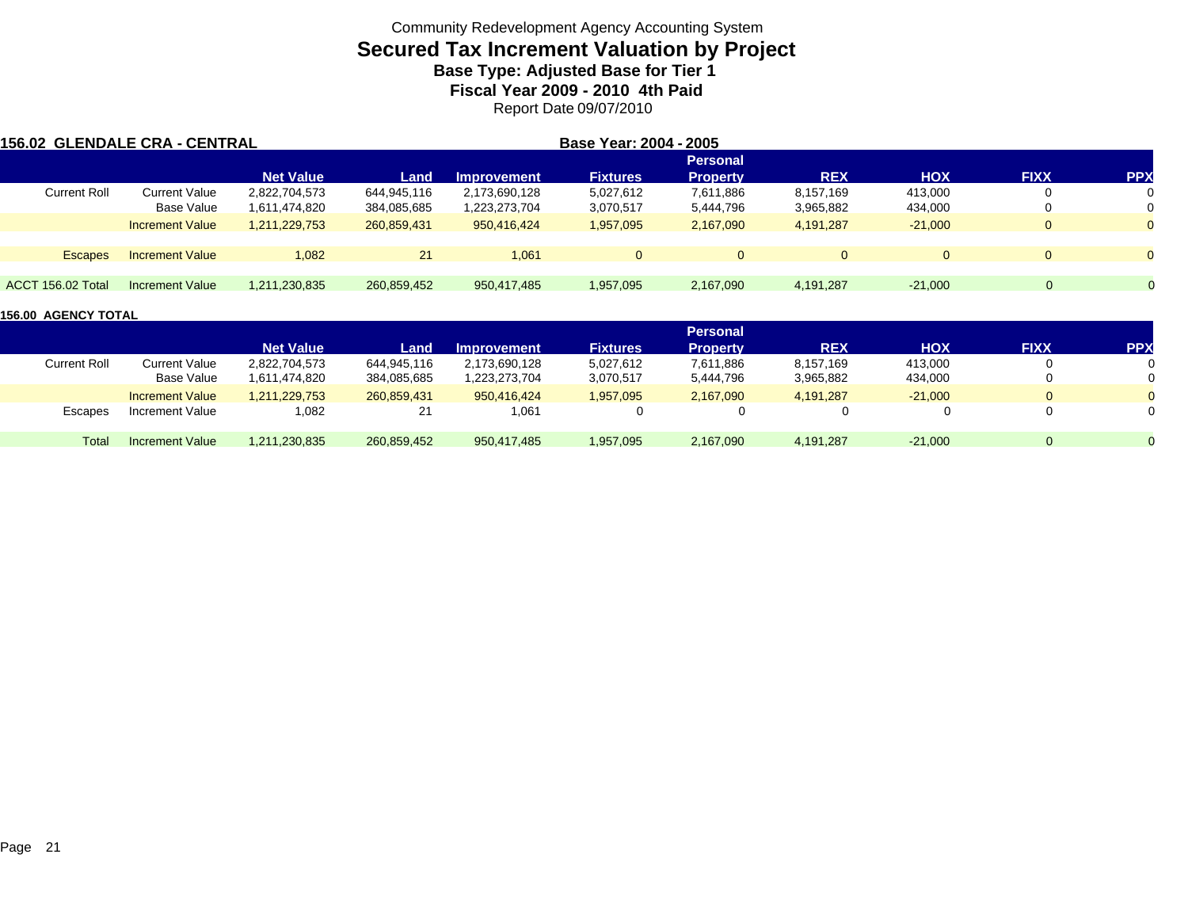Community Redevelopment Agency Accounting System

# Secured Tax Increment Valuation by Project

### Base Type: Adjusted Base for Tier 1

### Fiscal Year 2009 - 2010 4th Paid

Report Date 09/07/2010

**156.02 GLENDALE CRA - CENTRAL** **Base Year: 2004 - 2005**

| | | Net Value | Land | Improvement | Fixtures | Personal Property | REX | HOX | FIXX | PPX |
|---|---|---|---|---|---|---|---|---|---|---|
| Current Roll | Current Value | 2,822,704,573 | 644,945,116 | 2,173,690,128 | 5,027,612 | 7,611,886 | 8,157,169 | 413,000 | 0 | 0 |
| | Base Value | 1,611,474,820 | 384,085,685 | 1,223,273,704 | 3,070,517 | 5,444,796 | 3,965,882 | 434,000 | 0 | 0 |
| | Increment Value | 1,211,229,753 | 260,859,431 | 950,416,424 | 1,957,095 | 2,167,090 | 4,191,287 | -21,000 | 0 | 0 |
| Escapes | Increment Value | 1,082 | 21 | 1,061 | 0 | 0 | 0 | 0 | 0 | 0 |
| ACCT 156.02 Total | Increment Value | 1,211,230,835 | 260,859,452 | 950,417,485 | 1,957,095 | 2,167,090 | 4,191,287 | -21,000 | 0 | 0 |

**156.00 AGENCY TOTAL**

| | | Net Value | Land | Improvement | Fixtures | Personal Property | REX | HOX | FIXX | PPX |
|---|---|---|---|---|---|---|---|---|---|---|
| Current Roll | Current Value | 2,822,704,573 | 644,945,116 | 2,173,690,128 | 5,027,612 | 7,611,886 | 8,157,169 | 413,000 | 0 | 0 |
| | Base Value | 1,611,474,820 | 384,085,685 | 1,223,273,704 | 3,070,517 | 5,444,796 | 3,965,882 | 434,000 | 0 | 0 |
| | Increment Value | 1,211,229,753 | 260,859,431 | 950,416,424 | 1,957,095 | 2,167,090 | 4,191,287 | -21,000 | 0 | 0 |
| Escapes | Increment Value | 1,082 | 21 | 1,061 | 0 | 0 | 0 | 0 | 0 | 0 |
| Total | Increment Value | 1,211,230,835 | 260,859,452 | 950,417,485 | 1,957,095 | 2,167,090 | 4,191,287 | -21,000 | 0 | 0 |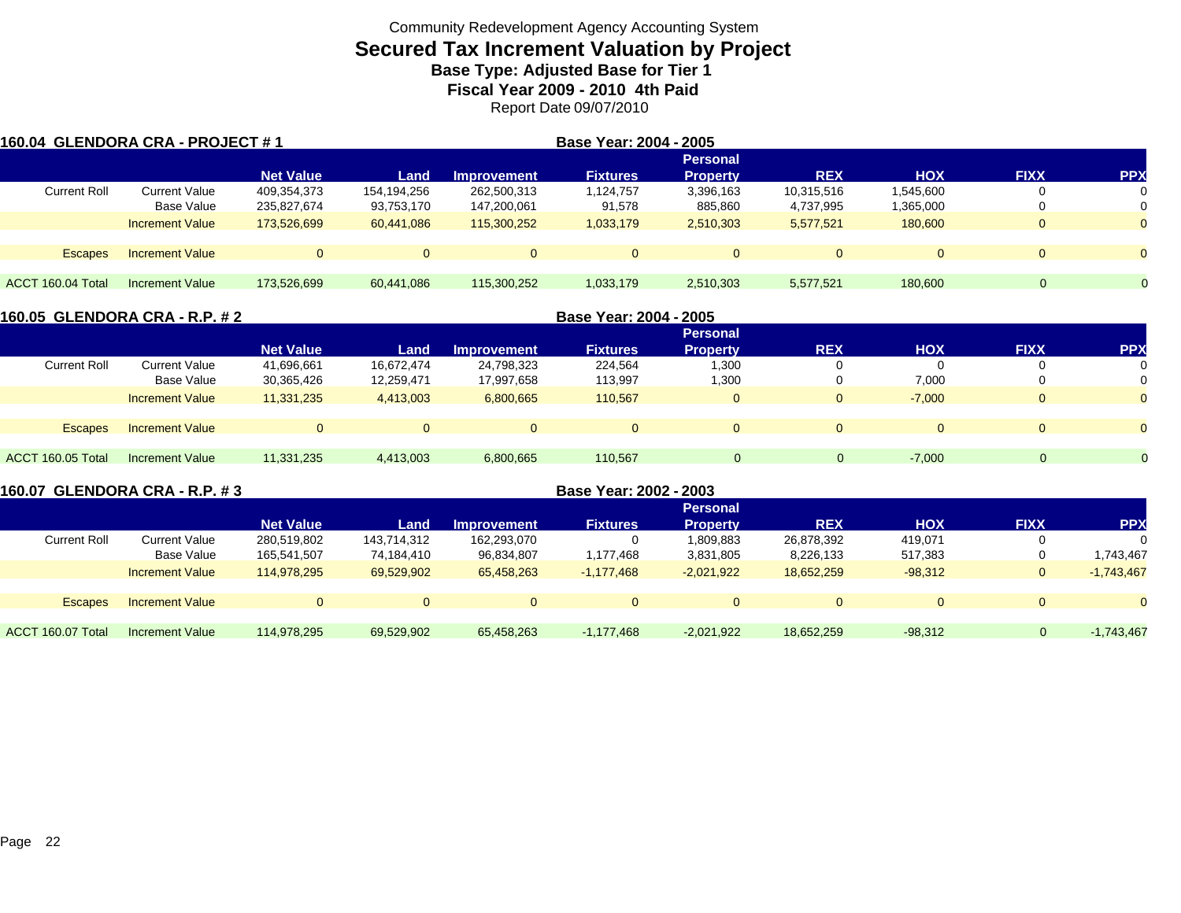Community Redevelopment Agency Accounting System

# Secured Tax Increment Valuation by Project

### Base Type: Adjusted Base for Tier 1

### Fiscal Year 2009 - 2010 4th Paid

Report Date 09/07/2010

## 160.04 GLENDORA CRA - PROJECT # 1

**Base Year: 2004 - 2005**

| | | Net Value | Land | Improvement | Fixtures | Personal Property | REX | HOX | FIXX | PPX |
|---|---|---|---|---|---|---|---|---|---|---|
| Current Roll | Current Value | 409,354,373 | 154,194,256 | 262,500,313 | 1,124,757 | 3,396,163 | 10,315,516 | 1,545,600 | 0 | 0 |
| | Base Value | 235,827,674 | 93,753,170 | 147,200,061 | 91,578 | 885,860 | 4,737,995 | 1,365,000 | 0 | 0 |
| | Increment Value | 173,526,699 | 60,441,086 | 115,300,252 | 1,033,179 | 2,510,303 | 5,577,521 | 180,600 | 0 | 0 |
| Escapes | Increment Value | 0 | 0 | 0 | 0 | 0 | 0 | 0 | 0 | 0 |
| ACCT 160.04 Total | Increment Value | 173,526,699 | 60,441,086 | 115,300,252 | 1,033,179 | 2,510,303 | 5,577,521 | 180,600 | 0 | 0 |

## 160.05 GLENDORA CRA - R.P. # 2

**Base Year: 2004 - 2005**

| | | Net Value | Land | Improvement | Fixtures | Personal Property | REX | HOX | FIXX | PPX |
|---|---|---|---|---|---|---|---|---|---|---|
| Current Roll | Current Value | 41,696,661 | 16,672,474 | 24,798,323 | 224,564 | 1,300 | 0 | 0 | 0 | 0 |
| | Base Value | 30,365,426 | 12,259,471 | 17,997,658 | 113,997 | 1,300 | 0 | 7,000 | 0 | 0 |
| | Increment Value | 11,331,235 | 4,413,003 | 6,800,665 | 110,567 | 0 | 0 | -7,000 | 0 | 0 |
| Escapes | Increment Value | 0 | 0 | 0 | 0 | 0 | 0 | 0 | 0 | 0 |
| ACCT 160.05 Total | Increment Value | 11,331,235 | 4,413,003 | 6,800,665 | 110,567 | 0 | 0 | -7,000 | 0 | 0 |

## 160.07 GLENDORA CRA - R.P. # 3

**Base Year: 2002 - 2003**

| | | Net Value | Land | Improvement | Fixtures | Personal Property | REX | HOX | FIXX | PPX |
|---|---|---|---|---|---|---|---|---|---|---|
| Current Roll | Current Value | 280,519,802 | 143,714,312 | 162,293,070 | 0 | 1,809,883 | 26,878,392 | 419,071 | 0 | 0 |
| | Base Value | 165,541,507 | 74,184,410 | 96,834,807 | 1,177,468 | 3,831,805 | 8,226,133 | 517,383 | 0 | 1,743,467 |
| | Increment Value | 114,978,295 | 69,529,902 | 65,458,263 | -1,177,468 | -2,021,922 | 18,652,259 | -98,312 | 0 | -1,743,467 |
| Escapes | Increment Value | 0 | 0 | 0 | 0 | 0 | 0 | 0 | 0 | 0 |
| ACCT 160.07 Total | Increment Value | 114,978,295 | 69,529,902 | 65,458,263 | -1,177,468 | -2,021,922 | 18,652,259 | -98,312 | 0 | -1,743,467 |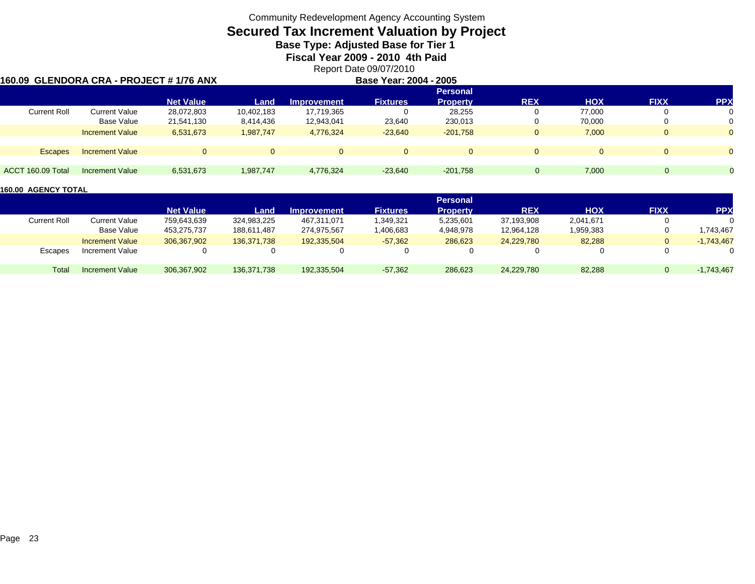Community Redevelopment Agency Accounting System

# Secured Tax Increment Valuation by Project

**Base Type: Adjusted Base for Tier 1**

**Fiscal Year 2009 - 2010 4th Paid**

Report Date 09/07/2010

**160.09 GLENDORA CRA - PROJECT # 1/76 ANX** — **Base Year: 2004 - 2005**

| | | Net Value | Land | Improvement | Fixtures | Personal Property | REX | HOX | FIXX | PPX |
|---|---|---|---|---|---|---|---|---|---|---|
| Current Roll | Current Value | 28,072,803 | 10,402,183 | 17,719,365 | 0 | 28,255 | 0 | 77,000 | 0 | 0 |
| | Base Value | 21,541,130 | 8,414,436 | 12,943,041 | 23,640 | 230,013 | 0 | 70,000 | 0 | 0 |
| | Increment Value | 6,531,673 | 1,987,747 | 4,776,324 | -23,640 | -201,758 | 0 | 7,000 | 0 | 0 |
| Escapes | Increment Value | 0 | 0 | 0 | 0 | 0 | 0 | 0 | 0 | 0 |
| ACCT 160.09 Total | Increment Value | 6,531,673 | 1,987,747 | 4,776,324 | -23,640 | -201,758 | 0 | 7,000 | 0 | 0 |

**160.00 AGENCY TOTAL**

| | | Net Value | Land | Improvement | Fixtures | Personal Property | REX | HOX | FIXX | PPX |
|---|---|---|---|---|---|---|---|---|---|---|
| Current Roll | Current Value | 759,643,639 | 324,983,225 | 467,311,071 | 1,349,321 | 5,235,601 | 37,193,908 | 2,041,671 | 0 | 0 |
| | Base Value | 453,275,737 | 188,611,487 | 274,975,567 | 1,406,683 | 4,948,978 | 12,964,128 | 1,959,383 | 0 | 1,743,467 |
| | Increment Value | 306,367,902 | 136,371,738 | 192,335,504 | -57,362 | 286,623 | 24,229,780 | 82,288 | 0 | -1,743,467 |
| Escapes | Increment Value | 0 | 0 | 0 | 0 | 0 | 0 | 0 | 0 | 0 |
| Total | Increment Value | 306,367,902 | 136,371,738 | 192,335,504 | -57,362 | 286,623 | 24,229,780 | 82,288 | 0 | -1,743,467 |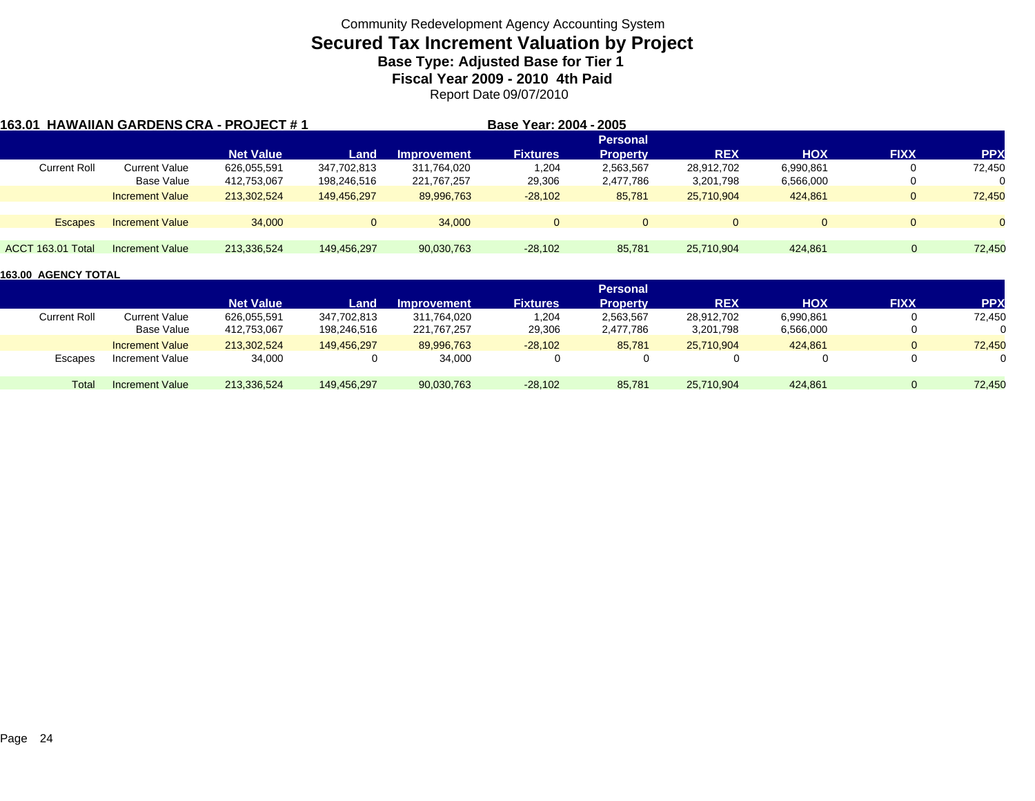Community Redevelopment Agency Accounting System

# Secured Tax Increment Valuation by Project

### Base Type: Adjusted Base for Tier 1

### Fiscal Year 2009 - 2010 4th Paid

Report Date 09/07/2010

**163.01 HAWAIIAN GARDENS CRA - PROJECT # 1** **Base Year: 2004 - 2005**

| | | Net Value | Land | Improvement | Fixtures | Personal Property | REX | HOX | FIXX | PPX |
|---|---|---|---|---|---|---|---|---|---|---|
| Current Roll | Current Value | 626,055,591 | 347,702,813 | 311,764,020 | 1,204 | 2,563,567 | 28,912,702 | 6,990,861 | 0 | 72,450 |
| | Base Value | 412,753,067 | 198,246,516 | 221,767,257 | 29,306 | 2,477,786 | 3,201,798 | 6,566,000 | 0 | 0 |
| | Increment Value | 213,302,524 | 149,456,297 | 89,996,763 | -28,102 | 85,781 | 25,710,904 | 424,861 | 0 | 72,450 |
| Escapes | Increment Value | 34,000 | 0 | 34,000 | 0 | 0 | 0 | 0 | 0 | 0 |
| ACCT 163.01 Total | Increment Value | 213,336,524 | 149,456,297 | 90,030,763 | -28,102 | 85,781 | 25,710,904 | 424,861 | 0 | 72,450 |

**163.00 AGENCY TOTAL**

| | | Net Value | Land | Improvement | Fixtures | Personal Property | REX | HOX | FIXX | PPX |
|---|---|---|---|---|---|---|---|---|---|---|
| Current Roll | Current Value | 626,055,591 | 347,702,813 | 311,764,020 | 1,204 | 2,563,567 | 28,912,702 | 6,990,861 | 0 | 72,450 |
| | Base Value | 412,753,067 | 198,246,516 | 221,767,257 | 29,306 | 2,477,786 | 3,201,798 | 6,566,000 | 0 | 0 |
| | Increment Value | 213,302,524 | 149,456,297 | 89,996,763 | -28,102 | 85,781 | 25,710,904 | 424,861 | 0 | 72,450 |
| Escapes | Increment Value | 34,000 | 0 | 34,000 | 0 | 0 | 0 | 0 | 0 | 0 |
| Total | Increment Value | 213,336,524 | 149,456,297 | 90,030,763 | -28,102 | 85,781 | 25,710,904 | 424,861 | 0 | 72,450 |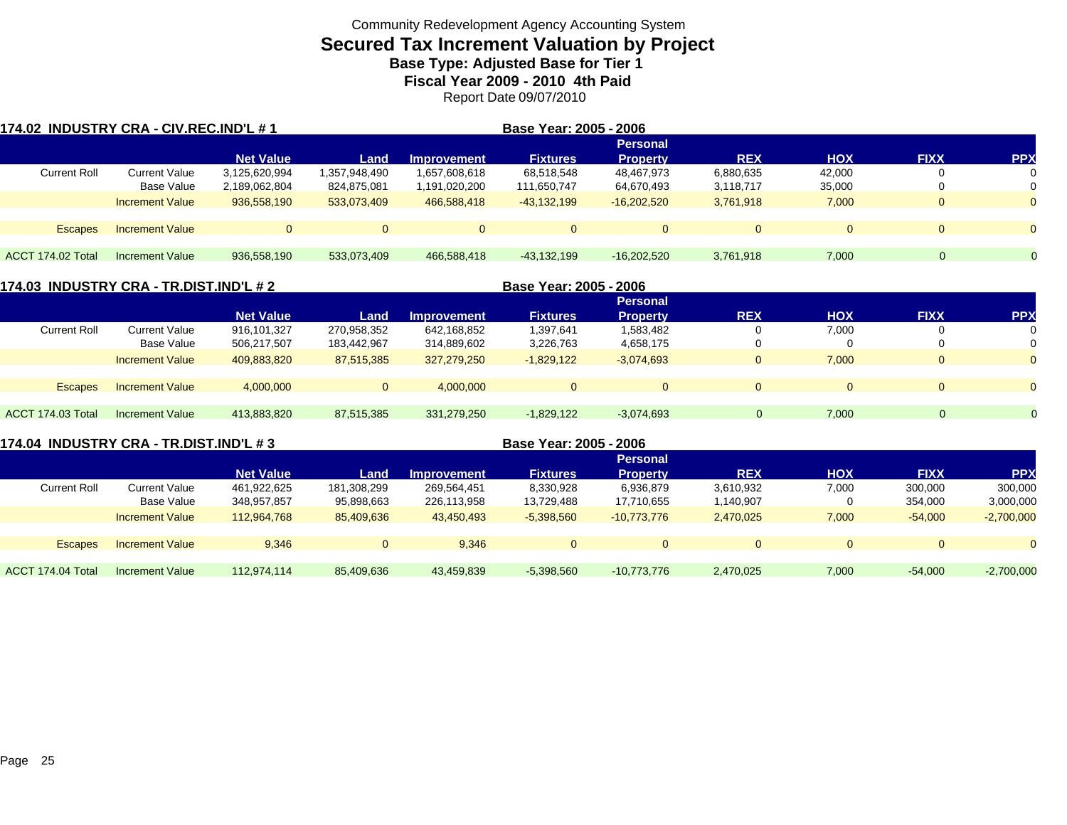Community Redevelopment Agency Accounting System

# Secured Tax Increment Valuation by Project

**Base Type: Adjusted Base for Tier 1**

**Fiscal Year 2009 - 2010 4th Paid**

Report Date 09/07/2010

## 174.02 INDUSTRY CRA - CIV.REC.IND'L # 1

**Base Year: 2005 - 2006**

| | | Net Value | Land | Improvement | Fixtures | Personal Property | REX | HOX | FIXX | PPX |
|---|---|---|---|---|---|---|---|---|---|---|
| Current Roll | Current Value | 3,125,620,994 | 1,357,948,490 | 1,657,608,618 | 68,518,548 | 48,467,973 | 6,880,635 | 42,000 | 0 | 0 |
| | Base Value | 2,189,062,804 | 824,875,081 | 1,191,020,200 | 111,650,747 | 64,670,493 | 3,118,717 | 35,000 | 0 | 0 |
| | Increment Value | 936,558,190 | 533,073,409 | 466,588,418 | -43,132,199 | -16,202,520 | 3,761,918 | 7,000 | 0 | 0 |
| Escapes | Increment Value | 0 | 0 | 0 | 0 | 0 | 0 | 0 | 0 | 0 |
| ACCT 174.02 Total | Increment Value | 936,558,190 | 533,073,409 | 466,588,418 | -43,132,199 | -16,202,520 | 3,761,918 | 7,000 | 0 | 0 |

## 174.03 INDUSTRY CRA - TR.DIST.IND'L # 2

**Base Year: 2005 - 2006**

| | | Net Value | Land | Improvement | Fixtures | Personal Property | REX | HOX | FIXX | PPX |
|---|---|---|---|---|---|---|---|---|---|---|
| Current Roll | Current Value | 916,101,327 | 270,958,352 | 642,168,852 | 1,397,641 | 1,583,482 | 0 | 7,000 | 0 | 0 |
| | Base Value | 506,217,507 | 183,442,967 | 314,889,602 | 3,226,763 | 4,658,175 | 0 | 0 | 0 | 0 |
| | Increment Value | 409,883,820 | 87,515,385 | 327,279,250 | -1,829,122 | -3,074,693 | 0 | 7,000 | 0 | 0 |
| Escapes | Increment Value | 4,000,000 | 0 | 4,000,000 | 0 | 0 | 0 | 0 | 0 | 0 |
| ACCT 174.03 Total | Increment Value | 413,883,820 | 87,515,385 | 331,279,250 | -1,829,122 | -3,074,693 | 0 | 7,000 | 0 | 0 |

## 174.04 INDUSTRY CRA - TR.DIST.IND'L # 3

**Base Year: 2005 - 2006**

| | | Net Value | Land | Improvement | Fixtures | Personal Property | REX | HOX | FIXX | PPX |
|---|---|---|---|---|---|---|---|---|---|---|
| Current Roll | Current Value | 461,922,625 | 181,308,299 | 269,564,451 | 8,330,928 | 6,936,879 | 3,610,932 | 7,000 | 300,000 | 300,000 |
| | Base Value | 348,957,857 | 95,898,663 | 226,113,958 | 13,729,488 | 17,710,655 | 1,140,907 | 0 | 354,000 | 3,000,000 |
| | Increment Value | 112,964,768 | 85,409,636 | 43,450,493 | -5,398,560 | -10,773,776 | 2,470,025 | 7,000 | -54,000 | -2,700,000 |
| Escapes | Increment Value | 9,346 | 0 | 9,346 | 0 | 0 | 0 | 0 | 0 | 0 |
| ACCT 174.04 Total | Increment Value | 112,974,114 | 85,409,636 | 43,459,839 | -5,398,560 | -10,773,776 | 2,470,025 | 7,000 | -54,000 | -2,700,000 |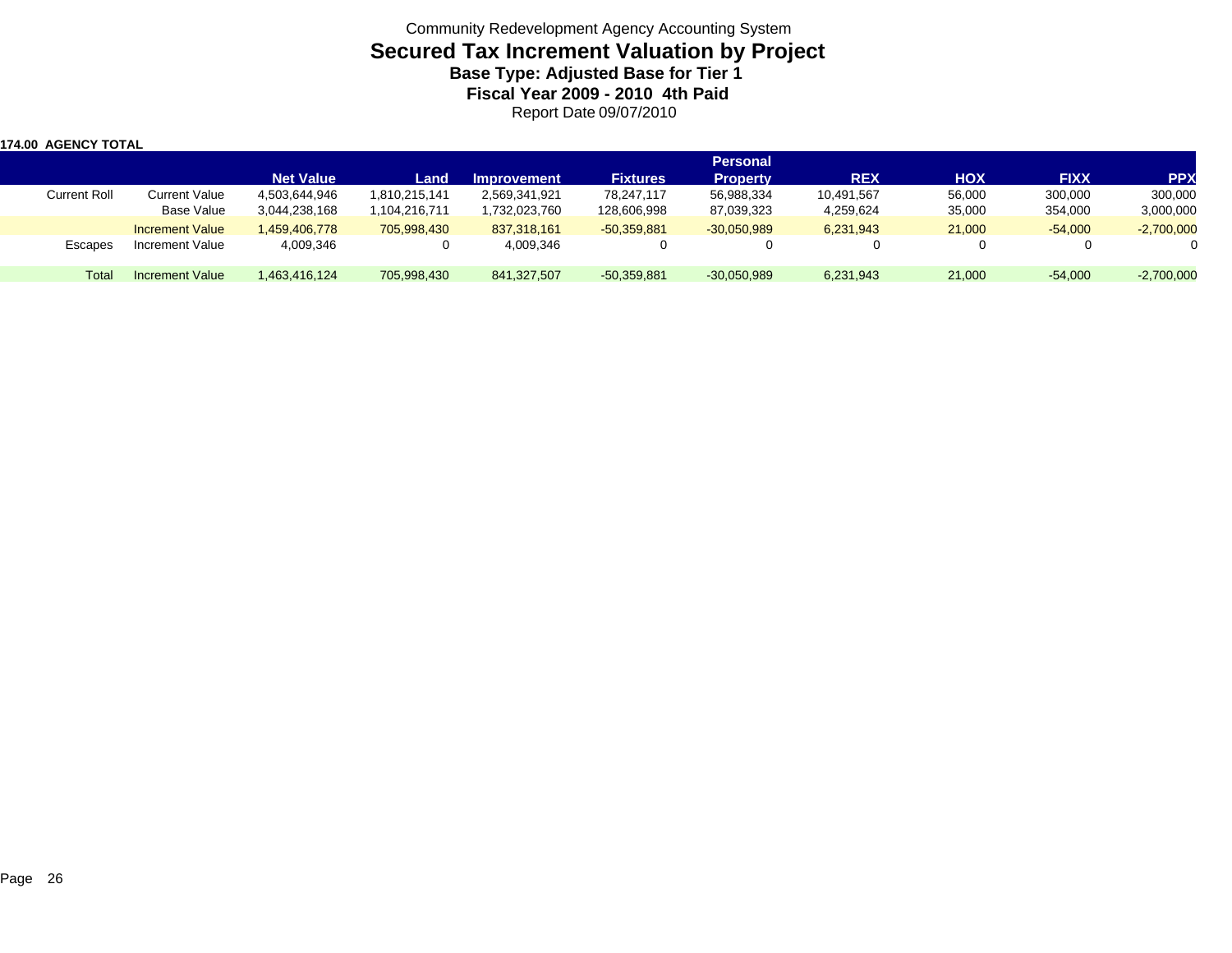Community Redevelopment Agency Accounting System

# Secured Tax Increment Valuation by Project

### Base Type: Adjusted Base for Tier 1

### Fiscal Year 2009 - 2010 4th Paid

Report Date 09/07/2010

**174.00 AGENCY TOTAL**

| | | Net Value | Land | Improvement | Fixtures | Personal Property | REX | HOX | FIXX | PPX |
|---|---|---|---|---|---|---|---|---|---|---|
| Current Roll | Current Value | 4,503,644,946 | 1,810,215,141 | 2,569,341,921 | 78,247,117 | 56,988,334 | 10,491,567 | 56,000 | 300,000 | 300,000 |
| | Base Value | 3,044,238,168 | 1,104,216,711 | 1,732,023,760 | 128,606,998 | 87,039,323 | 4,259,624 | 35,000 | 354,000 | 3,000,000 |
| | Increment Value | 1,459,406,778 | 705,998,430 | 837,318,161 | -50,359,881 | -30,050,989 | 6,231,943 | 21,000 | -54,000 | -2,700,000 |
| Escapes | Increment Value | 4,009,346 | 0 | 4,009,346 | 0 | 0 | 0 | 0 | 0 | 0 |
| Total | Increment Value | 1,463,416,124 | 705,998,430 | 841,327,507 | -50,359,881 | -30,050,989 | 6,231,943 | 21,000 | -54,000 | -2,700,000 |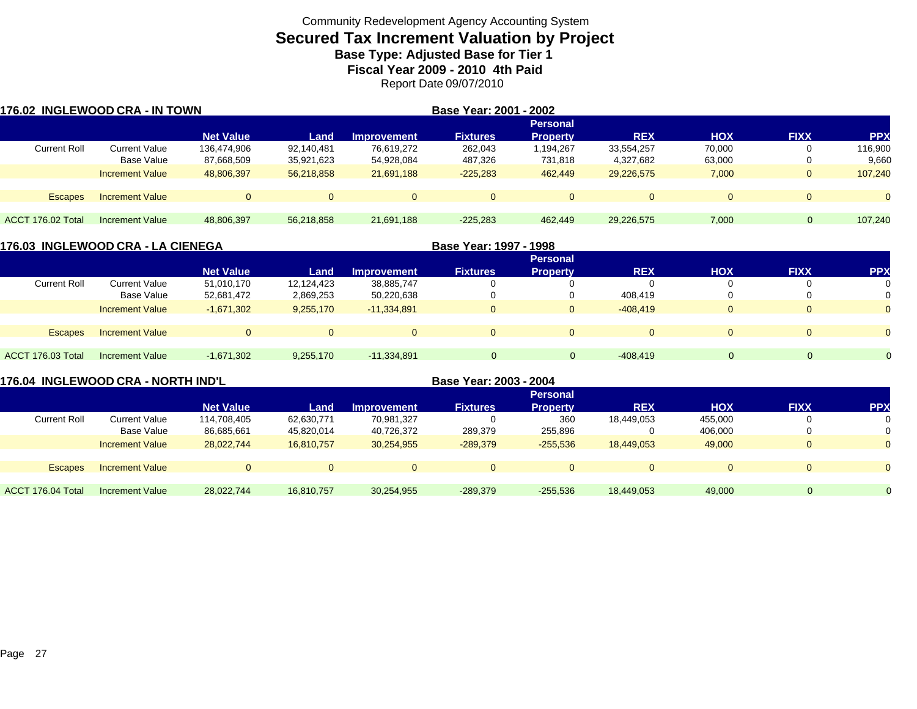Community Redevelopment Agency Accounting System

# Secured Tax Increment Valuation by Project

### Base Type: Adjusted Base for Tier 1

### Fiscal Year 2009 - 2010 4th Paid

Report Date 09/07/2010

**176.02 INGLEWOOD CRA - IN TOWN** **Base Year: 2001 - 2002**

| | | Net Value | Land | Improvement | Fixtures | Personal Property | REX | HOX | FIXX | PPX |
|---|---|---|---|---|---|---|---|---|---|---|
| Current Roll | Current Value | 136,474,906 | 92,140,481 | 76,619,272 | 262,043 | 1,194,267 | 33,554,257 | 70,000 | 0 | 116,900 |
| | Base Value | 87,668,509 | 35,921,623 | 54,928,084 | 487,326 | 731,818 | 4,327,682 | 63,000 | 0 | 9,660 |
| | Increment Value | 48,806,397 | 56,218,858 | 21,691,188 | -225,283 | 462,449 | 29,226,575 | 7,000 | 0 | 107,240 |
| Escapes | Increment Value | 0 | 0 | 0 | 0 | 0 | 0 | 0 | 0 | 0 |
| ACCT 176.02 Total | Increment Value | 48,806,397 | 56,218,858 | 21,691,188 | -225,283 | 462,449 | 29,226,575 | 7,000 | 0 | 107,240 |

**176.03 INGLEWOOD CRA - LA CIENEGA** **Base Year: 1997 - 1998**

| | | Net Value | Land | Improvement | Fixtures | Personal Property | REX | HOX | FIXX | PPX |
|---|---|---|---|---|---|---|---|---|---|---|
| Current Roll | Current Value | 51,010,170 | 12,124,423 | 38,885,747 | 0 | 0 | 0 | 0 | 0 | 0 |
| | Base Value | 52,681,472 | 2,869,253 | 50,220,638 | 0 | 0 | 408,419 | 0 | 0 | 0 |
| | Increment Value | -1,671,302 | 9,255,170 | -11,334,891 | 0 | 0 | -408,419 | 0 | 0 | 0 |
| Escapes | Increment Value | 0 | 0 | 0 | 0 | 0 | 0 | 0 | 0 | 0 |
| ACCT 176.03 Total | Increment Value | -1,671,302 | 9,255,170 | -11,334,891 | 0 | 0 | -408,419 | 0 | 0 | 0 |

**176.04 INGLEWOOD CRA - NORTH IND'L** **Base Year: 2003 - 2004**

| | | Net Value | Land | Improvement | Fixtures | Personal Property | REX | HOX | FIXX | PPX |
|---|---|---|---|---|---|---|---|---|---|---|
| Current Roll | Current Value | 114,708,405 | 62,630,771 | 70,981,327 | 0 | 360 | 18,449,053 | 455,000 | 0 | 0 |
| | Base Value | 86,685,661 | 45,820,014 | 40,726,372 | 289,379 | 255,896 | 0 | 406,000 | 0 | 0 |
| | Increment Value | 28,022,744 | 16,810,757 | 30,254,955 | -289,379 | -255,536 | 18,449,053 | 49,000 | 0 | 0 |
| Escapes | Increment Value | 0 | 0 | 0 | 0 | 0 | 0 | 0 | 0 | 0 |
| ACCT 176.04 Total | Increment Value | 28,022,744 | 16,810,757 | 30,254,955 | -289,379 | -255,536 | 18,449,053 | 49,000 | 0 | 0 |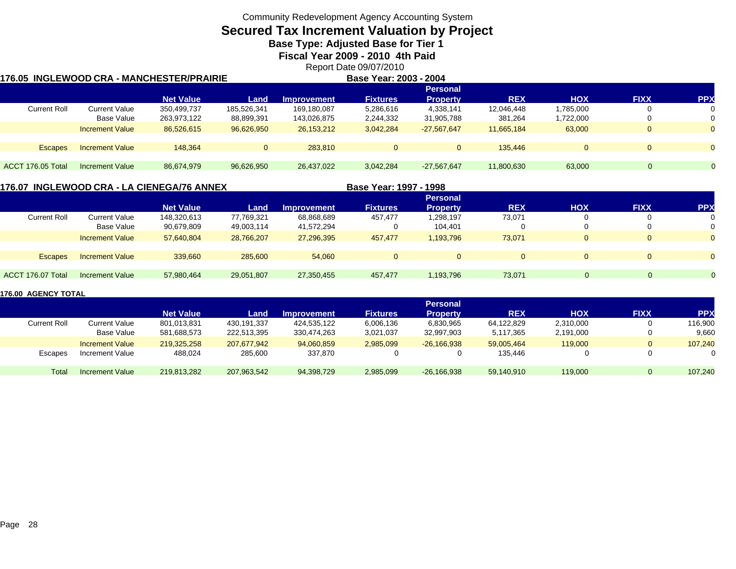Community Redevelopment Agency Accounting System

# Secured Tax Increment Valuation by Project

**Base Type: Adjusted Base for Tier 1**

**Fiscal Year 2009 - 2010 4th Paid**

Report Date 09/07/2010

**176.05 INGLEWOOD CRA - MANCHESTER/PRAIRIE** — **Base Year: 2003 - 2004**

| | | Net Value | Land | Improvement | Fixtures | Personal Property | REX | HOX | FIXX | PPX |
|---|---|---|---|---|---|---|---|---|---|---|
| Current Roll | Current Value | 350,499,737 | 185,526,341 | 169,180,087 | 5,286,616 | 4,338,141 | 12,046,448 | 1,785,000 | 0 | 0 |
| | Base Value | 263,973,122 | 88,899,391 | 143,026,875 | 2,244,332 | 31,905,788 | 381,264 | 1,722,000 | 0 | 0 |
| | Increment Value | 86,526,615 | 96,626,950 | 26,153,212 | 3,042,284 | -27,567,647 | 11,665,184 | 63,000 | 0 | 0 |
| Escapes | Increment Value | 148,364 | 0 | 283,810 | 0 | 0 | 135,446 | 0 | 0 | 0 |
| ACCT 176.05 Total | Increment Value | 86,674,979 | 96,626,950 | 26,437,022 | 3,042,284 | -27,567,647 | 11,800,630 | 63,000 | 0 | 0 |

**176.07 INGLEWOOD CRA - LA CIENEGA/76 ANNEX** — **Base Year: 1997 - 1998**

| | | Net Value | Land | Improvement | Fixtures | Personal Property | REX | HOX | FIXX | PPX |
|---|---|---|---|---|---|---|---|---|---|---|
| Current Roll | Current Value | 148,320,613 | 77,769,321 | 68,868,689 | 457,477 | 1,298,197 | 73,071 | 0 | 0 | 0 |
| | Base Value | 90,679,809 | 49,003,114 | 41,572,294 | 0 | 104,401 | 0 | 0 | 0 | 0 |
| | Increment Value | 57,640,804 | 28,766,207 | 27,296,395 | 457,477 | 1,193,796 | 73,071 | 0 | 0 | 0 |
| Escapes | Increment Value | 339,660 | 285,600 | 54,060 | 0 | 0 | 0 | 0 | 0 | 0 |
| ACCT 176.07 Total | Increment Value | 57,980,464 | 29,051,807 | 27,350,455 | 457,477 | 1,193,796 | 73,071 | 0 | 0 | 0 |

**176.00 AGENCY TOTAL**

| | | Net Value | Land | Improvement | Fixtures | Personal Property | REX | HOX | FIXX | PPX |
|---|---|---|---|---|---|---|---|---|---|---|
| Current Roll | Current Value | 801,013,831 | 430,191,337 | 424,535,122 | 6,006,136 | 6,830,965 | 64,122,829 | 2,310,000 | 0 | 116,900 |
| | Base Value | 581,688,573 | 222,513,395 | 330,474,263 | 3,021,037 | 32,997,903 | 5,117,365 | 2,191,000 | 0 | 9,660 |
| | Increment Value | 219,325,258 | 207,677,942 | 94,060,859 | 2,985,099 | -26,166,938 | 59,005,464 | 119,000 | 0 | 107,240 |
| Escapes | Increment Value | 488,024 | 285,600 | 337,870 | 0 | 0 | 135,446 | 0 | 0 | 0 |
| Total | Increment Value | 219,813,282 | 207,963,542 | 94,398,729 | 2,985,099 | -26,166,938 | 59,140,910 | 119,000 | 0 | 107,240 |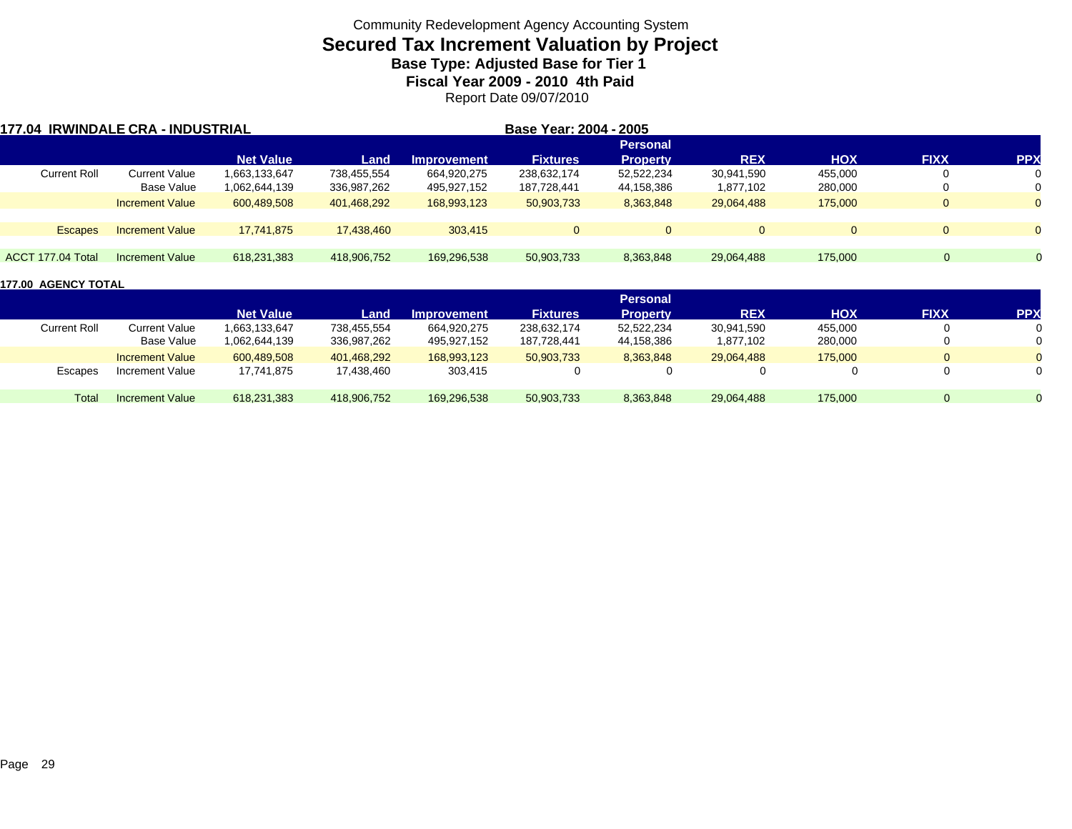Community Redevelopment Agency Accounting System

# Secured Tax Increment Valuation by Project

### Base Type: Adjusted Base for Tier 1

### Fiscal Year 2009 - 2010 4th Paid

Report Date 09/07/2010

**177.04 IRWINDALE CRA - INDUSTRIAL** **Base Year: 2004 - 2005**

| | | Net Value | Land | Improvement | Fixtures | Personal Property | REX | HOX | FIXX | PPX |
|---|---|---|---|---|---|---|---|---|---|---|
| Current Roll | Current Value | 1,663,133,647 | 738,455,554 | 664,920,275 | 238,632,174 | 52,522,234 | 30,941,590 | 455,000 | 0 | 0 |
| | Base Value | 1,062,644,139 | 336,987,262 | 495,927,152 | 187,728,441 | 44,158,386 | 1,877,102 | 280,000 | 0 | 0 |
| | Increment Value | 600,489,508 | 401,468,292 | 168,993,123 | 50,903,733 | 8,363,848 | 29,064,488 | 175,000 | 0 | 0 |
| Escapes | Increment Value | 17,741,875 | 17,438,460 | 303,415 | 0 | 0 | 0 | 0 | 0 | 0 |
| ACCT 177.04 Total | Increment Value | 618,231,383 | 418,906,752 | 169,296,538 | 50,903,733 | 8,363,848 | 29,064,488 | 175,000 | 0 | 0 |

**177.00 AGENCY TOTAL**

| | | Net Value | Land | Improvement | Fixtures | Personal Property | REX | HOX | FIXX | PPX |
|---|---|---|---|---|---|---|---|---|---|---|
| Current Roll | Current Value | 1,663,133,647 | 738,455,554 | 664,920,275 | 238,632,174 | 52,522,234 | 30,941,590 | 455,000 | 0 | 0 |
| | Base Value | 1,062,644,139 | 336,987,262 | 495,927,152 | 187,728,441 | 44,158,386 | 1,877,102 | 280,000 | 0 | 0 |
| | Increment Value | 600,489,508 | 401,468,292 | 168,993,123 | 50,903,733 | 8,363,848 | 29,064,488 | 175,000 | 0 | 0 |
| Escapes | Increment Value | 17,741,875 | 17,438,460 | 303,415 | 0 | 0 | 0 | 0 | 0 | 0 |
| Total | Increment Value | 618,231,383 | 418,906,752 | 169,296,538 | 50,903,733 | 8,363,848 | 29,064,488 | 175,000 | 0 | 0 |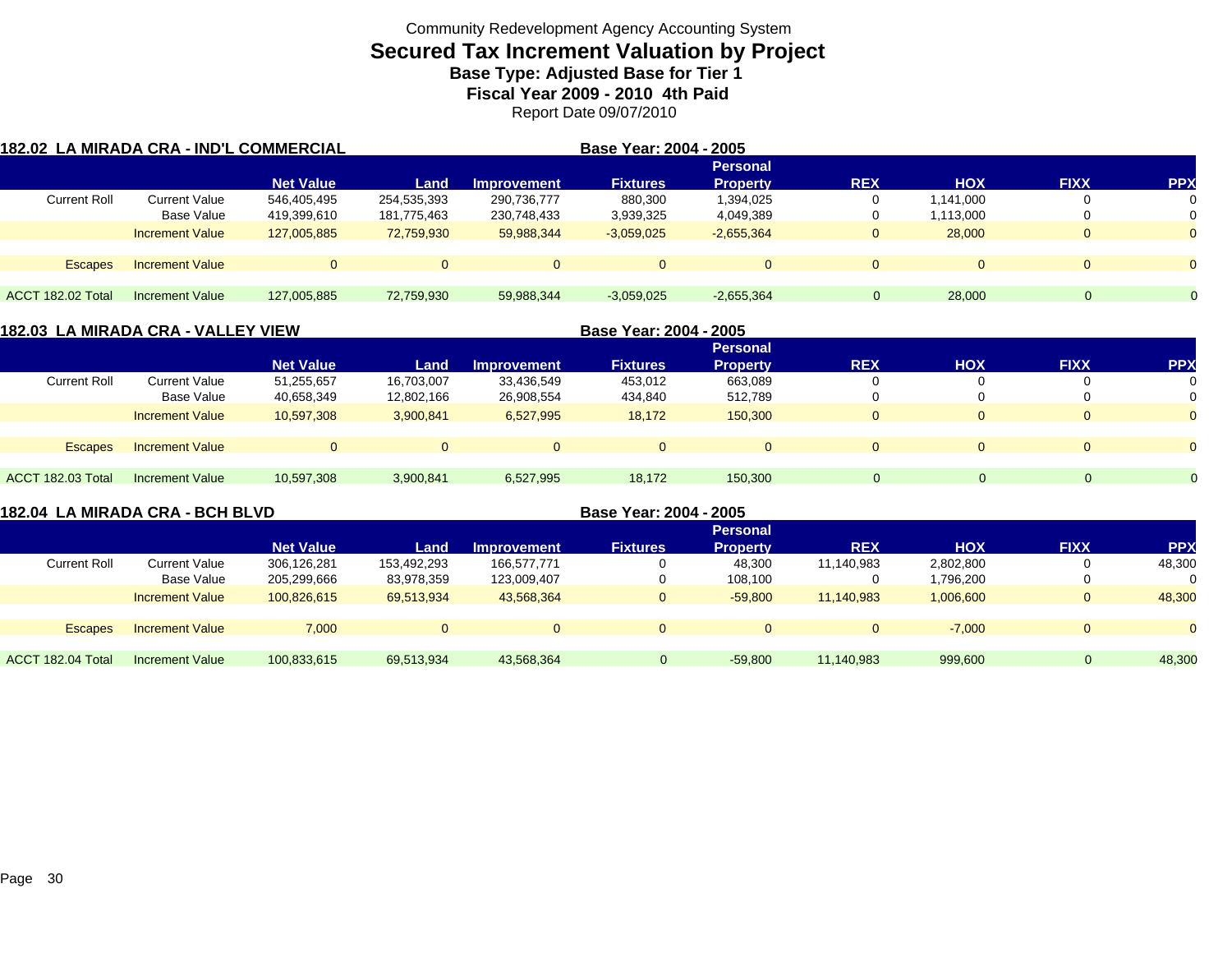Community Redevelopment Agency Accounting System

# Secured Tax Increment Valuation by Project

### Base Type: Adjusted Base for Tier 1

### Fiscal Year 2009 - 2010 4th Paid

Report Date 09/07/2010

## 182.02 LA MIRADA CRA - IND'L COMMERCIAL

**Base Year: 2004 - 2005**

| | | Net Value | Land | Improvement | Fixtures | Personal Property | REX | HOX | FIXX | PPX |
|---|---|---|---|---|---|---|---|---|---|---|
| Current Roll | Current Value | 546,405,495 | 254,535,393 | 290,736,777 | 880,300 | 1,394,025 | 0 | 1,141,000 | 0 | 0 |
| | Base Value | 419,399,610 | 181,775,463 | 230,748,433 | 3,939,325 | 4,049,389 | 0 | 1,113,000 | 0 | 0 |
| | Increment Value | 127,005,885 | 72,759,930 | 59,988,344 | -3,059,025 | -2,655,364 | 0 | 28,000 | 0 | 0 |
| Escapes | Increment Value | 0 | 0 | 0 | 0 | 0 | 0 | 0 | 0 | 0 |
| ACCT 182.02 Total | Increment Value | 127,005,885 | 72,759,930 | 59,988,344 | -3,059,025 | -2,655,364 | 0 | 28,000 | 0 | 0 |

## 182.03 LA MIRADA CRA - VALLEY VIEW

**Base Year: 2004 - 2005**

| | | Net Value | Land | Improvement | Fixtures | Personal Property | REX | HOX | FIXX | PPX |
|---|---|---|---|---|---|---|---|---|---|---|
| Current Roll | Current Value | 51,255,657 | 16,703,007 | 33,436,549 | 453,012 | 663,089 | 0 | 0 | 0 | 0 |
| | Base Value | 40,658,349 | 12,802,166 | 26,908,554 | 434,840 | 512,789 | 0 | 0 | 0 | 0 |
| | Increment Value | 10,597,308 | 3,900,841 | 6,527,995 | 18,172 | 150,300 | 0 | 0 | 0 | 0 |
| Escapes | Increment Value | 0 | 0 | 0 | 0 | 0 | 0 | 0 | 0 | 0 |
| ACCT 182.03 Total | Increment Value | 10,597,308 | 3,900,841 | 6,527,995 | 18,172 | 150,300 | 0 | 0 | 0 | 0 |

## 182.04 LA MIRADA CRA - BCH BLVD

**Base Year: 2004 - 2005**

| | | Net Value | Land | Improvement | Fixtures | Personal Property | REX | HOX | FIXX | PPX |
|---|---|---|---|---|---|---|---|---|---|---|
| Current Roll | Current Value | 306,126,281 | 153,492,293 | 166,577,771 | 0 | 48,300 | 11,140,983 | 2,802,800 | 0 | 48,300 |
| | Base Value | 205,299,666 | 83,978,359 | 123,009,407 | 0 | 108,100 | 0 | 1,796,200 | 0 | 0 |
| | Increment Value | 100,826,615 | 69,513,934 | 43,568,364 | 0 | -59,800 | 11,140,983 | 1,006,600 | 0 | 48,300 |
| Escapes | Increment Value | 7,000 | 0 | 0 | 0 | 0 | 0 | -7,000 | 0 | 0 |
| ACCT 182.04 Total | Increment Value | 100,833,615 | 69,513,934 | 43,568,364 | 0 | -59,800 | 11,140,983 | 999,600 | 0 | 48,300 |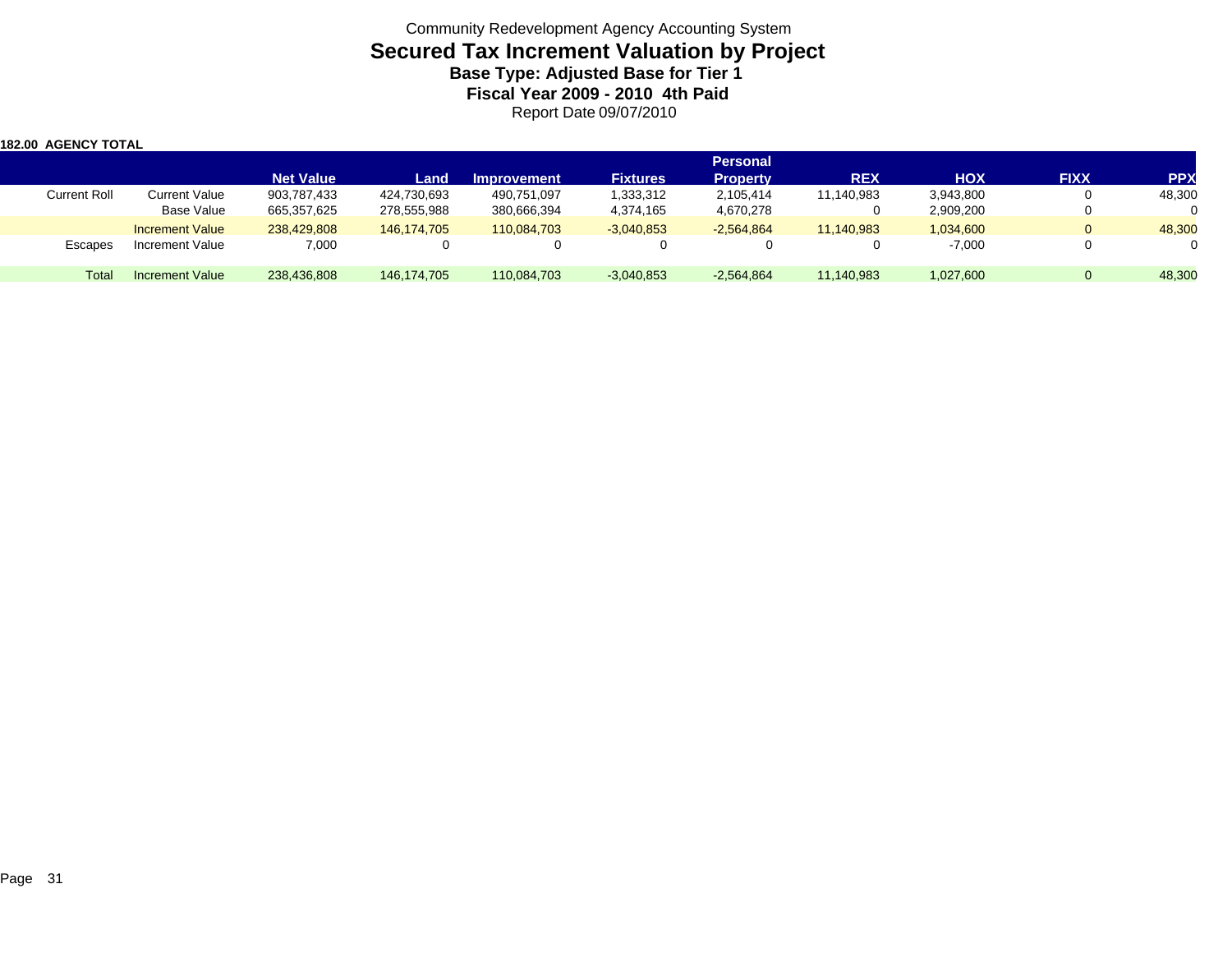Community Redevelopment Agency Accounting System

# Secured Tax Increment Valuation by Project

### Base Type: Adjusted Base for Tier 1

### Fiscal Year 2009 - 2010 4th Paid

Report Date 09/07/2010

**182.00 AGENCY TOTAL**

| | | Net Value | Land | Improvement | Fixtures | Personal Property | REX | HOX | FIXX | PPX |
|---|---|---|---|---|---|---|---|---|---|---|
| Current Roll | Current Value | 903,787,433 | 424,730,693 | 490,751,097 | 1,333,312 | 2,105,414 | 11,140,983 | 3,943,800 | 0 | 48,300 |
| | Base Value | 665,357,625 | 278,555,988 | 380,666,394 | 4,374,165 | 4,670,278 | 0 | 2,909,200 | 0 | 0 |
| | Increment Value | 238,429,808 | 146,174,705 | 110,084,703 | -3,040,853 | -2,564,864 | 11,140,983 | 1,034,600 | 0 | 48,300 |
| Escapes | Increment Value | 7,000 | 0 | 0 | 0 | 0 | 0 | -7,000 | 0 | 0 |
| Total | Increment Value | 238,436,808 | 146,174,705 | 110,084,703 | -3,040,853 | -2,564,864 | 11,140,983 | 1,027,600 | 0 | 48,300 |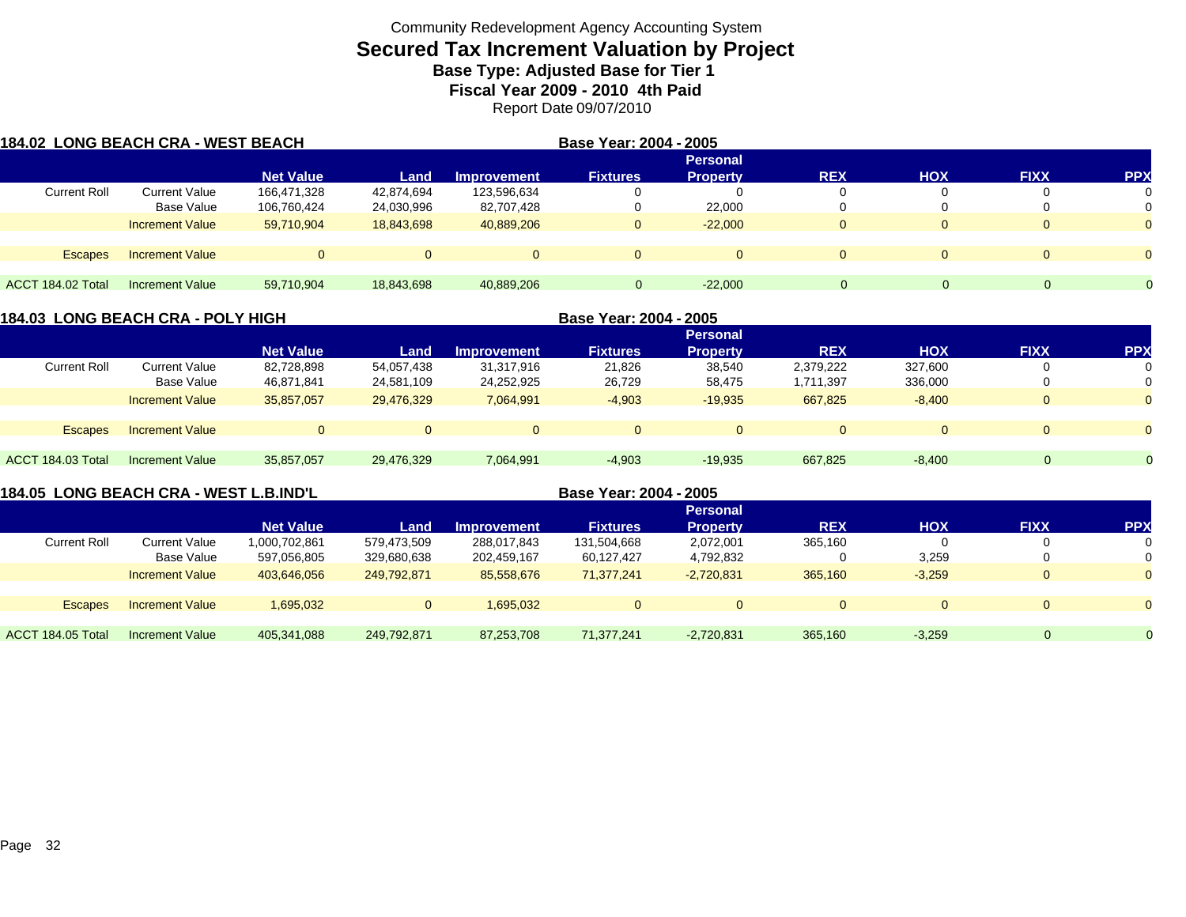Community Redevelopment Agency Accounting System

# Secured Tax Increment Valuation by Project

### Base Type: Adjusted Base for Tier 1

### Fiscal Year 2009 - 2010 4th Paid

Report Date 09/07/2010

**184.02 LONG BEACH CRA - WEST BEACH** — **Base Year: 2004 - 2005**

| | | Net Value | Land | Improvement | Fixtures | Personal Property | REX | HOX | FIXX | PPX |
|---|---|---|---|---|---|---|---|---|---|---|
| Current Roll | Current Value | 166,471,328 | 42,874,694 | 123,596,634 | 0 | 0 | 0 | 0 | 0 | 0 |
| | Base Value | 106,760,424 | 24,030,996 | 82,707,428 | 0 | 22,000 | 0 | 0 | 0 | 0 |
| | Increment Value | 59,710,904 | 18,843,698 | 40,889,206 | 0 | -22,000 | 0 | 0 | 0 | 0 |
| Escapes | Increment Value | 0 | 0 | 0 | 0 | 0 | 0 | 0 | 0 | 0 |
| ACCT 184.02 Total | Increment Value | 59,710,904 | 18,843,698 | 40,889,206 | 0 | -22,000 | 0 | 0 | 0 | 0 |

**184.03 LONG BEACH CRA - POLY HIGH** — **Base Year: 2004 - 2005**

| | | Net Value | Land | Improvement | Fixtures | Personal Property | REX | HOX | FIXX | PPX |
|---|---|---|---|---|---|---|---|---|---|---|
| Current Roll | Current Value | 82,728,898 | 54,057,438 | 31,317,916 | 21,826 | 38,540 | 2,379,222 | 327,600 | 0 | 0 |
| | Base Value | 46,871,841 | 24,581,109 | 24,252,925 | 26,729 | 58,475 | 1,711,397 | 336,000 | 0 | 0 |
| | Increment Value | 35,857,057 | 29,476,329 | 7,064,991 | -4,903 | -19,935 | 667,825 | -8,400 | 0 | 0 |
| Escapes | Increment Value | 0 | 0 | 0 | 0 | 0 | 0 | 0 | 0 | 0 |
| ACCT 184.03 Total | Increment Value | 35,857,057 | 29,476,329 | 7,064,991 | -4,903 | -19,935 | 667,825 | -8,400 | 0 | 0 |

**184.05 LONG BEACH CRA - WEST L.B.IND'L** — **Base Year: 2004 - 2005**

| | | Net Value | Land | Improvement | Fixtures | Personal Property | REX | HOX | FIXX | PPX |
|---|---|---|---|---|---|---|---|---|---|---|
| Current Roll | Current Value | 1,000,702,861 | 579,473,509 | 288,017,843 | 131,504,668 | 2,072,001 | 365,160 | 0 | 0 | 0 |
| | Base Value | 597,056,805 | 329,680,638 | 202,459,167 | 60,127,427 | 4,792,832 | 0 | 3,259 | 0 | 0 |
| | Increment Value | 403,646,056 | 249,792,871 | 85,558,676 | 71,377,241 | -2,720,831 | 365,160 | -3,259 | 0 | 0 |
| Escapes | Increment Value | 1,695,032 | 0 | 1,695,032 | 0 | 0 | 0 | 0 | 0 | 0 |
| ACCT 184.05 Total | Increment Value | 405,341,088 | 249,792,871 | 87,253,708 | 71,377,241 | -2,720,831 | 365,160 | -3,259 | 0 | 0 |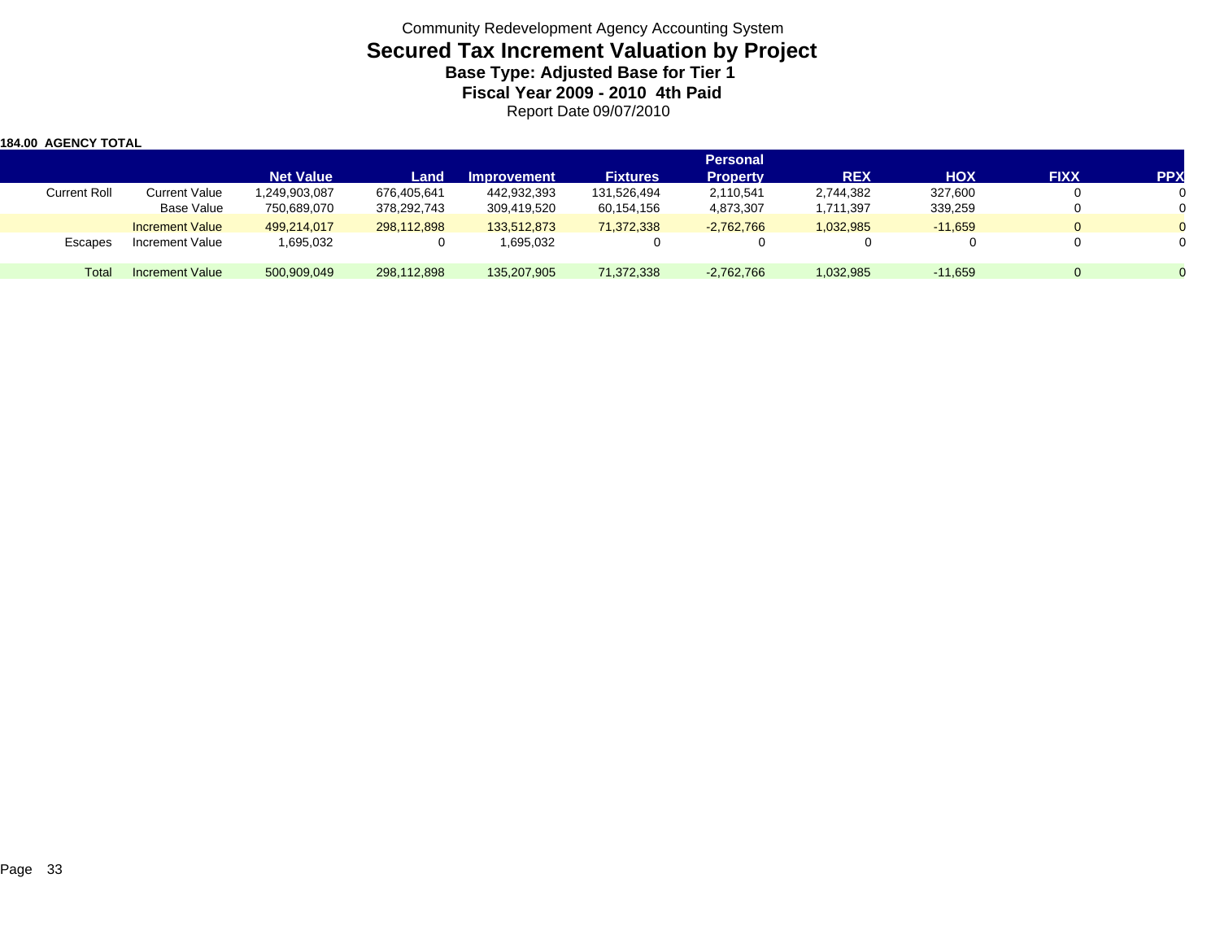Community Redevelopment Agency Accounting System

# Secured Tax Increment Valuation by Project

### Base Type: Adjusted Base for Tier 1

### Fiscal Year 2009 - 2010 4th Paid

Report Date 09/07/2010

**184.00 AGENCY TOTAL**

| | | Net Value | Land | Improvement | Fixtures | Personal Property | REX | HOX | FIXX | PPX |
|---|---|---|---|---|---|---|---|---|---|---|
| Current Roll | Current Value | 1,249,903,087 | 676,405,641 | 442,932,393 | 131,526,494 | 2,110,541 | 2,744,382 | 327,600 | 0 | 0 |
| | Base Value | 750,689,070 | 378,292,743 | 309,419,520 | 60,154,156 | 4,873,307 | 1,711,397 | 339,259 | 0 | 0 |
| | Increment Value | 499,214,017 | 298,112,898 | 133,512,873 | 71,372,338 | -2,762,766 | 1,032,985 | -11,659 | 0 | 0 |
| Escapes | Increment Value | 1,695,032 | 0 | 1,695,032 | 0 | 0 | 0 | 0 | 0 | 0 |
| Total | Increment Value | 500,909,049 | 298,112,898 | 135,207,905 | 71,372,338 | -2,762,766 | 1,032,985 | -11,659 | 0 | 0 |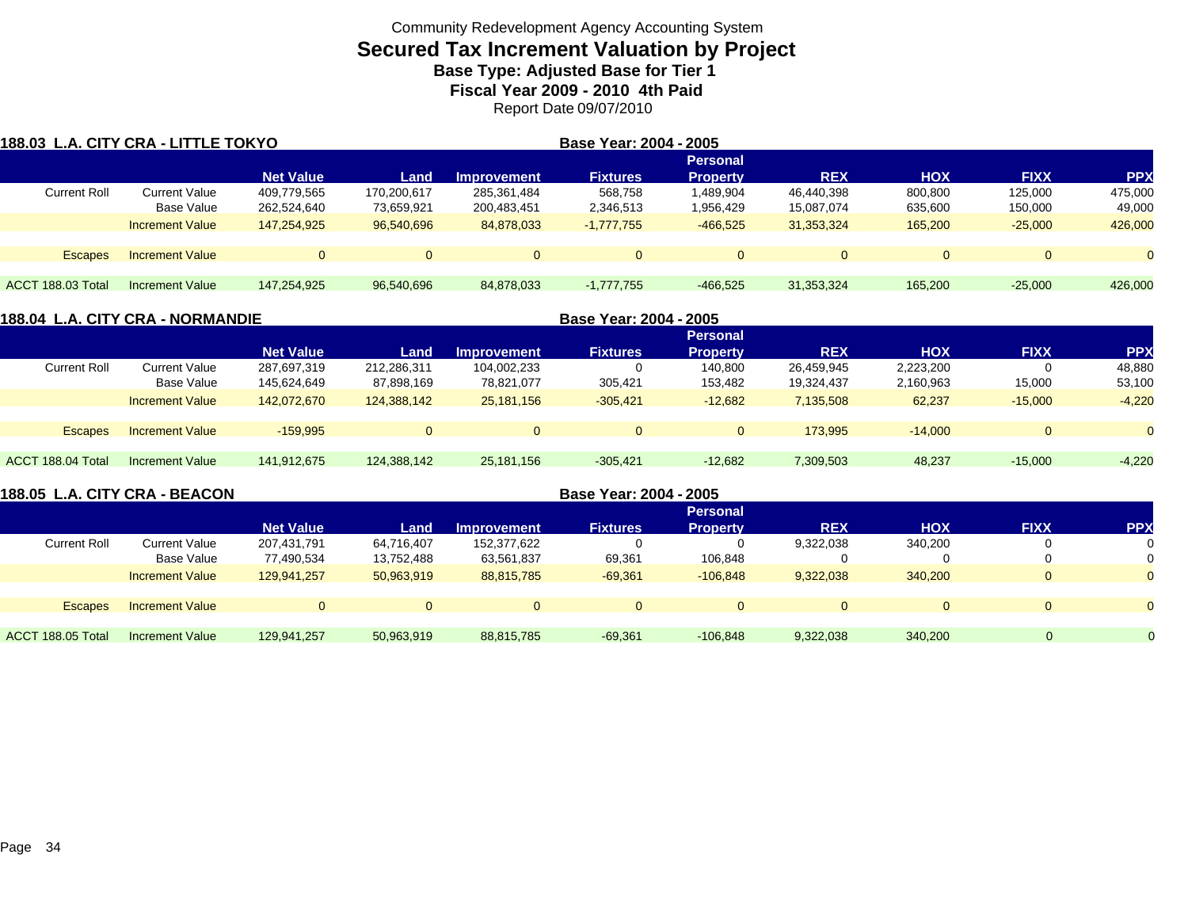Community Redevelopment Agency Accounting System

# Secured Tax Increment Valuation by Project

**Base Type: Adjusted Base for Tier 1**

**Fiscal Year 2009 - 2010 4th Paid**

Report Date 09/07/2010

## 188.03 L.A. CITY CRA - LITTLE TOKYO

**Base Year: 2004 - 2005**

| | | Net Value | Land | Improvement | Fixtures | Personal Property | REX | HOX | FIXX | PPX |
|---|---|---|---|---|---|---|---|---|---|---|
| Current Roll | Current Value | 409,779,565 | 170,200,617 | 285,361,484 | 568,758 | 1,489,904 | 46,440,398 | 800,800 | 125,000 | 475,000 |
| | Base Value | 262,524,640 | 73,659,921 | 200,483,451 | 2,346,513 | 1,956,429 | 15,087,074 | 635,600 | 150,000 | 49,000 |
| | Increment Value | 147,254,925 | 96,540,696 | 84,878,033 | -1,777,755 | -466,525 | 31,353,324 | 165,200 | -25,000 | 426,000 |
| Escapes | Increment Value | 0 | 0 | 0 | 0 | 0 | 0 | 0 | 0 | 0 |
| ACCT 188.03 Total | Increment Value | 147,254,925 | 96,540,696 | 84,878,033 | -1,777,755 | -466,525 | 31,353,324 | 165,200 | -25,000 | 426,000 |

## 188.04 L.A. CITY CRA - NORMANDIE

**Base Year: 2004 - 2005**

| | | Net Value | Land | Improvement | Fixtures | Personal Property | REX | HOX | FIXX | PPX |
|---|---|---|---|---|---|---|---|---|---|---|
| Current Roll | Current Value | 287,697,319 | 212,286,311 | 104,002,233 | 0 | 140,800 | 26,459,945 | 2,223,200 | 0 | 48,880 |
| | Base Value | 145,624,649 | 87,898,169 | 78,821,077 | 305,421 | 153,482 | 19,324,437 | 2,160,963 | 15,000 | 53,100 |
| | Increment Value | 142,072,670 | 124,388,142 | 25,181,156 | -305,421 | -12,682 | 7,135,508 | 62,237 | -15,000 | -4,220 |
| Escapes | Increment Value | -159,995 | 0 | 0 | 0 | 0 | 173,995 | -14,000 | 0 | 0 |
| ACCT 188.04 Total | Increment Value | 141,912,675 | 124,388,142 | 25,181,156 | -305,421 | -12,682 | 7,309,503 | 48,237 | -15,000 | -4,220 |

## 188.05 L.A. CITY CRA - BEACON

**Base Year: 2004 - 2005**

| | | Net Value | Land | Improvement | Fixtures | Personal Property | REX | HOX | FIXX | PPX |
|---|---|---|---|---|---|---|---|---|---|---|
| Current Roll | Current Value | 207,431,791 | 64,716,407 | 152,377,622 | 0 | 0 | 9,322,038 | 340,200 | 0 | 0 |
| | Base Value | 77,490,534 | 13,752,488 | 63,561,837 | 69,361 | 106,848 | 0 | 0 | 0 | 0 |
| | Increment Value | 129,941,257 | 50,963,919 | 88,815,785 | -69,361 | -106,848 | 9,322,038 | 340,200 | 0 | 0 |
| Escapes | Increment Value | 0 | 0 | 0 | 0 | 0 | 0 | 0 | 0 | 0 |
| ACCT 188.05 Total | Increment Value | 129,941,257 | 50,963,919 | 88,815,785 | -69,361 | -106,848 | 9,322,038 | 340,200 | 0 | 0 |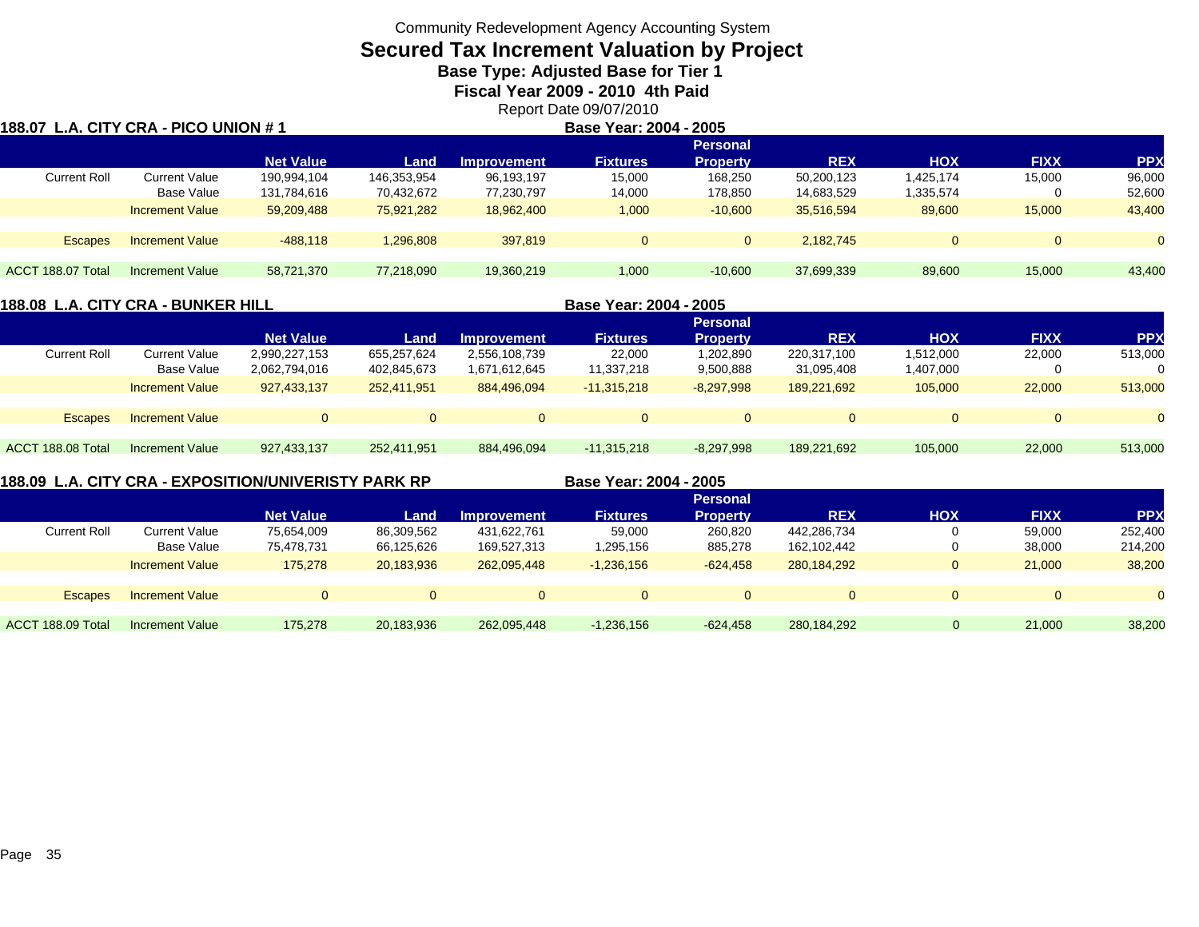Community Redevelopment Agency Accounting System

# Secured Tax Increment Valuation by Project

### Base Type: Adjusted Base for Tier 1

### Fiscal Year 2009 - 2010 4th Paid

Report Date 09/07/2010

**188.07 L.A. CITY CRA - PICO UNION # 1** — **Base Year: 2004 - 2005**

| | | Net Value | Land | Improvement | Fixtures | Personal Property | REX | HOX | FIXX | PPX |
|---|---|---|---|---|---|---|---|---|---|---|
| Current Roll | Current Value | 190,994,104 | 146,353,954 | 96,193,197 | 15,000 | 168,250 | 50,200,123 | 1,425,174 | 15,000 | 96,000 |
| | Base Value | 131,784,616 | 70,432,672 | 77,230,797 | 14,000 | 178,850 | 14,683,529 | 1,335,574 | 0 | 52,600 |
| | Increment Value | 59,209,488 | 75,921,282 | 18,962,400 | 1,000 | -10,600 | 35,516,594 | 89,600 | 15,000 | 43,400 |
| Escapes | Increment Value | -488,118 | 1,296,808 | 397,819 | 0 | 0 | 2,182,745 | 0 | 0 | 0 |
| ACCT 188.07 Total | Increment Value | 58,721,370 | 77,218,090 | 19,360,219 | 1,000 | -10,600 | 37,699,339 | 89,600 | 15,000 | 43,400 |

**188.08 L.A. CITY CRA - BUNKER HILL** — **Base Year: 2004 - 2005**

| | | Net Value | Land | Improvement | Fixtures | Personal Property | REX | HOX | FIXX | PPX |
|---|---|---|---|---|---|---|---|---|---|---|
| Current Roll | Current Value | 2,990,227,153 | 655,257,624 | 2,556,108,739 | 22,000 | 1,202,890 | 220,317,100 | 1,512,000 | 22,000 | 513,000 |
| | Base Value | 2,062,794,016 | 402,845,673 | 1,671,612,645 | 11,337,218 | 9,500,888 | 31,095,408 | 1,407,000 | 0 | 0 |
| | Increment Value | 927,433,137 | 252,411,951 | 884,496,094 | -11,315,218 | -8,297,998 | 189,221,692 | 105,000 | 22,000 | 513,000 |
| Escapes | Increment Value | 0 | 0 | 0 | 0 | 0 | 0 | 0 | 0 | 0 |
| ACCT 188.08 Total | Increment Value | 927,433,137 | 252,411,951 | 884,496,094 | -11,315,218 | -8,297,998 | 189,221,692 | 105,000 | 22,000 | 513,000 |

**188.09 L.A. CITY CRA - EXPOSITION/UNIVERISTY PARK RP** — **Base Year: 2004 - 2005**

| | | Net Value | Land | Improvement | Fixtures | Personal Property | REX | HOX | FIXX | PPX |
|---|---|---|---|---|---|---|---|---|---|---|
| Current Roll | Current Value | 75,654,009 | 86,309,562 | 431,622,761 | 59,000 | 260,820 | 442,286,734 | 0 | 59,000 | 252,400 |
| | Base Value | 75,478,731 | 66,125,626 | 169,527,313 | 1,295,156 | 885,278 | 162,102,442 | 0 | 38,000 | 214,200 |
| | Increment Value | 175,278 | 20,183,936 | 262,095,448 | -1,236,156 | -624,458 | 280,184,292 | 0 | 21,000 | 38,200 |
| Escapes | Increment Value | 0 | 0 | 0 | 0 | 0 | 0 | 0 | 0 | 0 |
| ACCT 188.09 Total | Increment Value | 175,278 | 20,183,936 | 262,095,448 | -1,236,156 | -624,458 | 280,184,292 | 0 | 21,000 | 38,200 |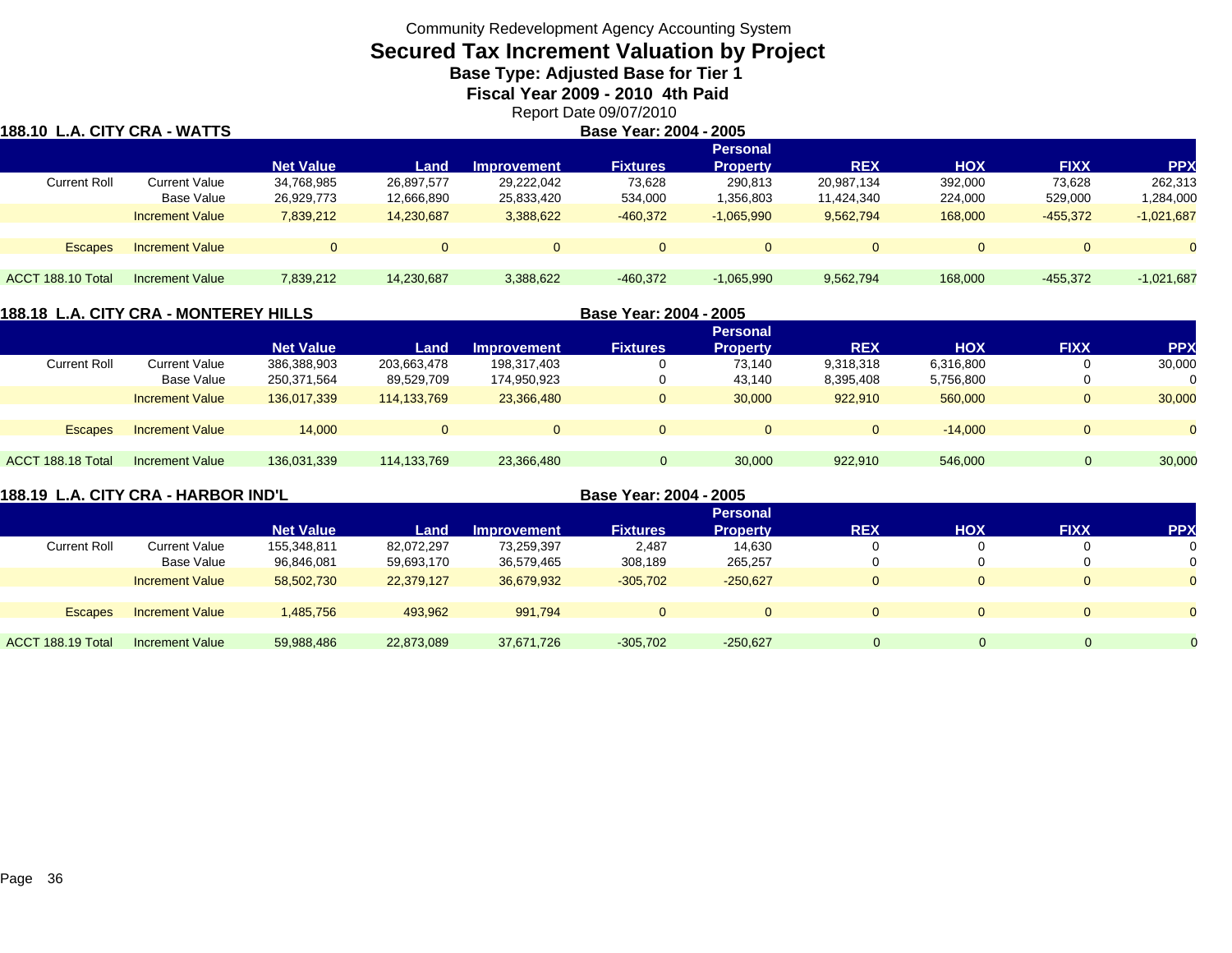Community Redevelopment Agency Accounting System

# Secured Tax Increment Valuation by Project

### Base Type: Adjusted Base for Tier 1

### Fiscal Year 2009 - 2010 4th Paid

Report Date 09/07/2010

## 188.10 L.A. CITY CRA - WATTS

**Base Year: 2004 - 2005**

| | | Net Value | Land | Improvement | Fixtures | Personal Property | REX | HOX | FIXX | PPX |
|---|---|---|---|---|---|---|---|---|---|---|
| Current Roll | Current Value | 34,768,985 | 26,897,577 | 29,222,042 | 73,628 | 290,813 | 20,987,134 | 392,000 | 73,628 | 262,313 |
| | Base Value | 26,929,773 | 12,666,890 | 25,833,420 | 534,000 | 1,356,803 | 11,424,340 | 224,000 | 529,000 | 1,284,000 |
| | Increment Value | 7,839,212 | 14,230,687 | 3,388,622 | -460,372 | -1,065,990 | 9,562,794 | 168,000 | -455,372 | -1,021,687 |
| Escapes | Increment Value | 0 | 0 | 0 | 0 | 0 | 0 | 0 | 0 | 0 |
| ACCT 188.10 Total | Increment Value | 7,839,212 | 14,230,687 | 3,388,622 | -460,372 | -1,065,990 | 9,562,794 | 168,000 | -455,372 | -1,021,687 |

## 188.18 L.A. CITY CRA - MONTEREY HILLS

**Base Year: 2004 - 2005**

| | | Net Value | Land | Improvement | Fixtures | Personal Property | REX | HOX | FIXX | PPX |
|---|---|---|---|---|---|---|---|---|---|---|
| Current Roll | Current Value | 386,388,903 | 203,663,478 | 198,317,403 | 0 | 73,140 | 9,318,318 | 6,316,800 | 0 | 30,000 |
| | Base Value | 250,371,564 | 89,529,709 | 174,950,923 | 0 | 43,140 | 8,395,408 | 5,756,800 | 0 | 0 |
| | Increment Value | 136,017,339 | 114,133,769 | 23,366,480 | 0 | 30,000 | 922,910 | 560,000 | 0 | 30,000 |
| Escapes | Increment Value | 14,000 | 0 | 0 | 0 | 0 | 0 | -14,000 | 0 | 0 |
| ACCT 188.18 Total | Increment Value | 136,031,339 | 114,133,769 | 23,366,480 | 0 | 30,000 | 922,910 | 546,000 | 0 | 30,000 |

## 188.19 L.A. CITY CRA - HARBOR IND'L

**Base Year: 2004 - 2005**

| | | Net Value | Land | Improvement | Fixtures | Personal Property | REX | HOX | FIXX | PPX |
|---|---|---|---|---|---|---|---|---|---|---|
| Current Roll | Current Value | 155,348,811 | 82,072,297 | 73,259,397 | 2,487 | 14,630 | 0 | 0 | 0 | 0 |
| | Base Value | 96,846,081 | 59,693,170 | 36,579,465 | 308,189 | 265,257 | 0 | 0 | 0 | 0 |
| | Increment Value | 58,502,730 | 22,379,127 | 36,679,932 | -305,702 | -250,627 | 0 | 0 | 0 | 0 |
| Escapes | Increment Value | 1,485,756 | 493,962 | 991,794 | 0 | 0 | 0 | 0 | 0 | 0 |
| ACCT 188.19 Total | Increment Value | 59,988,486 | 22,873,089 | 37,671,726 | -305,702 | -250,627 | 0 | 0 | 0 | 0 |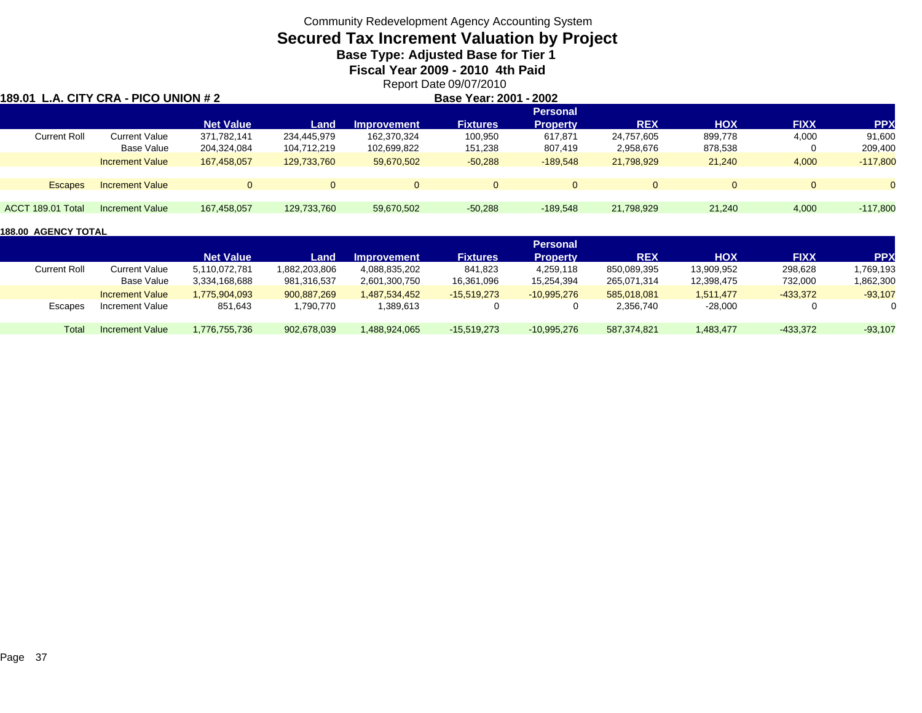Community Redevelopment Agency Accounting System

# Secured Tax Increment Valuation by Project

### Base Type: Adjusted Base for Tier 1

### Fiscal Year 2009 - 2010 4th Paid

Report Date 09/07/2010

**189.01 L.A. CITY CRA - PICO UNION # 2** — **Base Year: 2001 - 2002**

| | | Net Value | Land | Improvement | Fixtures | Personal Property | REX | HOX | FIXX | PPX |
|---|---|---|---|---|---|---|---|---|---|---|
| Current Roll | Current Value | 371,782,141 | 234,445,979 | 162,370,324 | 100,950 | 617,871 | 24,757,605 | 899,778 | 4,000 | 91,600 |
| | Base Value | 204,324,084 | 104,712,219 | 102,699,822 | 151,238 | 807,419 | 2,958,676 | 878,538 | 0 | 209,400 |
| | Increment Value | 167,458,057 | 129,733,760 | 59,670,502 | -50,288 | -189,548 | 21,798,929 | 21,240 | 4,000 | -117,800 |
| Escapes | Increment Value | 0 | 0 | 0 | 0 | 0 | 0 | 0 | 0 | 0 |
| ACCT 189.01 Total | Increment Value | 167,458,057 | 129,733,760 | 59,670,502 | -50,288 | -189,548 | 21,798,929 | 21,240 | 4,000 | -117,800 |

**188.00 AGENCY TOTAL**

| | | Net Value | Land | Improvement | Fixtures | Personal Property | REX | HOX | FIXX | PPX |
|---|---|---|---|---|---|---|---|---|---|---|
| Current Roll | Current Value | 5,110,072,781 | 1,882,203,806 | 4,088,835,202 | 841,823 | 4,259,118 | 850,089,395 | 13,909,952 | 298,628 | 1,769,193 |
| | Base Value | 3,334,168,688 | 981,316,537 | 2,601,300,750 | 16,361,096 | 15,254,394 | 265,071,314 | 12,398,475 | 732,000 | 1,862,300 |
| | Increment Value | 1,775,904,093 | 900,887,269 | 1,487,534,452 | -15,519,273 | -10,995,276 | 585,018,081 | 1,511,477 | -433,372 | -93,107 |
| Escapes | Increment Value | 851,643 | 1,790,770 | 1,389,613 | 0 | 0 | 2,356,740 | -28,000 | 0 | 0 |
| Total | Increment Value | 1,776,755,736 | 902,678,039 | 1,488,924,065 | -15,519,273 | -10,995,276 | 587,374,821 | 1,483,477 | -433,372 | -93,107 |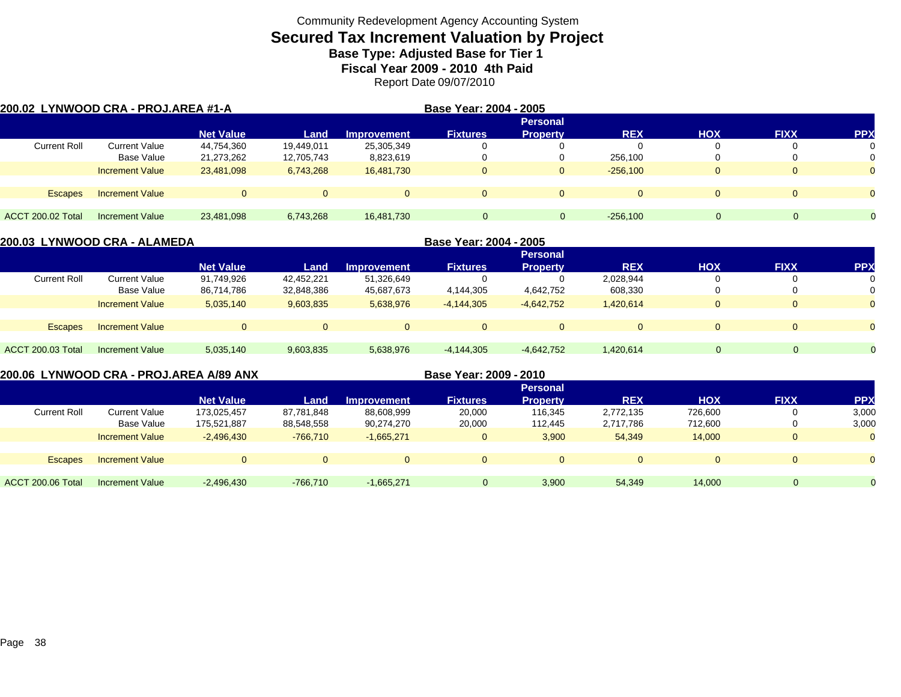Community Redevelopment Agency Accounting System

# Secured Tax Increment Valuation by Project

**Base Type: Adjusted Base for Tier 1**

**Fiscal Year 2009 - 2010 4th Paid**

Report Date 09/07/2010

**200.02 LYNWOOD CRA - PROJ.AREA #1-A** — **Base Year: 2004 - 2005**

| | | Net Value | Land | Improvement | Fixtures | Personal Property | REX | HOX | FIXX | PPX |
|---|---|---|---|---|---|---|---|---|---|---|
| Current Roll | Current Value | 44,754,360 | 19,449,011 | 25,305,349 | 0 | 0 | 0 | 0 | 0 | 0 |
| | Base Value | 21,273,262 | 12,705,743 | 8,823,619 | 0 | 0 | 256,100 | 0 | 0 | 0 |
| | Increment Value | 23,481,098 | 6,743,268 | 16,481,730 | 0 | 0 | -256,100 | 0 | 0 | 0 |
| Escapes | Increment Value | 0 | 0 | 0 | 0 | 0 | 0 | 0 | 0 | 0 |
| ACCT 200.02 Total | Increment Value | 23,481,098 | 6,743,268 | 16,481,730 | 0 | 0 | -256,100 | 0 | 0 | 0 |

**200.03 LYNWOOD CRA - ALAMEDA** — **Base Year: 2004 - 2005**

| | | Net Value | Land | Improvement | Fixtures | Personal Property | REX | HOX | FIXX | PPX |
|---|---|---|---|---|---|---|---|---|---|---|
| Current Roll | Current Value | 91,749,926 | 42,452,221 | 51,326,649 | 0 | 0 | 2,028,944 | 0 | 0 | 0 |
| | Base Value | 86,714,786 | 32,848,386 | 45,687,673 | 4,144,305 | 4,642,752 | 608,330 | 0 | 0 | 0 |
| | Increment Value | 5,035,140 | 9,603,835 | 5,638,976 | -4,144,305 | -4,642,752 | 1,420,614 | 0 | 0 | 0 |
| Escapes | Increment Value | 0 | 0 | 0 | 0 | 0 | 0 | 0 | 0 | 0 |
| ACCT 200.03 Total | Increment Value | 5,035,140 | 9,603,835 | 5,638,976 | -4,144,305 | -4,642,752 | 1,420,614 | 0 | 0 | 0 |

**200.06 LYNWOOD CRA - PROJ.AREA A/89 ANX** — **Base Year: 2009 - 2010**

| | | Net Value | Land | Improvement | Fixtures | Personal Property | REX | HOX | FIXX | PPX |
|---|---|---|---|---|---|---|---|---|---|---|
| Current Roll | Current Value | 173,025,457 | 87,781,848 | 88,608,999 | 20,000 | 116,345 | 2,772,135 | 726,600 | 0 | 3,000 |
| | Base Value | 175,521,887 | 88,548,558 | 90,274,270 | 20,000 | 112,445 | 2,717,786 | 712,600 | 0 | 3,000 |
| | Increment Value | -2,496,430 | -766,710 | -1,665,271 | 0 | 3,900 | 54,349 | 14,000 | 0 | 0 |
| Escapes | Increment Value | 0 | 0 | 0 | 0 | 0 | 0 | 0 | 0 | 0 |
| ACCT 200.06 Total | Increment Value | -2,496,430 | -766,710 | -1,665,271 | 0 | 3,900 | 54,349 | 14,000 | 0 | 0 |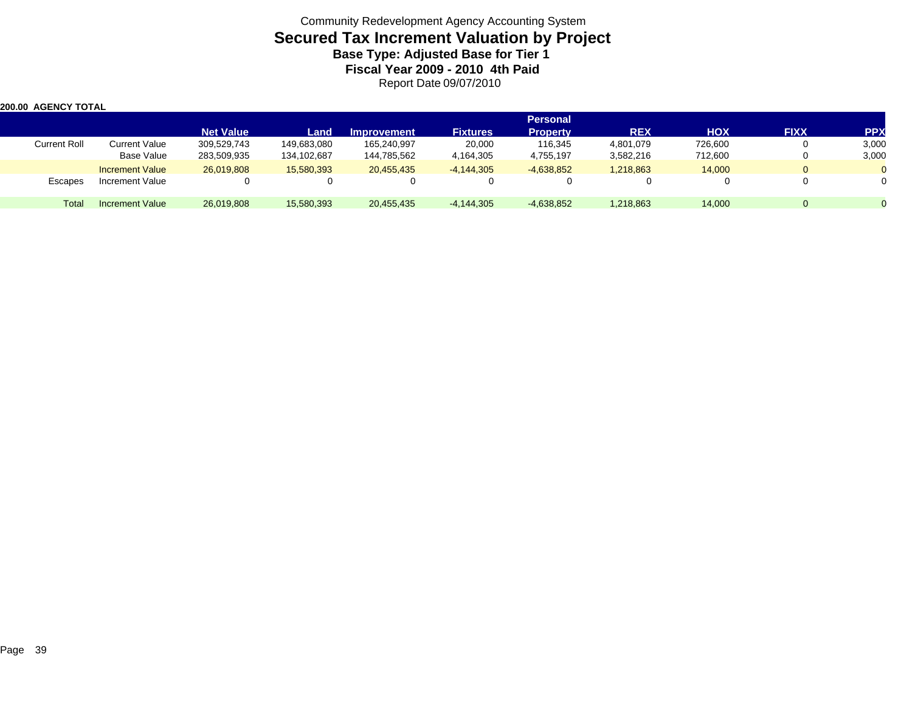Community Redevelopment Agency Accounting System

# Secured Tax Increment Valuation by Project

### Base Type: Adjusted Base for Tier 1

### Fiscal Year 2009 - 2010 4th Paid

Report Date 09/07/2010

**200.00 AGENCY TOTAL**

| | | Net Value | Land | Improvement | Fixtures | Personal Property | REX | HOX | FIXX | PPX |
|---|---|---|---|---|---|---|---|---|---|---|
| Current Roll | Current Value | 309,529,743 | 149,683,080 | 165,240,997 | 20,000 | 116,345 | 4,801,079 | 726,600 | 0 | 3,000 |
| | Base Value | 283,509,935 | 134,102,687 | 144,785,562 | 4,164,305 | 4,755,197 | 3,582,216 | 712,600 | 0 | 3,000 |
| | Increment Value | 26,019,808 | 15,580,393 | 20,455,435 | -4,144,305 | -4,638,852 | 1,218,863 | 14,000 | 0 | 0 |
| Escapes | Increment Value | 0 | 0 | 0 | 0 | 0 | 0 | 0 | 0 | 0 |
| Total | Increment Value | 26,019,808 | 15,580,393 | 20,455,435 | -4,144,305 | -4,638,852 | 1,218,863 | 14,000 | 0 | 0 |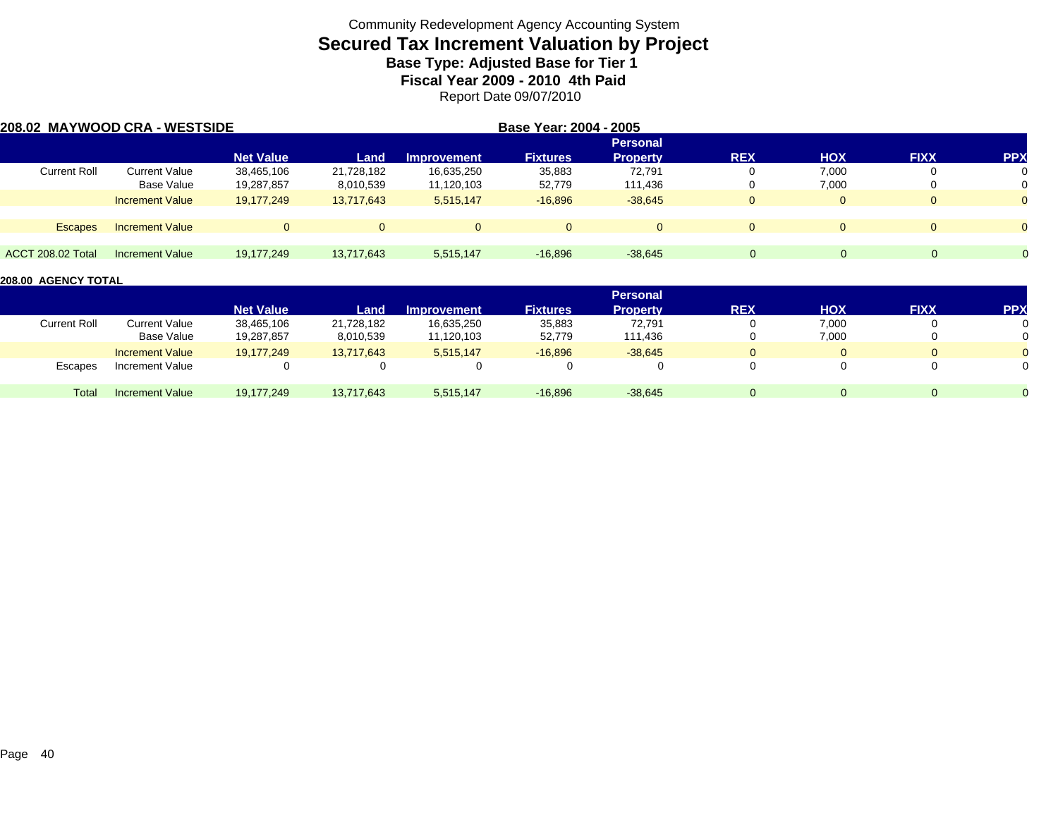Community Redevelopment Agency Accounting System

# Secured Tax Increment Valuation by Project

**Base Type: Adjusted Base for Tier 1**

**Fiscal Year 2009 - 2010 4th Paid**

Report Date 09/07/2010

**208.02 MAYWOOD CRA - WESTSIDE** **Base Year: 2004 - 2005**

| | | Net Value | Land | Improvement | Fixtures | Personal Property | REX | HOX | FIXX | PPX |
|---|---|---|---|---|---|---|---|---|---|---|
| Current Roll | Current Value | 38,465,106 | 21,728,182 | 16,635,250 | 35,883 | 72,791 | 0 | 7,000 | 0 | 0 |
| | Base Value | 19,287,857 | 8,010,539 | 11,120,103 | 52,779 | 111,436 | 0 | 7,000 | 0 | 0 |
| | Increment Value | 19,177,249 | 13,717,643 | 5,515,147 | -16,896 | -38,645 | 0 | 0 | 0 | 0 |
| Escapes | Increment Value | 0 | 0 | 0 | 0 | 0 | 0 | 0 | 0 | 0 |
| ACCT 208.02 Total | Increment Value | 19,177,249 | 13,717,643 | 5,515,147 | -16,896 | -38,645 | 0 | 0 | 0 | 0 |

**208.00 AGENCY TOTAL**

| | | Net Value | Land | Improvement | Fixtures | Personal Property | REX | HOX | FIXX | PPX |
|---|---|---|---|---|---|---|---|---|---|---|
| Current Roll | Current Value | 38,465,106 | 21,728,182 | 16,635,250 | 35,883 | 72,791 | 0 | 7,000 | 0 | 0 |
| | Base Value | 19,287,857 | 8,010,539 | 11,120,103 | 52,779 | 111,436 | 0 | 7,000 | 0 | 0 |
| | Increment Value | 19,177,249 | 13,717,643 | 5,515,147 | -16,896 | -38,645 | 0 | 0 | 0 | 0 |
| Escapes | Increment Value | 0 | 0 | 0 | 0 | 0 | 0 | 0 | 0 | 0 |
| Total | Increment Value | 19,177,249 | 13,717,643 | 5,515,147 | -16,896 | -38,645 | 0 | 0 | 0 | 0 |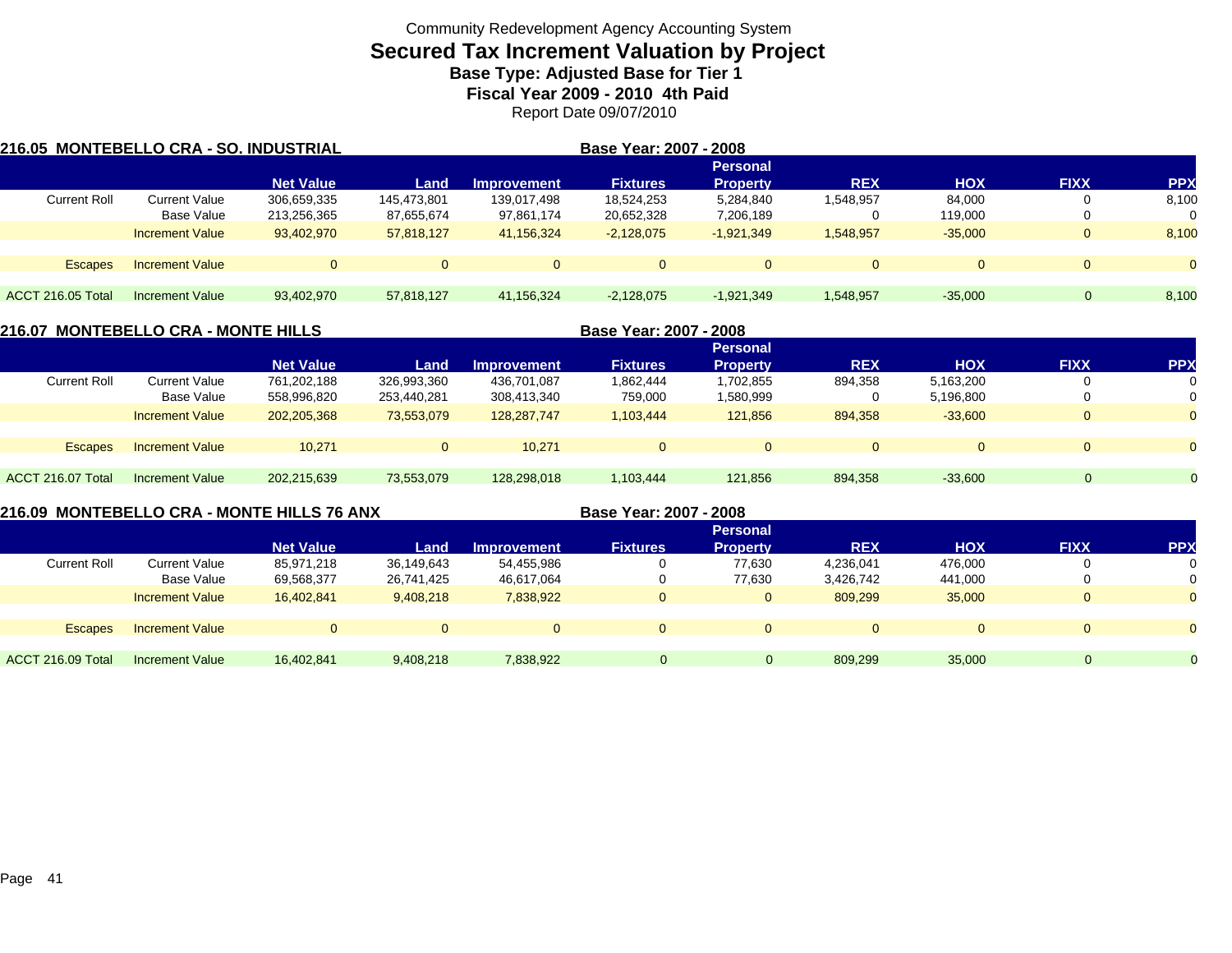# Community Redevelopment Agency Accounting System

## Secured Tax Increment Valuation by Project

### Base Type: Adjusted Base for Tier 1

### Fiscal Year 2009 - 2010 4th Paid

Report Date 09/07/2010

**216.05 MONTEBELLO CRA - SO. INDUSTRIAL** — **Base Year: 2007 - 2008**

| | | Net Value | Land | Improvement | Fixtures | Personal Property | REX | HOX | FIXX | PPX |
|---|---|---|---|---|---|---|---|---|---|---|
| Current Roll | Current Value | 306,659,335 | 145,473,801 | 139,017,498 | 18,524,253 | 5,284,840 | 1,548,957 | 84,000 | 0 | 8,100 |
| | Base Value | 213,256,365 | 87,655,674 | 97,861,174 | 20,652,328 | 7,206,189 | 0 | 119,000 | 0 | 0 |
| | Increment Value | 93,402,970 | 57,818,127 | 41,156,324 | -2,128,075 | -1,921,349 | 1,548,957 | -35,000 | 0 | 8,100 |
| Escapes | Increment Value | 0 | 0 | 0 | 0 | 0 | 0 | 0 | 0 | 0 |
| ACCT 216.05 Total | Increment Value | 93,402,970 | 57,818,127 | 41,156,324 | -2,128,075 | -1,921,349 | 1,548,957 | -35,000 | 0 | 8,100 |

**216.07 MONTEBELLO CRA - MONTE HILLS** — **Base Year: 2007 - 2008**

| | | Net Value | Land | Improvement | Fixtures | Personal Property | REX | HOX | FIXX | PPX |
|---|---|---|---|---|---|---|---|---|---|---|
| Current Roll | Current Value | 761,202,188 | 326,993,360 | 436,701,087 | 1,862,444 | 1,702,855 | 894,358 | 5,163,200 | 0 | 0 |
| | Base Value | 558,996,820 | 253,440,281 | 308,413,340 | 759,000 | 1,580,999 | 0 | 5,196,800 | 0 | 0 |
| | Increment Value | 202,205,368 | 73,553,079 | 128,287,747 | 1,103,444 | 121,856 | 894,358 | -33,600 | 0 | 0 |
| Escapes | Increment Value | 10,271 | 0 | 10,271 | 0 | 0 | 0 | 0 | 0 | 0 |
| ACCT 216.07 Total | Increment Value | 202,215,639 | 73,553,079 | 128,298,018 | 1,103,444 | 121,856 | 894,358 | -33,600 | 0 | 0 |

**216.09 MONTEBELLO CRA - MONTE HILLS 76 ANX** — **Base Year: 2007 - 2008**

| | | Net Value | Land | Improvement | Fixtures | Personal Property | REX | HOX | FIXX | PPX |
|---|---|---|---|---|---|---|---|---|---|---|
| Current Roll | Current Value | 85,971,218 | 36,149,643 | 54,455,986 | 0 | 77,630 | 4,236,041 | 476,000 | 0 | 0 |
| | Base Value | 69,568,377 | 26,741,425 | 46,617,064 | 0 | 77,630 | 3,426,742 | 441,000 | 0 | 0 |
| | Increment Value | 16,402,841 | 9,408,218 | 7,838,922 | 0 | 0 | 809,299 | 35,000 | 0 | 0 |
| Escapes | Increment Value | 0 | 0 | 0 | 0 | 0 | 0 | 0 | 0 | 0 |
| ACCT 216.09 Total | Increment Value | 16,402,841 | 9,408,218 | 7,838,922 | 0 | 0 | 809,299 | 35,000 | 0 | 0 |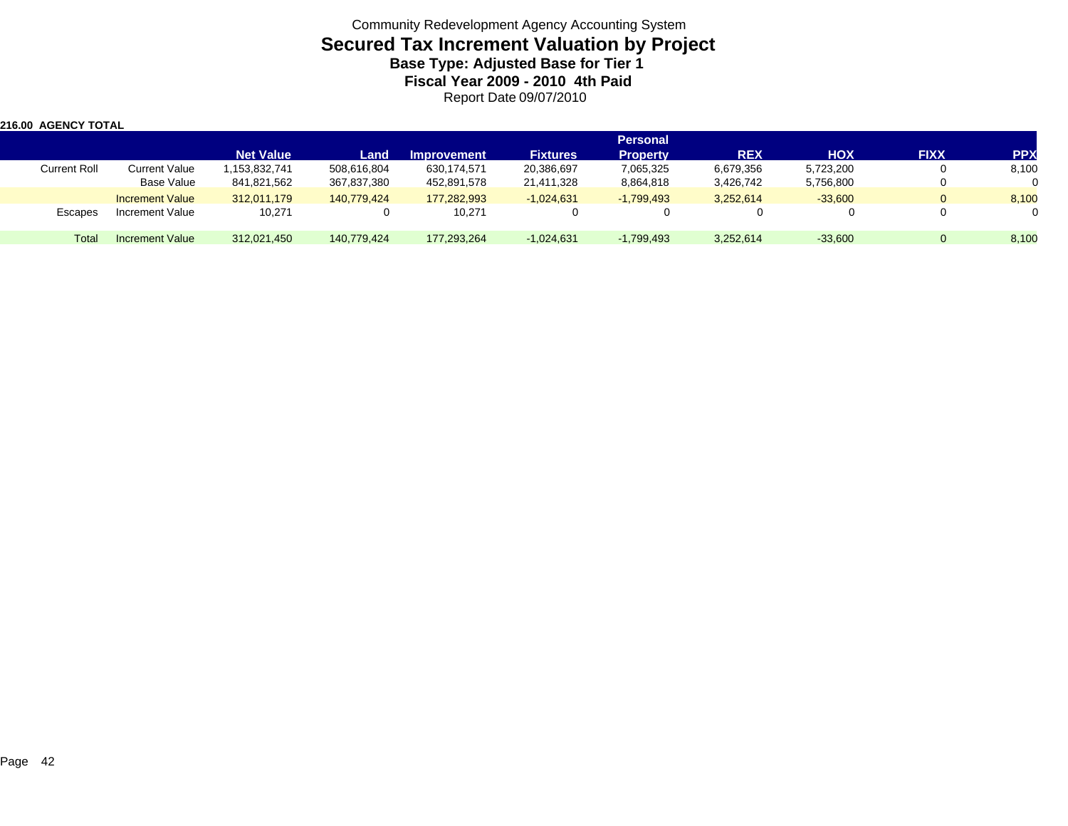Community Redevelopment Agency Accounting System

# Secured Tax Increment Valuation by Project

### Base Type: Adjusted Base for Tier 1

### Fiscal Year 2009 - 2010 4th Paid

Report Date 09/07/2010

**216.00 AGENCY TOTAL**

| | | Net Value | Land | Improvement | Fixtures | Personal Property | REX | HOX | FIXX | PPX |
|---|---|---|---|---|---|---|---|---|---|---|
| Current Roll | Current Value | 1,153,832,741 | 508,616,804 | 630,174,571 | 20,386,697 | 7,065,325 | 6,679,356 | 5,723,200 | 0 | 8,100 |
| | Base Value | 841,821,562 | 367,837,380 | 452,891,578 | 21,411,328 | 8,864,818 | 3,426,742 | 5,756,800 | 0 | 0 |
| | Increment Value | 312,011,179 | 140,779,424 | 177,282,993 | -1,024,631 | -1,799,493 | 3,252,614 | -33,600 | 0 | 8,100 |
| Escapes | Increment Value | 10,271 | 0 | 10,271 | 0 | 0 | 0 | 0 | 0 | 0 |
| Total | Increment Value | 312,021,450 | 140,779,424 | 177,293,264 | -1,024,631 | -1,799,493 | 3,252,614 | -33,600 | 0 | 8,100 |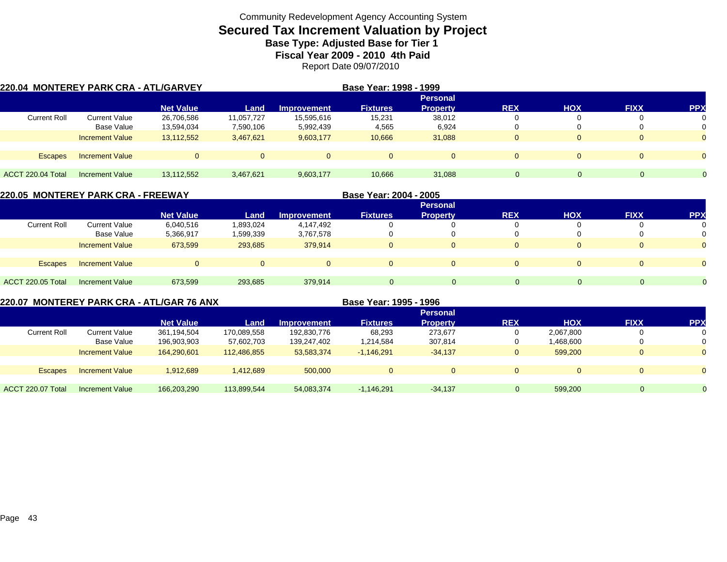Community Redevelopment Agency Accounting System

# Secured Tax Increment Valuation by Project

### Base Type: Adjusted Base for Tier 1

### Fiscal Year 2009 - 2010 4th Paid

Report Date 09/07/2010

## 220.04 MONTEREY PARK CRA - ATL/GARVEY

Base Year: 1998 - 1999

| | | Net Value | Land | Improvement | Fixtures | Personal Property | REX | HOX | FIXX | PPX |
|---|---|---|---|---|---|---|---|---|---|---|
| Current Roll | Current Value | 26,706,586 | 11,057,727 | 15,595,616 | 15,231 | 38,012 | 0 | 0 | 0 | 0 |
| | Base Value | 13,594,034 | 7,590,106 | 5,992,439 | 4,565 | 6,924 | 0 | 0 | 0 | 0 |
| | Increment Value | 13,112,552 | 3,467,621 | 9,603,177 | 10,666 | 31,088 | 0 | 0 | 0 | 0 |
| Escapes | Increment Value | 0 | 0 | 0 | 0 | 0 | 0 | 0 | 0 | 0 |
| ACCT 220.04 Total | Increment Value | 13,112,552 | 3,467,621 | 9,603,177 | 10,666 | 31,088 | 0 | 0 | 0 | 0 |

## 220.05 MONTEREY PARK CRA - FREEWAY

Base Year: 2004 - 2005

| | | Net Value | Land | Improvement | Fixtures | Personal Property | REX | HOX | FIXX | PPX |
|---|---|---|---|---|---|---|---|---|---|---|
| Current Roll | Current Value | 6,040,516 | 1,893,024 | 4,147,492 | 0 | 0 | 0 | 0 | 0 | 0 |
| | Base Value | 5,366,917 | 1,599,339 | 3,767,578 | 0 | 0 | 0 | 0 | 0 | 0 |
| | Increment Value | 673,599 | 293,685 | 379,914 | 0 | 0 | 0 | 0 | 0 | 0 |
| Escapes | Increment Value | 0 | 0 | 0 | 0 | 0 | 0 | 0 | 0 | 0 |
| ACCT 220.05 Total | Increment Value | 673,599 | 293,685 | 379,914 | 0 | 0 | 0 | 0 | 0 | 0 |

## 220.07 MONTEREY PARK CRA - ATL/GAR 76 ANX

Base Year: 1995 - 1996

| | | Net Value | Land | Improvement | Fixtures | Personal Property | REX | HOX | FIXX | PPX |
|---|---|---|---|---|---|---|---|---|---|---|
| Current Roll | Current Value | 361,194,504 | 170,089,558 | 192,830,776 | 68,293 | 273,677 | 0 | 2,067,800 | 0 | 0 |
| | Base Value | 196,903,903 | 57,602,703 | 139,247,402 | 1,214,584 | 307,814 | 0 | 1,468,600 | 0 | 0 |
| | Increment Value | 164,290,601 | 112,486,855 | 53,583,374 | -1,146,291 | -34,137 | 0 | 599,200 | 0 | 0 |
| Escapes | Increment Value | 1,912,689 | 1,412,689 | 500,000 | 0 | 0 | 0 | 0 | 0 | 0 |
| ACCT 220.07 Total | Increment Value | 166,203,290 | 113,899,544 | 54,083,374 | -1,146,291 | -34,137 | 0 | 599,200 | 0 | 0 |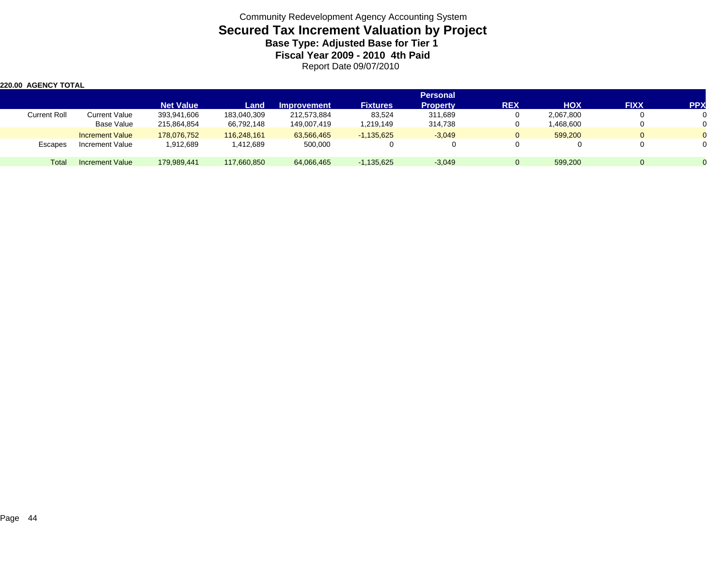Community Redevelopment Agency Accounting System

# Secured Tax Increment Valuation by Project

### Base Type: Adjusted Base for Tier 1

### Fiscal Year 2009 - 2010 4th Paid

Report Date 09/07/2010

**220.00 AGENCY TOTAL**

| | | Net Value | Land | Improvement | Fixtures | Personal Property | REX | HOX | FIXX | PPX |
|---|---|---|---|---|---|---|---|---|---|---|
| Current Roll | Current Value | 393,941,606 | 183,040,309 | 212,573,884 | 83,524 | 311,689 | 0 | 2,067,800 | 0 | 0 |
| | Base Value | 215,864,854 | 66,792,148 | 149,007,419 | 1,219,149 | 314,738 | 0 | 1,468,600 | 0 | 0 |
| | Increment Value | 178,076,752 | 116,248,161 | 63,566,465 | -1,135,625 | -3,049 | 0 | 599,200 | 0 | 0 |
| Escapes | Increment Value | 1,912,689 | 1,412,689 | 500,000 | 0 | 0 | 0 | 0 | 0 | 0 |
| Total | Increment Value | 179,989,441 | 117,660,850 | 64,066,465 | -1,135,625 | -3,049 | 0 | 599,200 | 0 | 0 |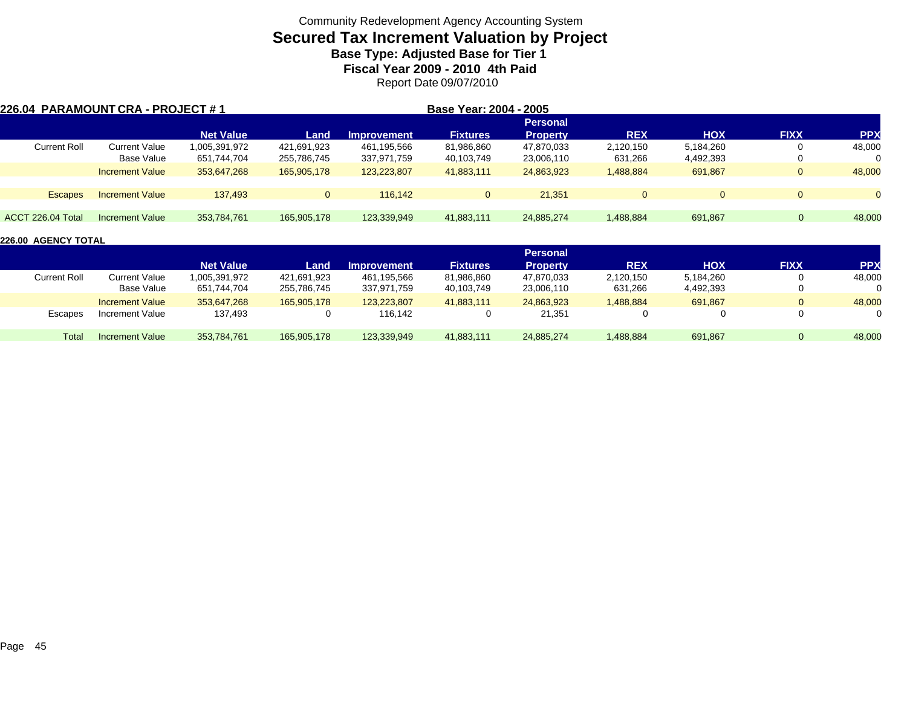Community Redevelopment Agency Accounting System

# Secured Tax Increment Valuation by Project

### Base Type: Adjusted Base for Tier 1

### Fiscal Year 2009 - 2010 4th Paid

Report Date 09/07/2010

**226.04 PARAMOUNT CRA - PROJECT # 1** **Base Year: 2004 - 2005**

| | | Net Value | Land | Improvement | Fixtures | Personal Property | REX | HOX | FIXX | PPX |
|---|---|---|---|---|---|---|---|---|---|---|
| Current Roll | Current Value | 1,005,391,972 | 421,691,923 | 461,195,566 | 81,986,860 | 47,870,033 | 2,120,150 | 5,184,260 | 0 | 48,000 |
| | Base Value | 651,744,704 | 255,786,745 | 337,971,759 | 40,103,749 | 23,006,110 | 631,266 | 4,492,393 | 0 | 0 |
| | Increment Value | 353,647,268 | 165,905,178 | 123,223,807 | 41,883,111 | 24,863,923 | 1,488,884 | 691,867 | 0 | 48,000 |
| Escapes | Increment Value | 137,493 | 0 | 116,142 | 0 | 21,351 | 0 | 0 | 0 | 0 |
| ACCT 226.04 Total | Increment Value | 353,784,761 | 165,905,178 | 123,339,949 | 41,883,111 | 24,885,274 | 1,488,884 | 691,867 | 0 | 48,000 |

**226.00 AGENCY TOTAL**

| | | Net Value | Land | Improvement | Fixtures | Personal Property | REX | HOX | FIXX | PPX |
|---|---|---|---|---|---|---|---|---|---|---|
| Current Roll | Current Value | 1,005,391,972 | 421,691,923 | 461,195,566 | 81,986,860 | 47,870,033 | 2,120,150 | 5,184,260 | 0 | 48,000 |
| | Base Value | 651,744,704 | 255,786,745 | 337,971,759 | 40,103,749 | 23,006,110 | 631,266 | 4,492,393 | 0 | 0 |
| | Increment Value | 353,647,268 | 165,905,178 | 123,223,807 | 41,883,111 | 24,863,923 | 1,488,884 | 691,867 | 0 | 48,000 |
| Escapes | Increment Value | 137,493 | 0 | 116,142 | 0 | 21,351 | 0 | 0 | 0 | 0 |
| Total | Increment Value | 353,784,761 | 165,905,178 | 123,339,949 | 41,883,111 | 24,885,274 | 1,488,884 | 691,867 | 0 | 48,000 |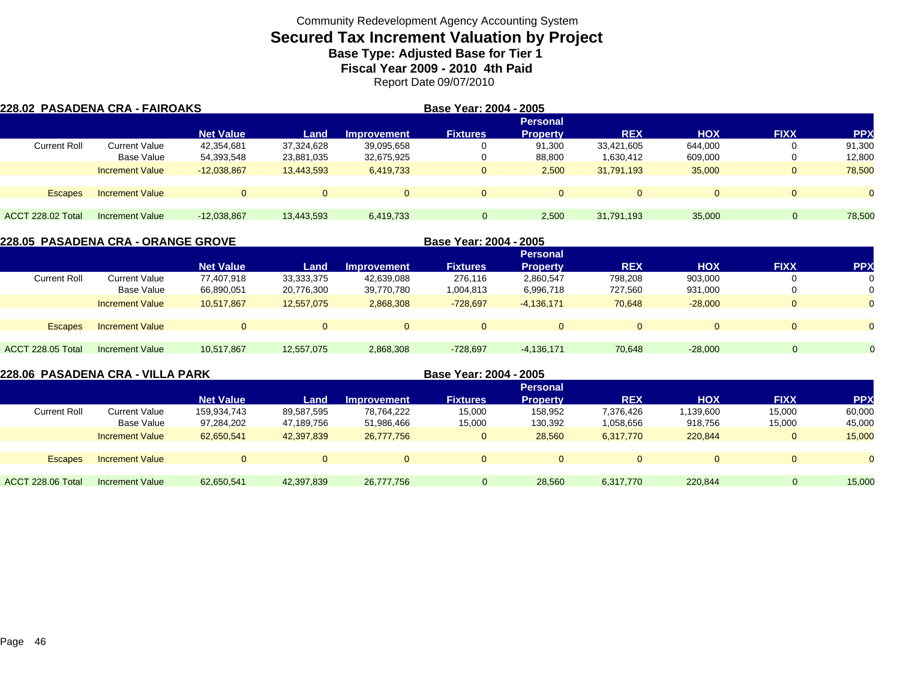Community Redevelopment Agency Accounting System

# Secured Tax Increment Valuation by Project

**Base Type: Adjusted Base for Tier 1**

**Fiscal Year 2009 - 2010 4th Paid**

Report Date 09/07/2010

## 228.02 PASADENA CRA - FAIROAKS

**Base Year: 2004 - 2005**

| | | Net Value | Land | Improvement | Fixtures | Personal Property | REX | HOX | FIXX | PPX |
|---|---|---|---|---|---|---|---|---|---|---|
| Current Roll | Current Value | 42,354,681 | 37,324,628 | 39,095,658 | 0 | 91,300 | 33,421,605 | 644,000 | 0 | 91,300 |
| | Base Value | 54,393,548 | 23,881,035 | 32,675,925 | 0 | 88,800 | 1,630,412 | 609,000 | 0 | 12,800 |
| | Increment Value | -12,038,867 | 13,443,593 | 6,419,733 | 0 | 2,500 | 31,791,193 | 35,000 | 0 | 78,500 |
| Escapes | Increment Value | 0 | 0 | 0 | 0 | 0 | 0 | 0 | 0 | 0 |
| ACCT 228.02 Total | Increment Value | -12,038,867 | 13,443,593 | 6,419,733 | 0 | 2,500 | 31,791,193 | 35,000 | 0 | 78,500 |

## 228.05 PASADENA CRA - ORANGE GROVE

**Base Year: 2004 - 2005**

| | | Net Value | Land | Improvement | Fixtures | Personal Property | REX | HOX | FIXX | PPX |
|---|---|---|---|---|---|---|---|---|---|---|
| Current Roll | Current Value | 77,407,918 | 33,333,375 | 42,639,088 | 276,116 | 2,860,547 | 798,208 | 903,000 | 0 | 0 |
| | Base Value | 66,890,051 | 20,776,300 | 39,770,780 | 1,004,813 | 6,996,718 | 727,560 | 931,000 | 0 | 0 |
| | Increment Value | 10,517,867 | 12,557,075 | 2,868,308 | -728,697 | -4,136,171 | 70,648 | -28,000 | 0 | 0 |
| Escapes | Increment Value | 0 | 0 | 0 | 0 | 0 | 0 | 0 | 0 | 0 |
| ACCT 228.05 Total | Increment Value | 10,517,867 | 12,557,075 | 2,868,308 | -728,697 | -4,136,171 | 70,648 | -28,000 | 0 | 0 |

## 228.06 PASADENA CRA - VILLA PARK

**Base Year: 2004 - 2005**

| | | Net Value | Land | Improvement | Fixtures | Personal Property | REX | HOX | FIXX | PPX |
|---|---|---|---|---|---|---|---|---|---|---|
| Current Roll | Current Value | 159,934,743 | 89,587,595 | 78,764,222 | 15,000 | 158,952 | 7,376,426 | 1,139,600 | 15,000 | 60,000 |
| | Base Value | 97,284,202 | 47,189,756 | 51,986,466 | 15,000 | 130,392 | 1,058,656 | 918,756 | 15,000 | 45,000 |
| | Increment Value | 62,650,541 | 42,397,839 | 26,777,756 | 0 | 28,560 | 6,317,770 | 220,844 | 0 | 15,000 |
| Escapes | Increment Value | 0 | 0 | 0 | 0 | 0 | 0 | 0 | 0 | 0 |
| ACCT 228.06 Total | Increment Value | 62,650,541 | 42,397,839 | 26,777,756 | 0 | 28,560 | 6,317,770 | 220,844 | 0 | 15,000 |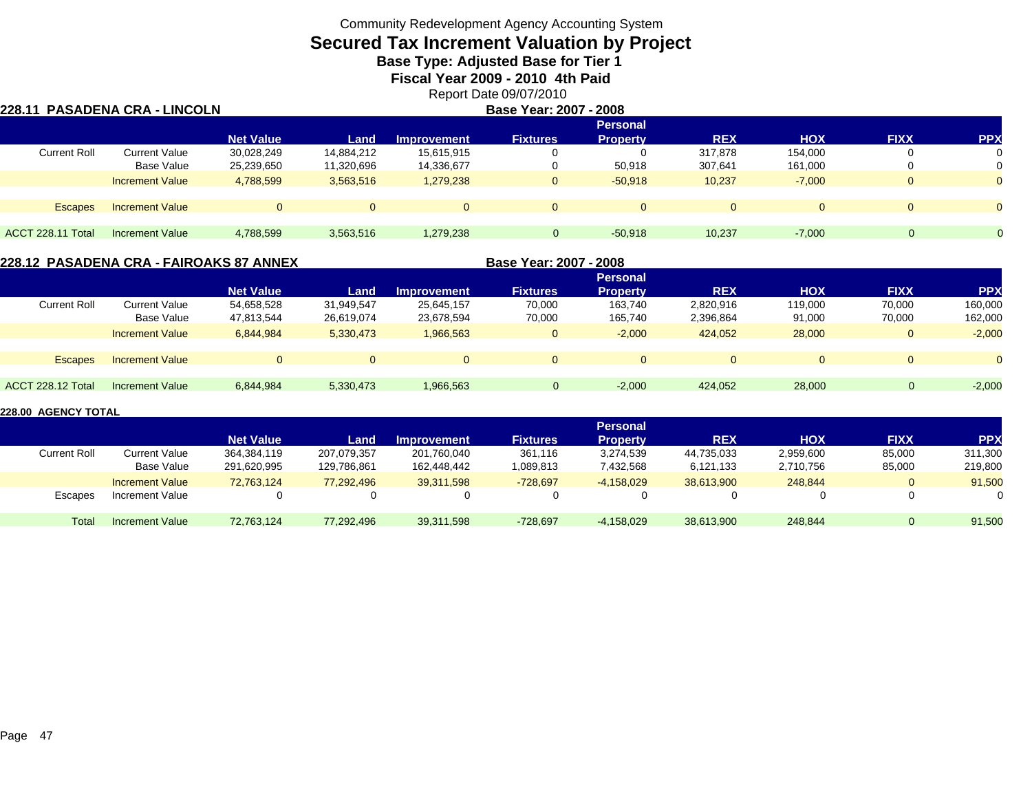Community Redevelopment Agency Accounting System

# Secured Tax Increment Valuation by Project

**Base Type: Adjusted Base for Tier 1**

**Fiscal Year 2009 - 2010 4th Paid**

Report Date 09/07/2010

## 228.11 PASADENA CRA - LINCOLN

**Base Year: 2007 - 2008**

| | | Net Value | Land | Improvement | Fixtures | Personal Property | REX | HOX | FIXX | PPX |
|---|---|---|---|---|---|---|---|---|---|---|
| Current Roll | Current Value | 30,028,249 | 14,884,212 | 15,615,915 | 0 | 0 | 317,878 | 154,000 | 0 | 0 |
| | Base Value | 25,239,650 | 11,320,696 | 14,336,677 | 0 | 50,918 | 307,641 | 161,000 | 0 | 0 |
| | Increment Value | 4,788,599 | 3,563,516 | 1,279,238 | 0 | -50,918 | 10,237 | -7,000 | 0 | 0 |
| Escapes | Increment Value | 0 | 0 | 0 | 0 | 0 | 0 | 0 | 0 | 0 |
| ACCT 228.11 Total | Increment Value | 4,788,599 | 3,563,516 | 1,279,238 | 0 | -50,918 | 10,237 | -7,000 | 0 | 0 |

## 228.12 PASADENA CRA - FAIROAKS 87 ANNEX

**Base Year: 2007 - 2008**

| | | Net Value | Land | Improvement | Fixtures | Personal Property | REX | HOX | FIXX | PPX |
|---|---|---|---|---|---|---|---|---|---|---|
| Current Roll | Current Value | 54,658,528 | 31,949,547 | 25,645,157 | 70,000 | 163,740 | 2,820,916 | 119,000 | 70,000 | 160,000 |
| | Base Value | 47,813,544 | 26,619,074 | 23,678,594 | 70,000 | 165,740 | 2,396,864 | 91,000 | 70,000 | 162,000 |
| | Increment Value | 6,844,984 | 5,330,473 | 1,966,563 | 0 | -2,000 | 424,052 | 28,000 | 0 | -2,000 |
| Escapes | Increment Value | 0 | 0 | 0 | 0 | 0 | 0 | 0 | 0 | 0 |
| ACCT 228.12 Total | Increment Value | 6,844,984 | 5,330,473 | 1,966,563 | 0 | -2,000 | 424,052 | 28,000 | 0 | -2,000 |

## 228.00 AGENCY TOTAL

| | | Net Value | Land | Improvement | Fixtures | Personal Property | REX | HOX | FIXX | PPX |
|---|---|---|---|---|---|---|---|---|---|---|
| Current Roll | Current Value | 364,384,119 | 207,079,357 | 201,760,040 | 361,116 | 3,274,539 | 44,735,033 | 2,959,600 | 85,000 | 311,300 |
| | Base Value | 291,620,995 | 129,786,861 | 162,448,442 | 1,089,813 | 7,432,568 | 6,121,133 | 2,710,756 | 85,000 | 219,800 |
| | Increment Value | 72,763,124 | 77,292,496 | 39,311,598 | -728,697 | -4,158,029 | 38,613,900 | 248,844 | 0 | 91,500 |
| Escapes | Increment Value | 0 | 0 | 0 | 0 | 0 | 0 | 0 | 0 | 0 |
| Total | Increment Value | 72,763,124 | 77,292,496 | 39,311,598 | -728,697 | -4,158,029 | 38,613,900 | 248,844 | 0 | 91,500 |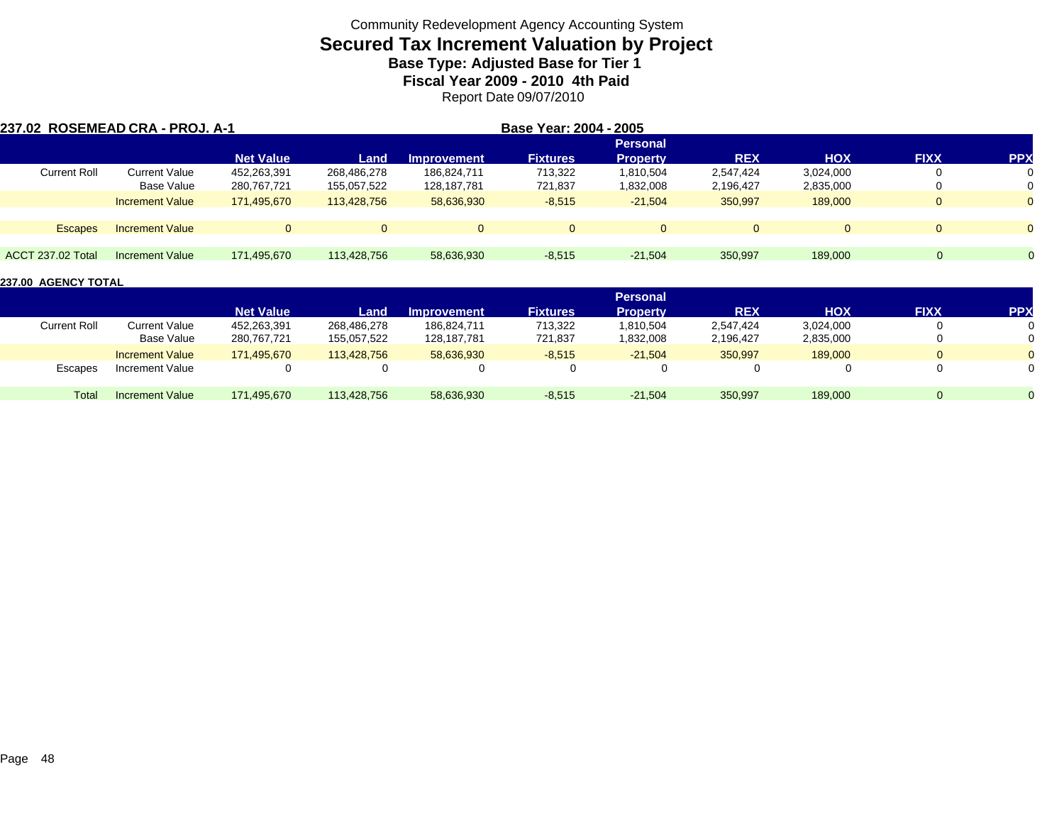Community Redevelopment Agency Accounting System

# Secured Tax Increment Valuation by Project

### Base Type: Adjusted Base for Tier 1

### Fiscal Year 2009 - 2010 4th Paid

Report Date 09/07/2010

**237.02 ROSEMEAD CRA - PROJ. A-1** | **Base Year: 2004 - 2005**

| | | Net Value | Land | Improvement | Fixtures | Personal Property | REX | HOX | FIXX | PPX |
|---|---|---|---|---|---|---|---|---|---|---|
| Current Roll | Current Value | 452,263,391 | 268,486,278 | 186,824,711 | 713,322 | 1,810,504 | 2,547,424 | 3,024,000 | 0 | 0 |
| | Base Value | 280,767,721 | 155,057,522 | 128,187,781 | 721,837 | 1,832,008 | 2,196,427 | 2,835,000 | 0 | 0 |
| | Increment Value | 171,495,670 | 113,428,756 | 58,636,930 | -8,515 | -21,504 | 350,997 | 189,000 | 0 | 0 |
| Escapes | Increment Value | 0 | 0 | 0 | 0 | 0 | 0 | 0 | 0 | 0 |
| ACCT 237.02 Total | Increment Value | 171,495,670 | 113,428,756 | 58,636,930 | -8,515 | -21,504 | 350,997 | 189,000 | 0 | 0 |

**237.00 AGENCY TOTAL**

| | | Net Value | Land | Improvement | Fixtures | Personal Property | REX | HOX | FIXX | PPX |
|---|---|---|---|---|---|---|---|---|---|---|
| Current Roll | Current Value | 452,263,391 | 268,486,278 | 186,824,711 | 713,322 | 1,810,504 | 2,547,424 | 3,024,000 | 0 | 0 |
| | Base Value | 280,767,721 | 155,057,522 | 128,187,781 | 721,837 | 1,832,008 | 2,196,427 | 2,835,000 | 0 | 0 |
| | Increment Value | 171,495,670 | 113,428,756 | 58,636,930 | -8,515 | -21,504 | 350,997 | 189,000 | 0 | 0 |
| Escapes | Increment Value | 0 | 0 | 0 | 0 | 0 | 0 | 0 | 0 | 0 |
| Total | Increment Value | 171,495,670 | 113,428,756 | 58,636,930 | -8,515 | -21,504 | 350,997 | 189,000 | 0 | 0 |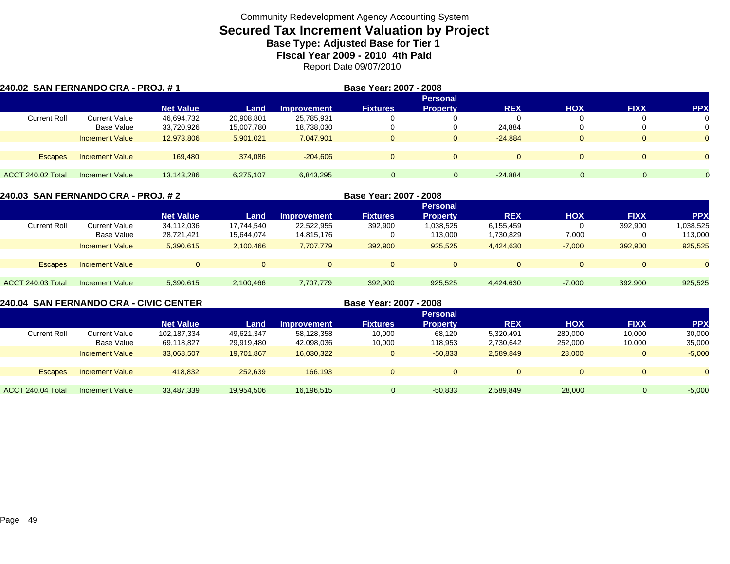Community Redevelopment Agency Accounting System

# Secured Tax Increment Valuation by Project

**Base Type: Adjusted Base for Tier 1**

**Fiscal Year 2009 - 2010 4th Paid**

Report Date 09/07/2010

## 240.02 SAN FERNANDO CRA - PROJ. # 1

**Base Year: 2007 - 2008**

| | | Net Value | Land | Improvement | Fixtures | Personal Property | REX | HOX | FIXX | PPX |
|---|---|---|---|---|---|---|---|---|---|---|
| Current Roll | Current Value | 46,694,732 | 20,908,801 | 25,785,931 | 0 | 0 | 0 | 0 | 0 | 0 |
| | Base Value | 33,720,926 | 15,007,780 | 18,738,030 | 0 | 0 | 24,884 | 0 | 0 | 0 |
| | Increment Value | 12,973,806 | 5,901,021 | 7,047,901 | 0 | 0 | -24,884 | 0 | 0 | 0 |
| Escapes | Increment Value | 169,480 | 374,086 | -204,606 | 0 | 0 | 0 | 0 | 0 | 0 |
| ACCT 240.02 Total | Increment Value | 13,143,286 | 6,275,107 | 6,843,295 | 0 | 0 | -24,884 | 0 | 0 | 0 |

## 240.03 SAN FERNANDO CRA - PROJ. # 2

**Base Year: 2007 - 2008**

| | | Net Value | Land | Improvement | Fixtures | Personal Property | REX | HOX | FIXX | PPX |
|---|---|---|---|---|---|---|---|---|---|---|
| Current Roll | Current Value | 34,112,036 | 17,744,540 | 22,522,955 | 392,900 | 1,038,525 | 6,155,459 | 0 | 392,900 | 1,038,525 |
| | Base Value | 28,721,421 | 15,644,074 | 14,815,176 | 0 | 113,000 | 1,730,829 | 7,000 | 0 | 113,000 |
| | Increment Value | 5,390,615 | 2,100,466 | 7,707,779 | 392,900 | 925,525 | 4,424,630 | -7,000 | 392,900 | 925,525 |
| Escapes | Increment Value | 0 | 0 | 0 | 0 | 0 | 0 | 0 | 0 | 0 |
| ACCT 240.03 Total | Increment Value | 5,390,615 | 2,100,466 | 7,707,779 | 392,900 | 925,525 | 4,424,630 | -7,000 | 392,900 | 925,525 |

## 240.04 SAN FERNANDO CRA - CIVIC CENTER

**Base Year: 2007 - 2008**

| | | Net Value | Land | Improvement | Fixtures | Personal Property | REX | HOX | FIXX | PPX |
|---|---|---|---|---|---|---|---|---|---|---|
| Current Roll | Current Value | 102,187,334 | 49,621,347 | 58,128,358 | 10,000 | 68,120 | 5,320,491 | 280,000 | 10,000 | 30,000 |
| | Base Value | 69,118,827 | 29,919,480 | 42,098,036 | 10,000 | 118,953 | 2,730,642 | 252,000 | 10,000 | 35,000 |
| | Increment Value | 33,068,507 | 19,701,867 | 16,030,322 | 0 | -50,833 | 2,589,849 | 28,000 | 0 | -5,000 |
| Escapes | Increment Value | 418,832 | 252,639 | 166,193 | 0 | 0 | 0 | 0 | 0 | 0 |
| ACCT 240.04 Total | Increment Value | 33,487,339 | 19,954,506 | 16,196,515 | 0 | -50,833 | 2,589,849 | 28,000 | 0 | -5,000 |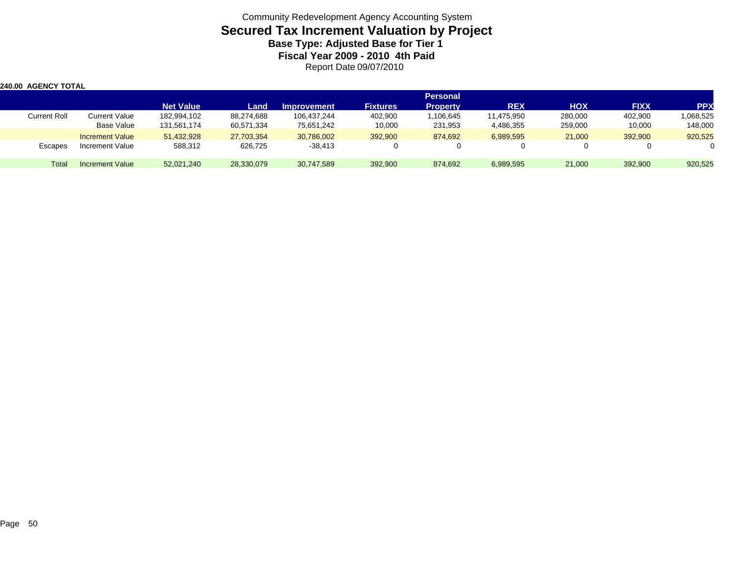Community Redevelopment Agency Accounting System

# Secured Tax Increment Valuation by Project

### Base Type: Adjusted Base for Tier 1

### Fiscal Year 2009 - 2010 4th Paid

Report Date 09/07/2010

**240.00 AGENCY TOTAL**

| | | Net Value | Land | Improvement | Fixtures | Personal Property | REX | HOX | FIXX | PPX |
|---|---|---|---|---|---|---|---|---|---|---|
| Current Roll | Current Value | 182,994,102 | 88,274,688 | 106,437,244 | 402,900 | 1,106,645 | 11,475,950 | 280,000 | 402,900 | 1,068,525 |
| | Base Value | 131,561,174 | 60,571,334 | 75,651,242 | 10,000 | 231,953 | 4,486,355 | 259,000 | 10,000 | 148,000 |
| | Increment Value | 51,432,928 | 27,703,354 | 30,786,002 | 392,900 | 874,692 | 6,989,595 | 21,000 | 392,900 | 920,525 |
| Escapes | Increment Value | 588,312 | 626,725 | -38,413 | 0 | 0 | 0 | 0 | 0 | 0 |
| Total | Increment Value | 52,021,240 | 28,330,079 | 30,747,589 | 392,900 | 874,692 | 6,989,595 | 21,000 | 392,900 | 920,525 |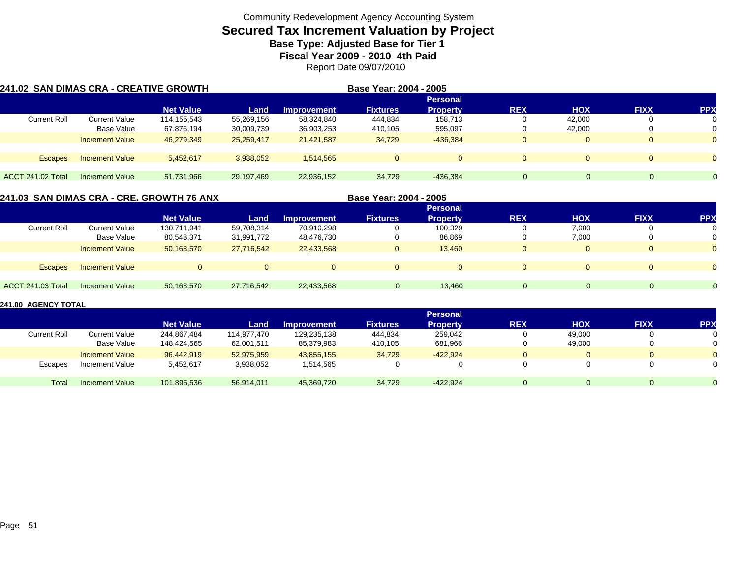Community Redevelopment Agency Accounting System

# Secured Tax Increment Valuation by Project

### Base Type: Adjusted Base for Tier 1

### Fiscal Year 2009 - 2010 4th Paid

Report Date 09/07/2010

**241.02 SAN DIMAS CRA - CREATIVE GROWTH** **Base Year: 2004 - 2005**

| | | Net Value | Land | Improvement | Fixtures | Personal Property | REX | HOX | FIXX | PPX |
|---|---|---|---|---|---|---|---|---|---|---|
| Current Roll | Current Value | 114,155,543 | 55,269,156 | 58,324,840 | 444,834 | 158,713 | 0 | 42,000 | 0 | 0 |
| | Base Value | 67,876,194 | 30,009,739 | 36,903,253 | 410,105 | 595,097 | 0 | 42,000 | 0 | 0 |
| | Increment Value | 46,279,349 | 25,259,417 | 21,421,587 | 34,729 | -436,384 | 0 | 0 | 0 | 0 |
| Escapes | Increment Value | 5,452,617 | 3,938,052 | 1,514,565 | 0 | 0 | 0 | 0 | 0 | 0 |
| ACCT 241.02 Total | Increment Value | 51,731,966 | 29,197,469 | 22,936,152 | 34,729 | -436,384 | 0 | 0 | 0 | 0 |

**241.03 SAN DIMAS CRA - CRE. GROWTH 76 ANX** **Base Year: 2004 - 2005**

| | | Net Value | Land | Improvement | Fixtures | Personal Property | REX | HOX | FIXX | PPX |
|---|---|---|---|---|---|---|---|---|---|---|
| Current Roll | Current Value | 130,711,941 | 59,708,314 | 70,910,298 | 0 | 100,329 | 0 | 7,000 | 0 | 0 |
| | Base Value | 80,548,371 | 31,991,772 | 48,476,730 | 0 | 86,869 | 0 | 7,000 | 0 | 0 |
| | Increment Value | 50,163,570 | 27,716,542 | 22,433,568 | 0 | 13,460 | 0 | 0 | 0 | 0 |
| Escapes | Increment Value | 0 | 0 | 0 | 0 | 0 | 0 | 0 | 0 | 0 |
| ACCT 241.03 Total | Increment Value | 50,163,570 | 27,716,542 | 22,433,568 | 0 | 13,460 | 0 | 0 | 0 | 0 |

**241.00 AGENCY TOTAL**

| | | Net Value | Land | Improvement | Fixtures | Personal Property | REX | HOX | FIXX | PPX |
|---|---|---|---|---|---|---|---|---|---|---|
| Current Roll | Current Value | 244,867,484 | 114,977,470 | 129,235,138 | 444,834 | 259,042 | 0 | 49,000 | 0 | 0 |
| | Base Value | 148,424,565 | 62,001,511 | 85,379,983 | 410,105 | 681,966 | 0 | 49,000 | 0 | 0 |
| | Increment Value | 96,442,919 | 52,975,959 | 43,855,155 | 34,729 | -422,924 | 0 | 0 | 0 | 0 |
| Escapes | Increment Value | 5,452,617 | 3,938,052 | 1,514,565 | 0 | 0 | 0 | 0 | 0 | 0 |
| Total | Increment Value | 101,895,536 | 56,914,011 | 45,369,720 | 34,729 | -422,924 | 0 | 0 | 0 | 0 |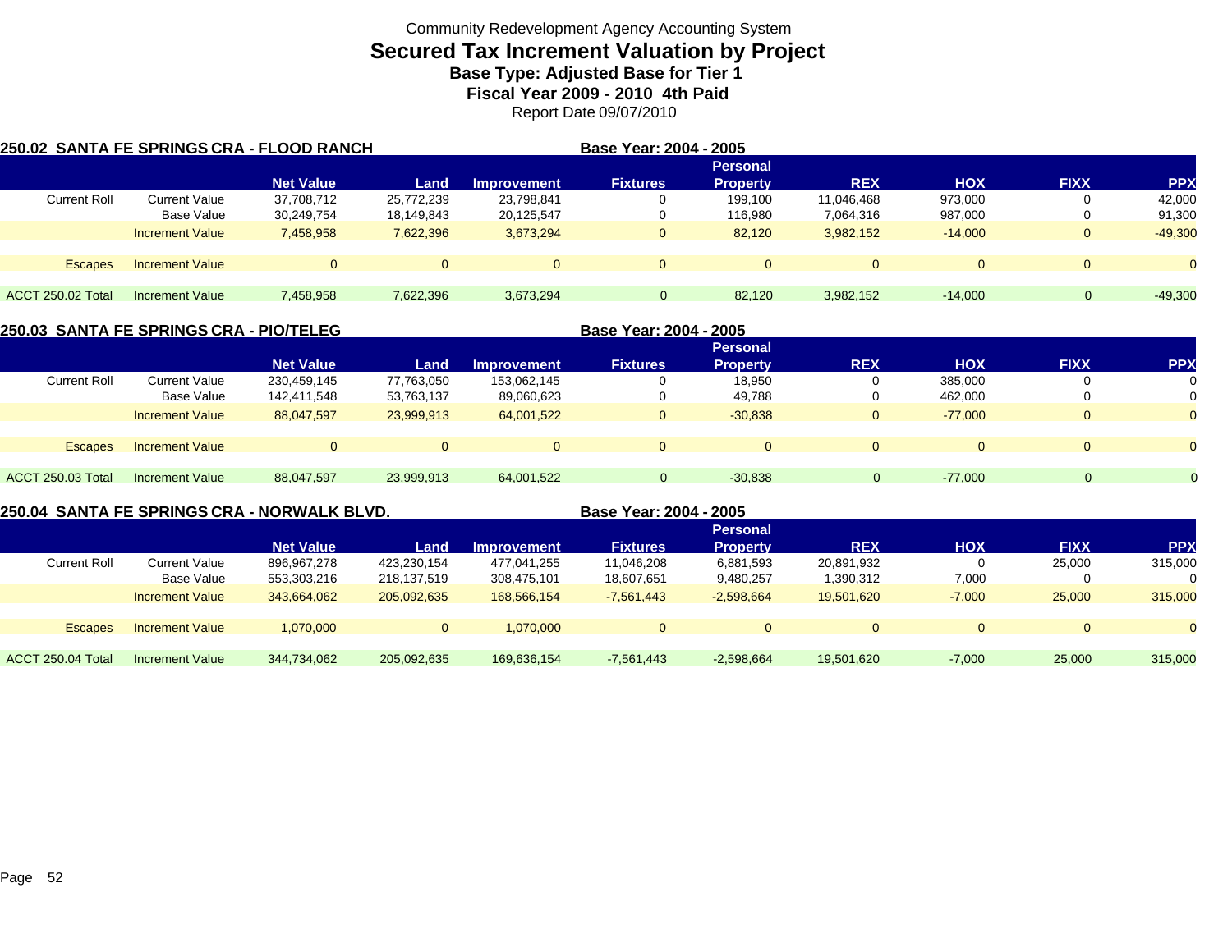Community Redevelopment Agency Accounting System

# Secured Tax Increment Valuation by Project

### Base Type: Adjusted Base for Tier 1

### Fiscal Year 2009 - 2010 4th Paid

Report Date 09/07/2010

## 250.02 SANTA FE SPRINGS CRA - FLOOD RANCH

**Base Year: 2004 - 2005**

| | | Net Value | Land | Improvement | Fixtures | Personal Property | REX | HOX | FIXX | PPX |
|---|---|---|---|---|---|---|---|---|---|---|
| Current Roll | Current Value | 37,708,712 | 25,772,239 | 23,798,841 | 0 | 199,100 | 11,046,468 | 973,000 | 0 | 42,000 |
| | Base Value | 30,249,754 | 18,149,843 | 20,125,547 | 0 | 116,980 | 7,064,316 | 987,000 | 0 | 91,300 |
| | Increment Value | 7,458,958 | 7,622,396 | 3,673,294 | 0 | 82,120 | 3,982,152 | -14,000 | 0 | -49,300 |
| Escapes | Increment Value | 0 | 0 | 0 | 0 | 0 | 0 | 0 | 0 | 0 |
| ACCT 250.02 Total | Increment Value | 7,458,958 | 7,622,396 | 3,673,294 | 0 | 82,120 | 3,982,152 | -14,000 | 0 | -49,300 |

## 250.03 SANTA FE SPRINGS CRA - PIO/TELEG

**Base Year: 2004 - 2005**

| | | Net Value | Land | Improvement | Fixtures | Personal Property | REX | HOX | FIXX | PPX |
|---|---|---|---|---|---|---|---|---|---|---|
| Current Roll | Current Value | 230,459,145 | 77,763,050 | 153,062,145 | 0 | 18,950 | 0 | 385,000 | 0 | 0 |
| | Base Value | 142,411,548 | 53,763,137 | 89,060,623 | 0 | 49,788 | 0 | 462,000 | 0 | 0 |
| | Increment Value | 88,047,597 | 23,999,913 | 64,001,522 | 0 | -30,838 | 0 | -77,000 | 0 | 0 |
| Escapes | Increment Value | 0 | 0 | 0 | 0 | 0 | 0 | 0 | 0 | 0 |
| ACCT 250.03 Total | Increment Value | 88,047,597 | 23,999,913 | 64,001,522 | 0 | -30,838 | 0 | -77,000 | 0 | 0 |

## 250.04 SANTA FE SPRINGS CRA - NORWALK BLVD.

**Base Year: 2004 - 2005**

| | | Net Value | Land | Improvement | Fixtures | Personal Property | REX | HOX | FIXX | PPX |
|---|---|---|---|---|---|---|---|---|---|---|
| Current Roll | Current Value | 896,967,278 | 423,230,154 | 477,041,255 | 11,046,208 | 6,881,593 | 20,891,932 | 0 | 25,000 | 315,000 |
| | Base Value | 553,303,216 | 218,137,519 | 308,475,101 | 18,607,651 | 9,480,257 | 1,390,312 | 7,000 | 0 | 0 |
| | Increment Value | 343,664,062 | 205,092,635 | 168,566,154 | -7,561,443 | -2,598,664 | 19,501,620 | -7,000 | 25,000 | 315,000 |
| Escapes | Increment Value | 1,070,000 | 0 | 1,070,000 | 0 | 0 | 0 | 0 | 0 | 0 |
| ACCT 250.04 Total | Increment Value | 344,734,062 | 205,092,635 | 169,636,154 | -7,561,443 | -2,598,664 | 19,501,620 | -7,000 | 25,000 | 315,000 |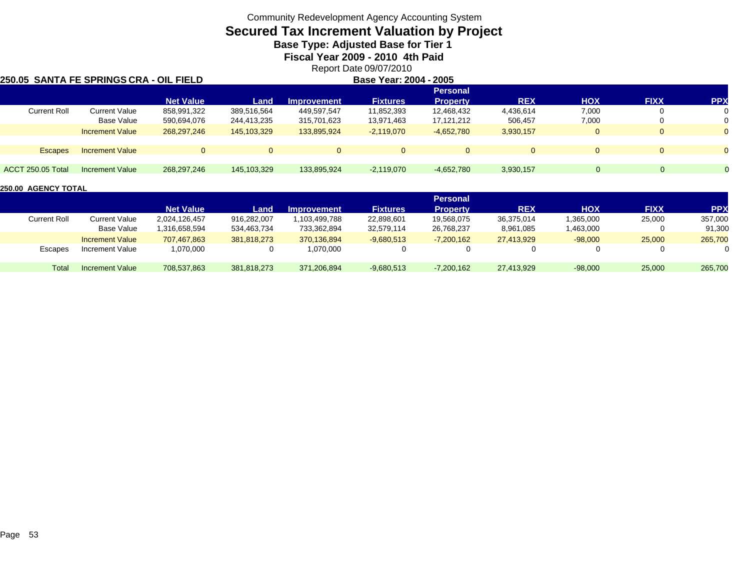Community Redevelopment Agency Accounting System

# Secured Tax Increment Valuation by Project

## Base Type: Adjusted Base for Tier 1

## Fiscal Year 2009 - 2010 4th Paid

Report Date 09/07/2010

**250.05 SANTA FE SPRINGS CRA - OIL FIELD** **Base Year: 2004 - 2005**

| | | Net Value | Land | Improvement | Fixtures | Personal Property | REX | HOX | FIXX | PPX |
|---|---|---|---|---|---|---|---|---|---|---|
| Current Roll | Current Value | 858,991,322 | 389,516,564 | 449,597,547 | 11,852,393 | 12,468,432 | 4,436,614 | 7,000 | 0 | 0 |
| | Base Value | 590,694,076 | 244,413,235 | 315,701,623 | 13,971,463 | 17,121,212 | 506,457 | 7,000 | 0 | 0 |
| | Increment Value | 268,297,246 | 145,103,329 | 133,895,924 | -2,119,070 | -4,652,780 | 3,930,157 | 0 | 0 | 0 |
| Escapes | Increment Value | 0 | 0 | 0 | 0 | 0 | 0 | 0 | 0 | 0 |
| ACCT 250.05 Total | Increment Value | 268,297,246 | 145,103,329 | 133,895,924 | -2,119,070 | -4,652,780 | 3,930,157 | 0 | 0 | 0 |

**250.00 AGENCY TOTAL**

| | | Net Value | Land | Improvement | Fixtures | Personal Property | REX | HOX | FIXX | PPX |
|---|---|---|---|---|---|---|---|---|---|---|
| Current Roll | Current Value | 2,024,126,457 | 916,282,007 | 1,103,499,788 | 22,898,601 | 19,568,075 | 36,375,014 | 1,365,000 | 25,000 | 357,000 |
| | Base Value | 1,316,658,594 | 534,463,734 | 733,362,894 | 32,579,114 | 26,768,237 | 8,961,085 | 1,463,000 | 0 | 91,300 |
| | Increment Value | 707,467,863 | 381,818,273 | 370,136,894 | -9,680,513 | -7,200,162 | 27,413,929 | -98,000 | 25,000 | 265,700 |
| Escapes | Increment Value | 1,070,000 | 0 | 1,070,000 | 0 | 0 | 0 | 0 | 0 | 0 |
| Total | Increment Value | 708,537,863 | 381,818,273 | 371,206,894 | -9,680,513 | -7,200,162 | 27,413,929 | -98,000 | 25,000 | 265,700 |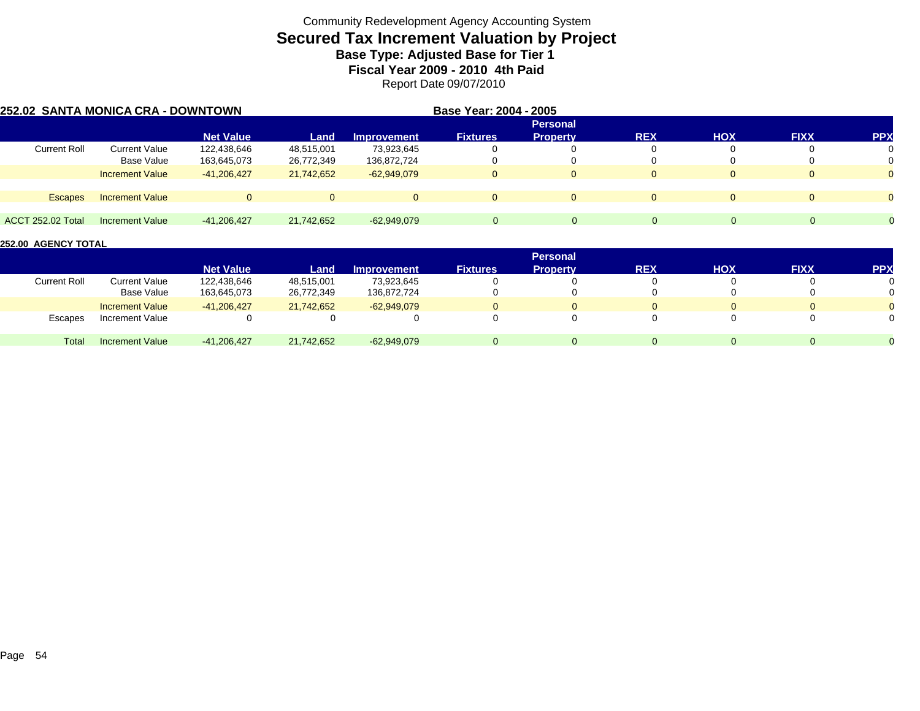Community Redevelopment Agency Accounting System

# Secured Tax Increment Valuation by Project

**Base Type: Adjusted Base for Tier 1**

**Fiscal Year 2009 - 2010 4th Paid**

Report Date 09/07/2010

**252.02 SANTA MONICA CRA - DOWNTOWN** **Base Year: 2004 - 2005**

| | | Net Value | Land | Improvement | Fixtures | Personal Property | REX | HOX | FIXX | PPX |
|---|---|---|---|---|---|---|---|---|---|---|
| Current Roll | Current Value | 122,438,646 | 48,515,001 | 73,923,645 | 0 | 0 | 0 | 0 | 0 | 0 |
| | Base Value | 163,645,073 | 26,772,349 | 136,872,724 | 0 | 0 | 0 | 0 | 0 | 0 |
| | Increment Value | -41,206,427 | 21,742,652 | -62,949,079 | 0 | 0 | 0 | 0 | 0 | 0 |
| Escapes | Increment Value | 0 | 0 | 0 | 0 | 0 | 0 | 0 | 0 | 0 |
| ACCT 252.02 Total | Increment Value | -41,206,427 | 21,742,652 | -62,949,079 | 0 | 0 | 0 | 0 | 0 | 0 |

**252.00 AGENCY TOTAL**

| | | Net Value | Land | Improvement | Fixtures | Personal Property | REX | HOX | FIXX | PPX |
|---|---|---|---|---|---|---|---|---|---|---|
| Current Roll | Current Value | 122,438,646 | 48,515,001 | 73,923,645 | 0 | 0 | 0 | 0 | 0 | 0 |
| | Base Value | 163,645,073 | 26,772,349 | 136,872,724 | 0 | 0 | 0 | 0 | 0 | 0 |
| | Increment Value | -41,206,427 | 21,742,652 | -62,949,079 | 0 | 0 | 0 | 0 | 0 | 0 |
| Escapes | Increment Value | 0 | 0 | 0 | 0 | 0 | 0 | 0 | 0 | 0 |
| Total | Increment Value | -41,206,427 | 21,742,652 | -62,949,079 | 0 | 0 | 0 | 0 | 0 | 0 |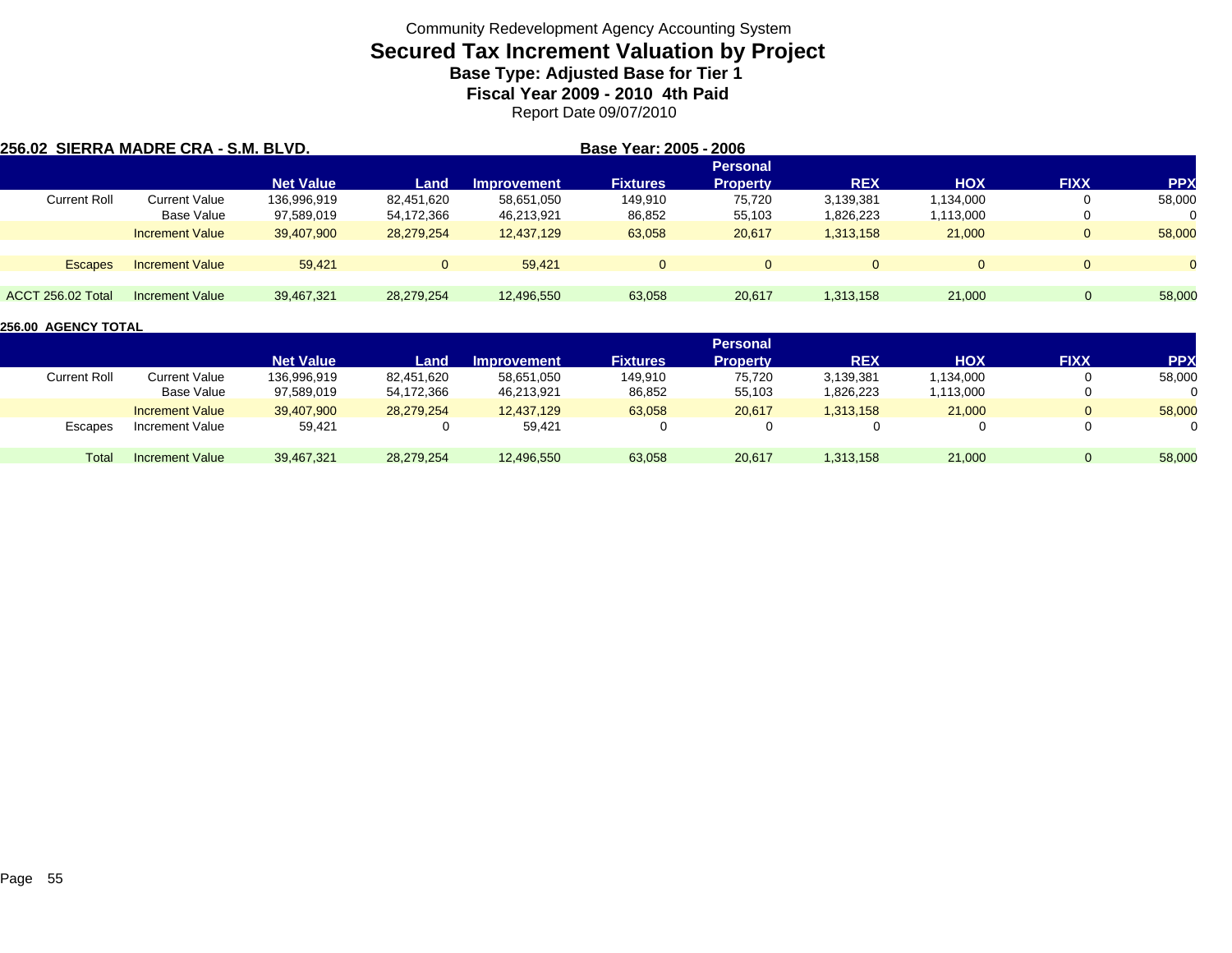Community Redevelopment Agency Accounting System

# Secured Tax Increment Valuation by Project

## Base Type: Adjusted Base for Tier 1

## Fiscal Year 2009 - 2010 4th Paid

Report Date 09/07/2010

**256.02 SIERRA MADRE CRA - S.M. BLVD.** **Base Year: 2005 - 2006**

| | | Net Value | Land | Improvement | Fixtures | Personal Property | REX | HOX | FIXX | PPX |
|---|---|---|---|---|---|---|---|---|---|---|
| Current Roll | Current Value | 136,996,919 | 82,451,620 | 58,651,050 | 149,910 | 75,720 | 3,139,381 | 1,134,000 | 0 | 58,000 |
| | Base Value | 97,589,019 | 54,172,366 | 46,213,921 | 86,852 | 55,103 | 1,826,223 | 1,113,000 | 0 | 0 |
| | Increment Value | 39,407,900 | 28,279,254 | 12,437,129 | 63,058 | 20,617 | 1,313,158 | 21,000 | 0 | 58,000 |
| Escapes | Increment Value | 59,421 | 0 | 59,421 | 0 | 0 | 0 | 0 | 0 | 0 |
| ACCT 256.02 Total | Increment Value | 39,467,321 | 28,279,254 | 12,496,550 | 63,058 | 20,617 | 1,313,158 | 21,000 | 0 | 58,000 |

**256.00 AGENCY TOTAL**

| | | Net Value | Land | Improvement | Fixtures | Personal Property | REX | HOX | FIXX | PPX |
|---|---|---|---|---|---|---|---|---|---|---|
| Current Roll | Current Value | 136,996,919 | 82,451,620 | 58,651,050 | 149,910 | 75,720 | 3,139,381 | 1,134,000 | 0 | 58,000 |
| | Base Value | 97,589,019 | 54,172,366 | 46,213,921 | 86,852 | 55,103 | 1,826,223 | 1,113,000 | 0 | 0 |
| | Increment Value | 39,407,900 | 28,279,254 | 12,437,129 | 63,058 | 20,617 | 1,313,158 | 21,000 | 0 | 58,000 |
| Escapes | Increment Value | 59,421 | 0 | 59,421 | 0 | 0 | 0 | 0 | 0 | 0 |
| Total | Increment Value | 39,467,321 | 28,279,254 | 12,496,550 | 63,058 | 20,617 | 1,313,158 | 21,000 | 0 | 58,000 |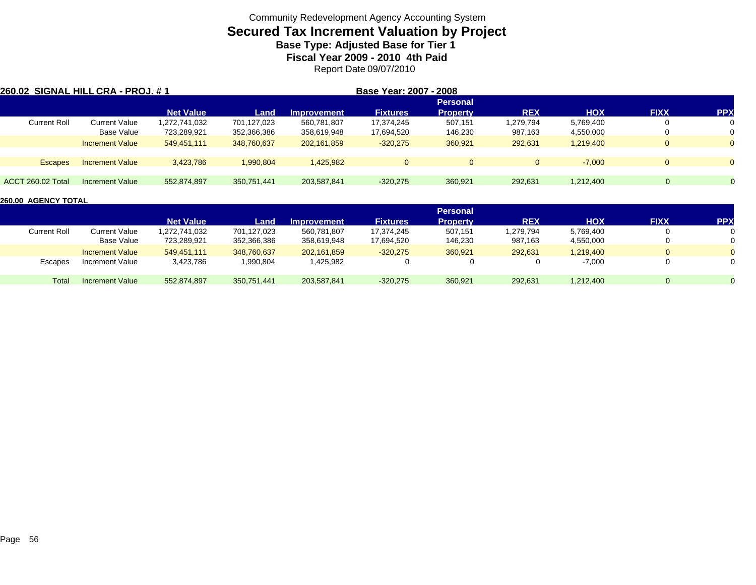Community Redevelopment Agency Accounting System

# Secured Tax Increment Valuation by Project

### Base Type: Adjusted Base for Tier 1

### Fiscal Year 2009 - 2010 4th Paid

Report Date 09/07/2010

**260.02 SIGNAL HILL CRA - PROJ. # 1** **Base Year: 2007 - 2008**

| | | Net Value | Land | Improvement | Fixtures | Personal Property | REX | HOX | FIXX | PPX |
|---|---|---|---|---|---|---|---|---|---|---|
| Current Roll | Current Value | 1,272,741,032 | 701,127,023 | 560,781,807 | 17,374,245 | 507,151 | 1,279,794 | 5,769,400 | 0 | 0 |
| | Base Value | 723,289,921 | 352,366,386 | 358,619,948 | 17,694,520 | 146,230 | 987,163 | 4,550,000 | 0 | 0 |
| | Increment Value | 549,451,111 | 348,760,637 | 202,161,859 | -320,275 | 360,921 | 292,631 | 1,219,400 | 0 | 0 |
| Escapes | Increment Value | 3,423,786 | 1,990,804 | 1,425,982 | 0 | 0 | 0 | -7,000 | 0 | 0 |
| ACCT 260.02 Total | Increment Value | 552,874,897 | 350,751,441 | 203,587,841 | -320,275 | 360,921 | 292,631 | 1,212,400 | 0 | 0 |

**260.00 AGENCY TOTAL**

| | | Net Value | Land | Improvement | Fixtures | Personal Property | REX | HOX | FIXX | PPX |
|---|---|---|---|---|---|---|---|---|---|---|
| Current Roll | Current Value | 1,272,741,032 | 701,127,023 | 560,781,807 | 17,374,245 | 507,151 | 1,279,794 | 5,769,400 | 0 | 0 |
| | Base Value | 723,289,921 | 352,366,386 | 358,619,948 | 17,694,520 | 146,230 | 987,163 | 4,550,000 | 0 | 0 |
| | Increment Value | 549,451,111 | 348,760,637 | 202,161,859 | -320,275 | 360,921 | 292,631 | 1,219,400 | 0 | 0 |
| Escapes | Increment Value | 3,423,786 | 1,990,804 | 1,425,982 | 0 | 0 | 0 | -7,000 | 0 | 0 |
| Total | Increment Value | 552,874,897 | 350,751,441 | 203,587,841 | -320,275 | 360,921 | 292,631 | 1,212,400 | 0 | 0 |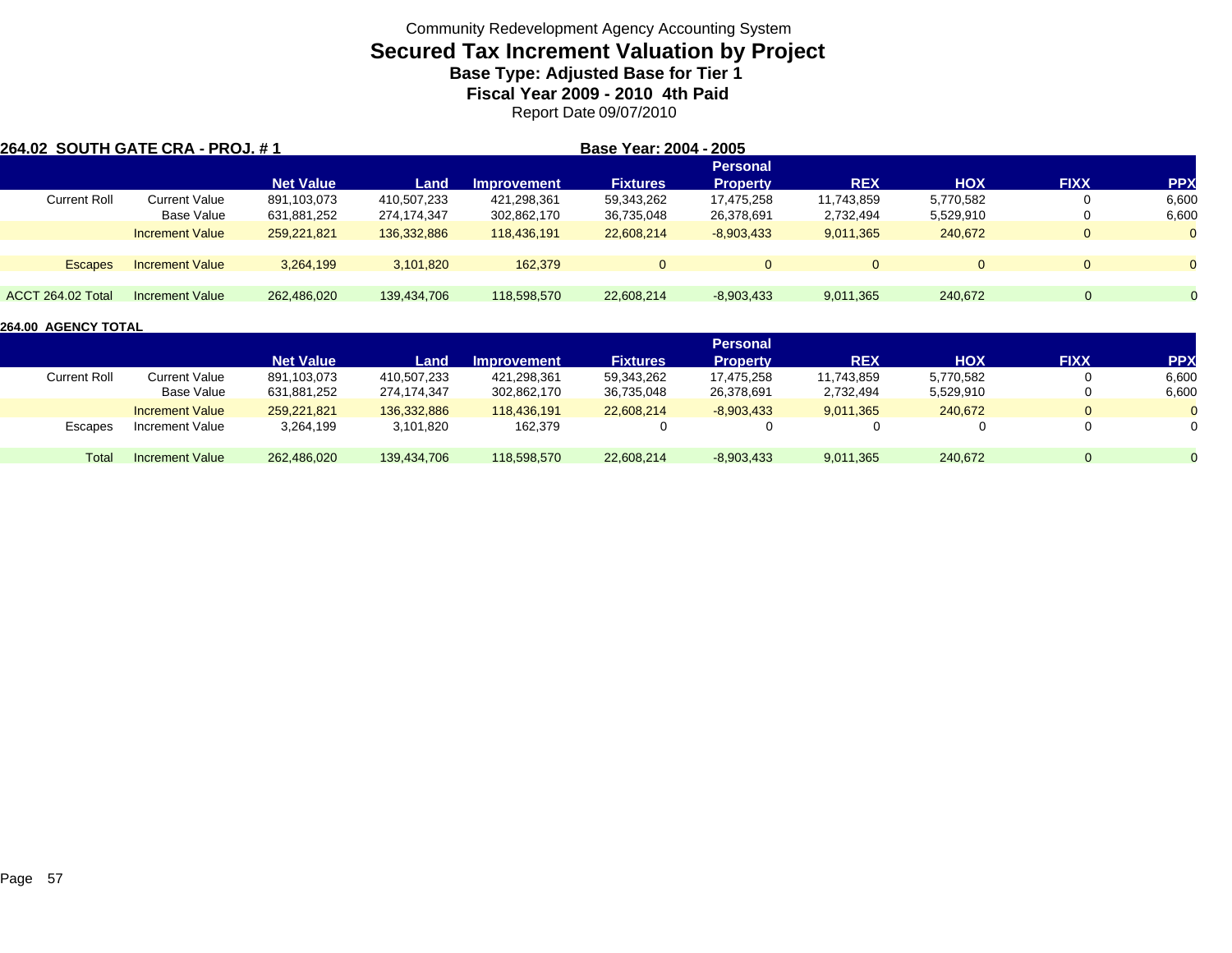Community Redevelopment Agency Accounting System

# Secured Tax Increment Valuation by Project

### Base Type: Adjusted Base for Tier 1

### Fiscal Year 2009 - 2010 4th Paid

Report Date 09/07/2010

**264.02 SOUTH GATE CRA - PROJ. # 1** **Base Year: 2004 - 2005**

| | | Net Value | Land | Improvement | Fixtures | Personal Property | REX | HOX | FIXX | PPX |
|---|---|---|---|---|---|---|---|---|---|---|
| Current Roll | Current Value | 891,103,073 | 410,507,233 | 421,298,361 | 59,343,262 | 17,475,258 | 11,743,859 | 5,770,582 | 0 | 6,600 |
| | Base Value | 631,881,252 | 274,174,347 | 302,862,170 | 36,735,048 | 26,378,691 | 2,732,494 | 5,529,910 | 0 | 6,600 |
| | Increment Value | 259,221,821 | 136,332,886 | 118,436,191 | 22,608,214 | -8,903,433 | 9,011,365 | 240,672 | 0 | 0 |
| Escapes | Increment Value | 3,264,199 | 3,101,820 | 162,379 | 0 | 0 | 0 | 0 | 0 | 0 |
| ACCT 264.02 Total | Increment Value | 262,486,020 | 139,434,706 | 118,598,570 | 22,608,214 | -8,903,433 | 9,011,365 | 240,672 | 0 | 0 |

**264.00 AGENCY TOTAL**

| | | Net Value | Land | Improvement | Fixtures | Personal Property | REX | HOX | FIXX | PPX |
|---|---|---|---|---|---|---|---|---|---|---|
| Current Roll | Current Value | 891,103,073 | 410,507,233 | 421,298,361 | 59,343,262 | 17,475,258 | 11,743,859 | 5,770,582 | 0 | 6,600 |
| | Base Value | 631,881,252 | 274,174,347 | 302,862,170 | 36,735,048 | 26,378,691 | 2,732,494 | 5,529,910 | 0 | 6,600 |
| | Increment Value | 259,221,821 | 136,332,886 | 118,436,191 | 22,608,214 | -8,903,433 | 9,011,365 | 240,672 | 0 | 0 |
| Escapes | Increment Value | 3,264,199 | 3,101,820 | 162,379 | 0 | 0 | 0 | 0 | 0 | 0 |
| Total | Increment Value | 262,486,020 | 139,434,706 | 118,598,570 | 22,608,214 | -8,903,433 | 9,011,365 | 240,672 | 0 | 0 |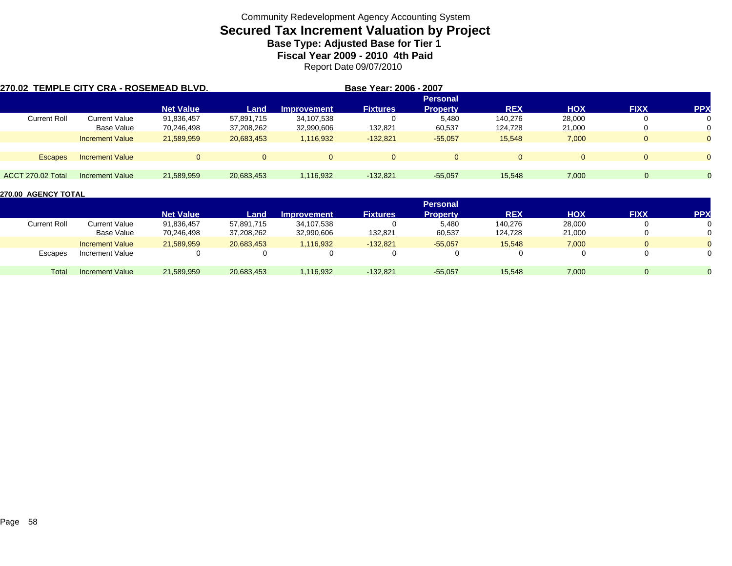Community Redevelopment Agency Accounting System

# Secured Tax Increment Valuation by Project

### Base Type: Adjusted Base for Tier 1

### Fiscal Year 2009 - 2010 4th Paid

Report Date 09/07/2010

**270.02 TEMPLE CITY CRA - ROSEMEAD BLVD.** **Base Year: 2006 - 2007**

| | | Net Value | Land | Improvement | Fixtures | Personal Property | REX | HOX | FIXX | PPX |
|---|---|---|---|---|---|---|---|---|---|---|
| Current Roll | Current Value | 91,836,457 | 57,891,715 | 34,107,538 | 0 | 5,480 | 140,276 | 28,000 | 0 | 0 |
| | Base Value | 70,246,498 | 37,208,262 | 32,990,606 | 132,821 | 60,537 | 124,728 | 21,000 | 0 | 0 |
| | Increment Value | 21,589,959 | 20,683,453 | 1,116,932 | -132,821 | -55,057 | 15,548 | 7,000 | 0 | 0 |
| Escapes | Increment Value | 0 | 0 | 0 | 0 | 0 | 0 | 0 | 0 | 0 |
| ACCT 270.02 Total | Increment Value | 21,589,959 | 20,683,453 | 1,116,932 | -132,821 | -55,057 | 15,548 | 7,000 | 0 | 0 |

**270.00 AGENCY TOTAL**

| | | Net Value | Land | Improvement | Fixtures | Personal Property | REX | HOX | FIXX | PPX |
|---|---|---|---|---|---|---|---|---|---|---|
| Current Roll | Current Value | 91,836,457 | 57,891,715 | 34,107,538 | 0 | 5,480 | 140,276 | 28,000 | 0 | 0 |
| | Base Value | 70,246,498 | 37,208,262 | 32,990,606 | 132,821 | 60,537 | 124,728 | 21,000 | 0 | 0 |
| | Increment Value | 21,589,959 | 20,683,453 | 1,116,932 | -132,821 | -55,057 | 15,548 | 7,000 | 0 | 0 |
| Escapes | Increment Value | 0 | 0 | 0 | 0 | 0 | 0 | 0 | 0 | 0 |
| Total | Increment Value | 21,589,959 | 20,683,453 | 1,116,932 | -132,821 | -55,057 | 15,548 | 7,000 | 0 | 0 |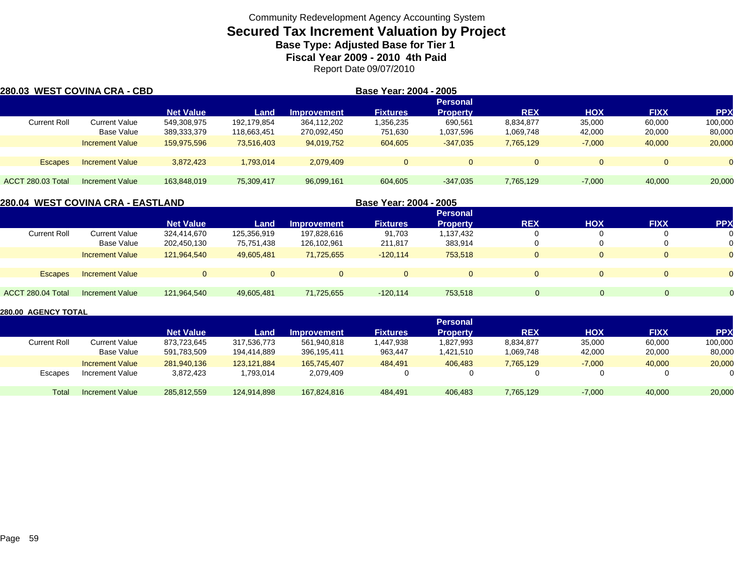Community Redevelopment Agency Accounting System

# Secured Tax Increment Valuation by Project

### Base Type: Adjusted Base for Tier 1

### Fiscal Year 2009 - 2010 4th Paid

Report Date 09/07/2010

**280.03 WEST COVINA CRA - CBD** — **Base Year: 2004 - 2005**

| | | Net Value | Land | Improvement | Fixtures | Personal Property | REX | HOX | FIXX | PPX |
|---|---|---|---|---|---|---|---|---|---|---|
| Current Roll | Current Value | 549,308,975 | 192,179,854 | 364,112,202 | 1,356,235 | 690,561 | 8,834,877 | 35,000 | 60,000 | 100,000 |
| | Base Value | 389,333,379 | 118,663,451 | 270,092,450 | 751,630 | 1,037,596 | 1,069,748 | 42,000 | 20,000 | 80,000 |
| | Increment Value | 159,975,596 | 73,516,403 | 94,019,752 | 604,605 | -347,035 | 7,765,129 | -7,000 | 40,000 | 20,000 |
| Escapes | Increment Value | 3,872,423 | 1,793,014 | 2,079,409 | 0 | 0 | 0 | 0 | 0 | 0 |
| ACCT 280.03 Total | Increment Value | 163,848,019 | 75,309,417 | 96,099,161 | 604,605 | -347,035 | 7,765,129 | -7,000 | 40,000 | 20,000 |

**280.04 WEST COVINA CRA - EASTLAND** — **Base Year: 2004 - 2005**

| | | Net Value | Land | Improvement | Fixtures | Personal Property | REX | HOX | FIXX | PPX |
|---|---|---|---|---|---|---|---|---|---|---|
| Current Roll | Current Value | 324,414,670 | 125,356,919 | 197,828,616 | 91,703 | 1,137,432 | 0 | 0 | 0 | 0 |
| | Base Value | 202,450,130 | 75,751,438 | 126,102,961 | 211,817 | 383,914 | 0 | 0 | 0 | 0 |
| | Increment Value | 121,964,540 | 49,605,481 | 71,725,655 | -120,114 | 753,518 | 0 | 0 | 0 | 0 |
| Escapes | Increment Value | 0 | 0 | 0 | 0 | 0 | 0 | 0 | 0 | 0 |
| ACCT 280.04 Total | Increment Value | 121,964,540 | 49,605,481 | 71,725,655 | -120,114 | 753,518 | 0 | 0 | 0 | 0 |

**280.00 AGENCY TOTAL**

| | | Net Value | Land | Improvement | Fixtures | Personal Property | REX | HOX | FIXX | PPX |
|---|---|---|---|---|---|---|---|---|---|---|
| Current Roll | Current Value | 873,723,645 | 317,536,773 | 561,940,818 | 1,447,938 | 1,827,993 | 8,834,877 | 35,000 | 60,000 | 100,000 |
| | Base Value | 591,783,509 | 194,414,889 | 396,195,411 | 963,447 | 1,421,510 | 1,069,748 | 42,000 | 20,000 | 80,000 |
| | Increment Value | 281,940,136 | 123,121,884 | 165,745,407 | 484,491 | 406,483 | 7,765,129 | -7,000 | 40,000 | 20,000 |
| Escapes | Increment Value | 3,872,423 | 1,793,014 | 2,079,409 | 0 | 0 | 0 | 0 | 0 | 0 |
| Total | Increment Value | 285,812,559 | 124,914,898 | 167,824,816 | 484,491 | 406,483 | 7,765,129 | -7,000 | 40,000 | 20,000 |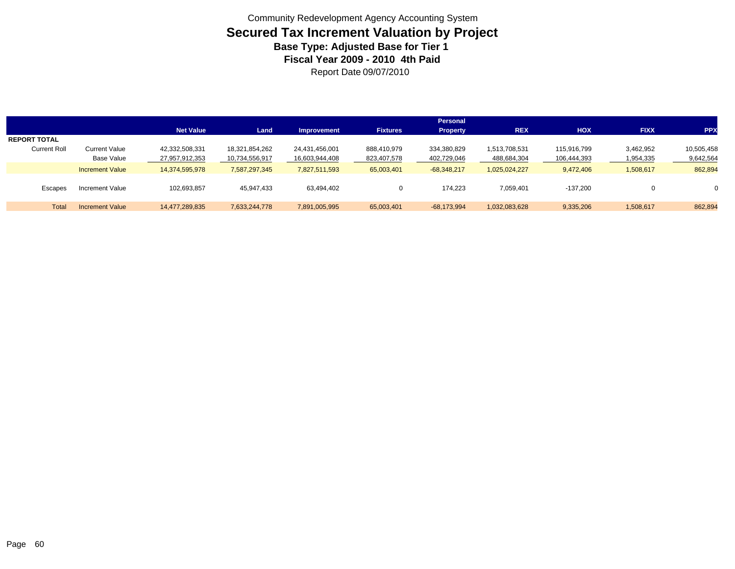Community Redevelopment Agency Accounting System

# Secured Tax Increment Valuation by Project

### Base Type: Adjusted Base for Tier 1

### Fiscal Year 2009 - 2010 4th Paid

Report Date 09/07/2010

| | | Net Value | Land | Improvement | Fixtures | Personal Property | REX | HOX | FIXX | PPX |
|---|---|---|---|---|---|---|---|---|---|---|
| **REPORT TOTAL** | | | | | | | | | | |
| Current Roll | Current Value | 42,332,508,331 | 18,321,854,262 | 24,431,456,001 | 888,410,979 | 334,380,829 | 1,513,708,531 | 115,916,799 | 3,462,952 | 10,505,458 |
| | Base Value | 27,957,912,353 | 10,734,556,917 | 16,603,944,408 | 823,407,578 | 402,729,046 | 488,684,304 | 106,444,393 | 1,954,335 | 9,642,564 |
| | Increment Value | 14,374,595,978 | 7,587,297,345 | 7,827,511,593 | 65,003,401 | -68,348,217 | 1,025,024,227 | 9,472,406 | 1,508,617 | 862,894 |
| Escapes | Increment Value | 102,693,857 | 45,947,433 | 63,494,402 | 0 | 174,223 | 7,059,401 | -137,200 | 0 | 0 |
| Total | Increment Value | 14,477,289,835 | 7,633,244,778 | 7,891,005,995 | 65,003,401 | -68,173,994 | 1,032,083,628 | 9,335,206 | 1,508,617 | 862,894 |